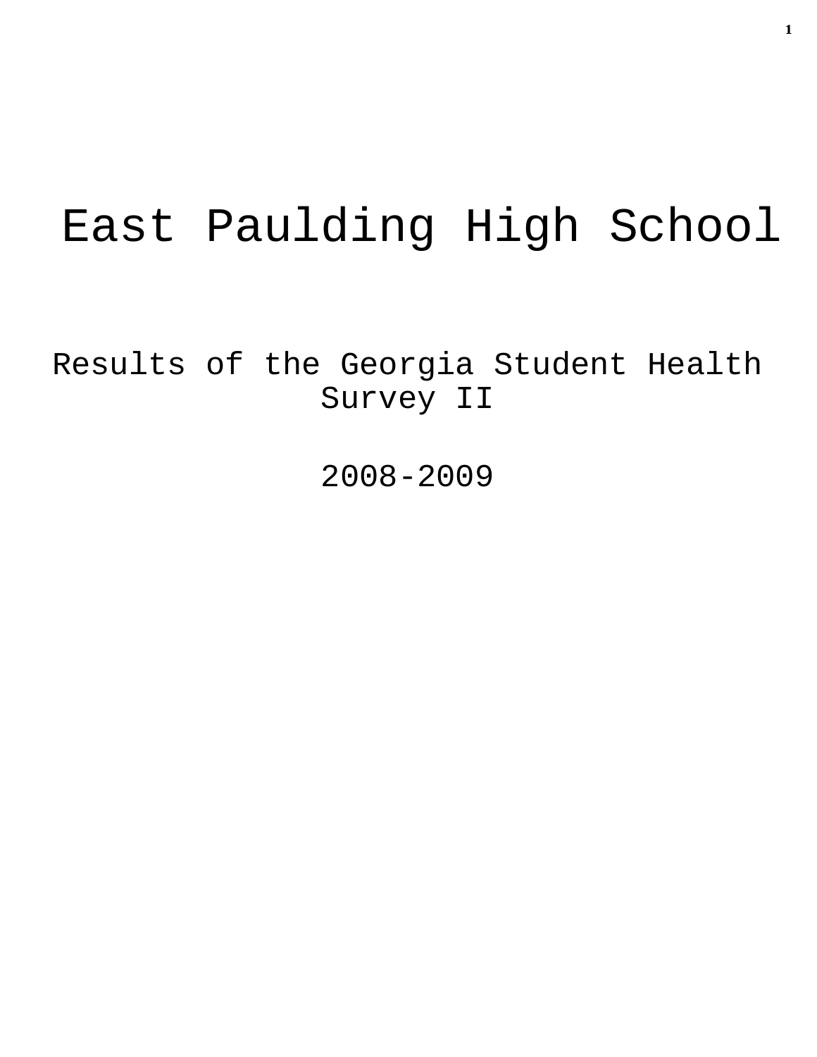# East Paulding High School

## Results of the Georgia Student Health Survey II

## 2008-2009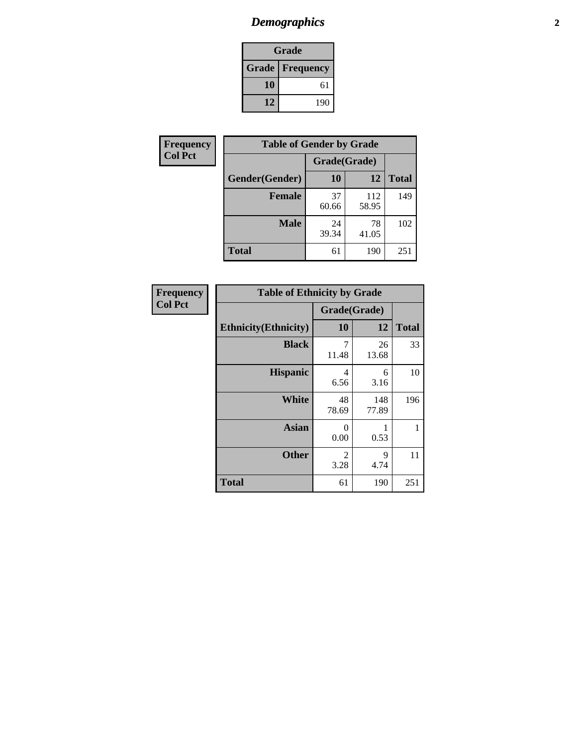# *Demographics*

| Grade | |
|---|---|
| **Grade** | **Frequency** |
| **10** | 61 |
| **12** | 190 |

**Frequency**
**Col Pct**

| Table of Gender by Grade | | | |
|---|---|---|---|
| | Grade(Grade) | | |
| **Gender(Gender)** | **10** | **12** | **Total** |
| **Female** | 37<br>60.66 | 112<br>58.95 | 149 |
| **Male** | 24<br>39.34 | 78<br>41.05 | 102 |
| **Total** | 61 | 190 | 251 |

**Frequency**
**Col Pct**

| Table of Ethnicity by Grade | | | |
|---|---|---|---|
| | Grade(Grade) | | |
| **Ethnicity(Ethnicity)** | **10** | **12** | **Total** |
| **Black** | 7<br>11.48 | 26<br>13.68 | 33 |
| **Hispanic** | 4<br>6.56 | 6<br>3.16 | 10 |
| **White** | 48<br>78.69 | 148<br>77.89 | 196 |
| **Asian** | 0<br>0.00 | 1<br>0.53 | 1 |
| **Other** | 2<br>3.28 | 9<br>4.74 | 11 |
| **Total** | 61 | 190 | 251 |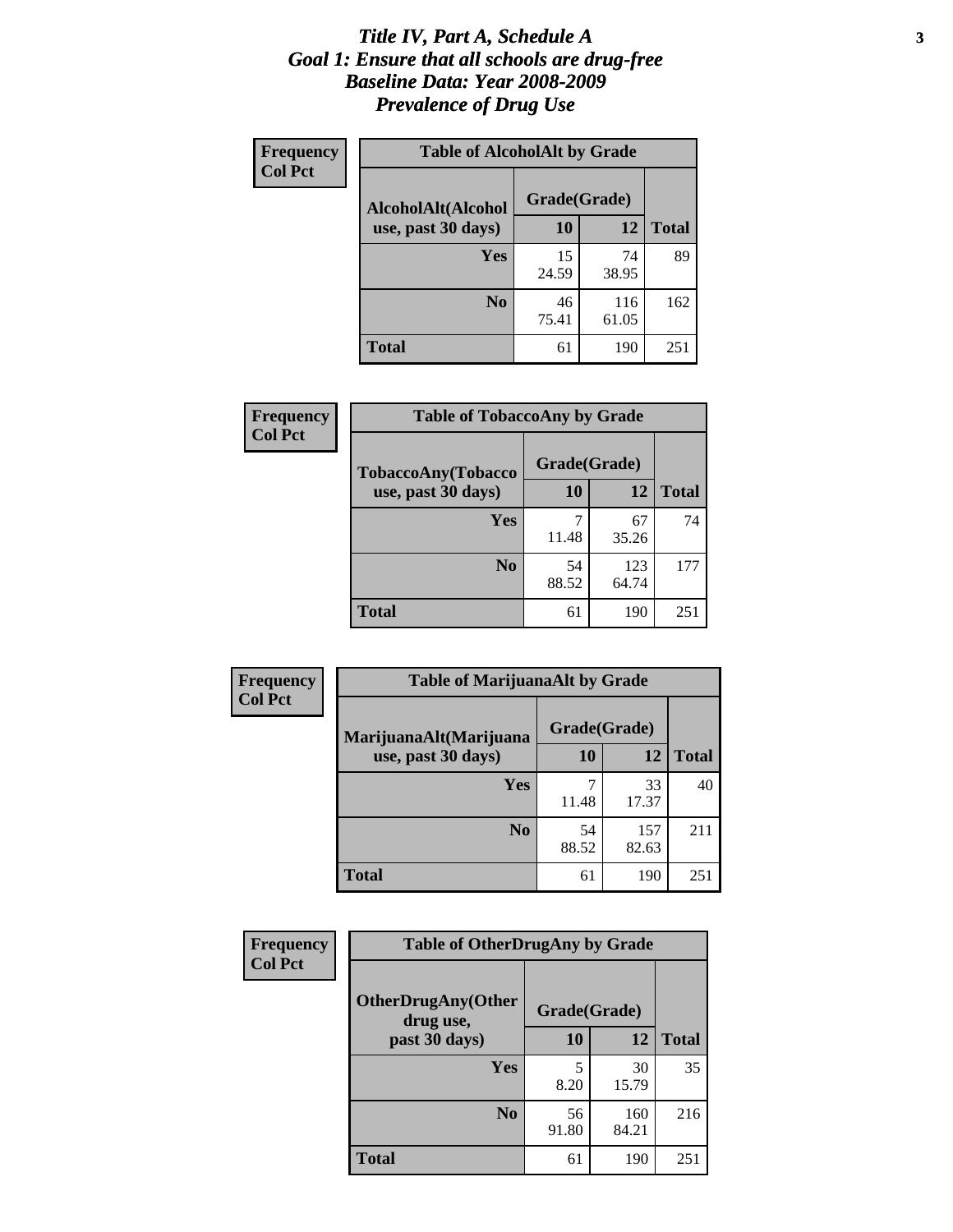# *Title IV, Part A, Schedule A*
# *Goal 1: Ensure that all schools are drug-free*
# *Baseline Data: Year 2008-2009*
# *Prevalence of Drug Use*

**Frequency**
**Col Pct**

**Table of AlcoholAlt by Grade**

| AlcoholAlt(Alcohol use, past 30 days) | Grade(Grade) | | Total |
|---|---|---|---|
| | 10 | 12 | |
| **Yes** | 15<br>24.59 | 74<br>38.95 | 89 |
| **No** | 46<br>75.41 | 116<br>61.05 | 162 |
| **Total** | 61 | 190 | 251 |

**Frequency**
**Col Pct**

**Table of TobaccoAny by Grade**

| TobaccoAny(Tobacco use, past 30 days) | Grade(Grade) | | Total |
|---|---|---|---|
| | 10 | 12 | |
| **Yes** | 7<br>11.48 | 67<br>35.26 | 74 |
| **No** | 54<br>88.52 | 123<br>64.74 | 177 |
| **Total** | 61 | 190 | 251 |

**Frequency**
**Col Pct**

**Table of MarijuanaAlt by Grade**

| MarijuanaAlt(Marijuana use, past 30 days) | Grade(Grade) | | Total |
|---|---|---|---|
| | 10 | 12 | |
| **Yes** | 7<br>11.48 | 33<br>17.37 | 40 |
| **No** | 54<br>88.52 | 157<br>82.63 | 211 |
| **Total** | 61 | 190 | 251 |

**Frequency**
**Col Pct**

**Table of OtherDrugAny by Grade**

| OtherDrugAny(Other drug use, past 30 days) | Grade(Grade) | | Total |
|---|---|---|---|
| | 10 | 12 | |
| **Yes** | 5<br>8.20 | 30<br>15.79 | 35 |
| **No** | 56<br>91.80 | 160<br>84.21 | 216 |
| **Total** | 61 | 190 | 251 |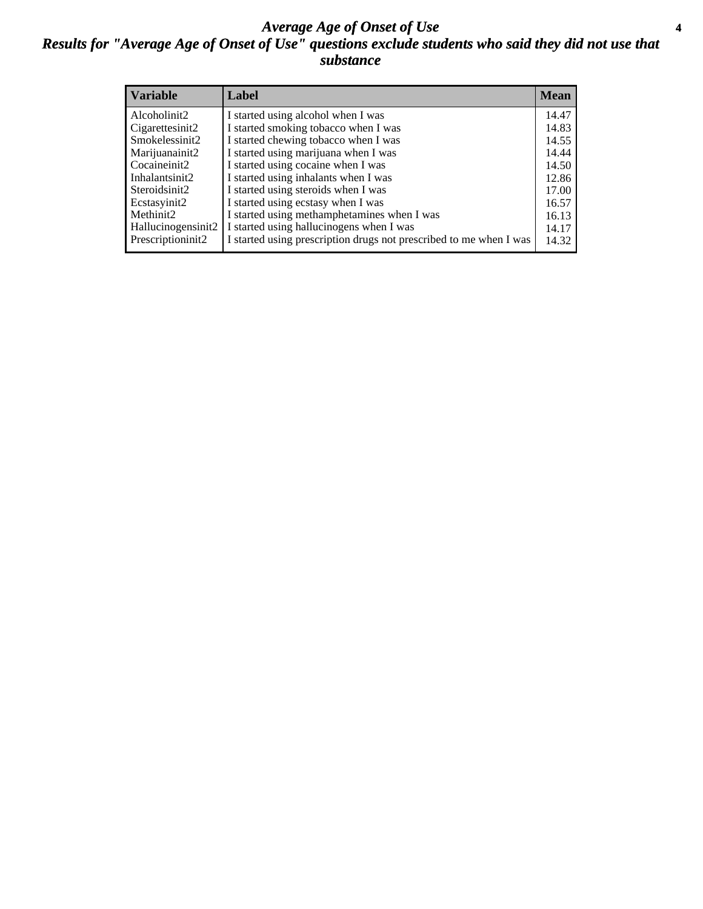# *Average Age of Onset of Use*

## *Results for "Average Age of Onset of Use" questions exclude students who said they did not use that substance*

| Variable | Label | Mean |
|---|---|---|
| Alcoholinit2 | I started using alcohol when I was | 14.47 |
| Cigarettesinit2 | I started smoking tobacco when I was | 14.83 |
| Smokelessinit2 | I started chewing tobacco when I was | 14.55 |
| Marijuanainit2 | I started using marijuana when I was | 14.44 |
| Cocaineinit2 | I started using cocaine when I was | 14.50 |
| Inhalantsinit2 | I started using inhalants when I was | 12.86 |
| Steroidsinit2 | I started using steroids when I was | 17.00 |
| Ecstasyinit2 | I started using ecstasy when I was | 16.57 |
| Methinit2 | I started using methamphetamines when I was | 16.13 |
| Hallucinogensinit2 | I started using hallucinogens when I was | 14.17 |
| Prescriptioninit2 | I started using prescription drugs not prescribed to me when I was | 14.32 |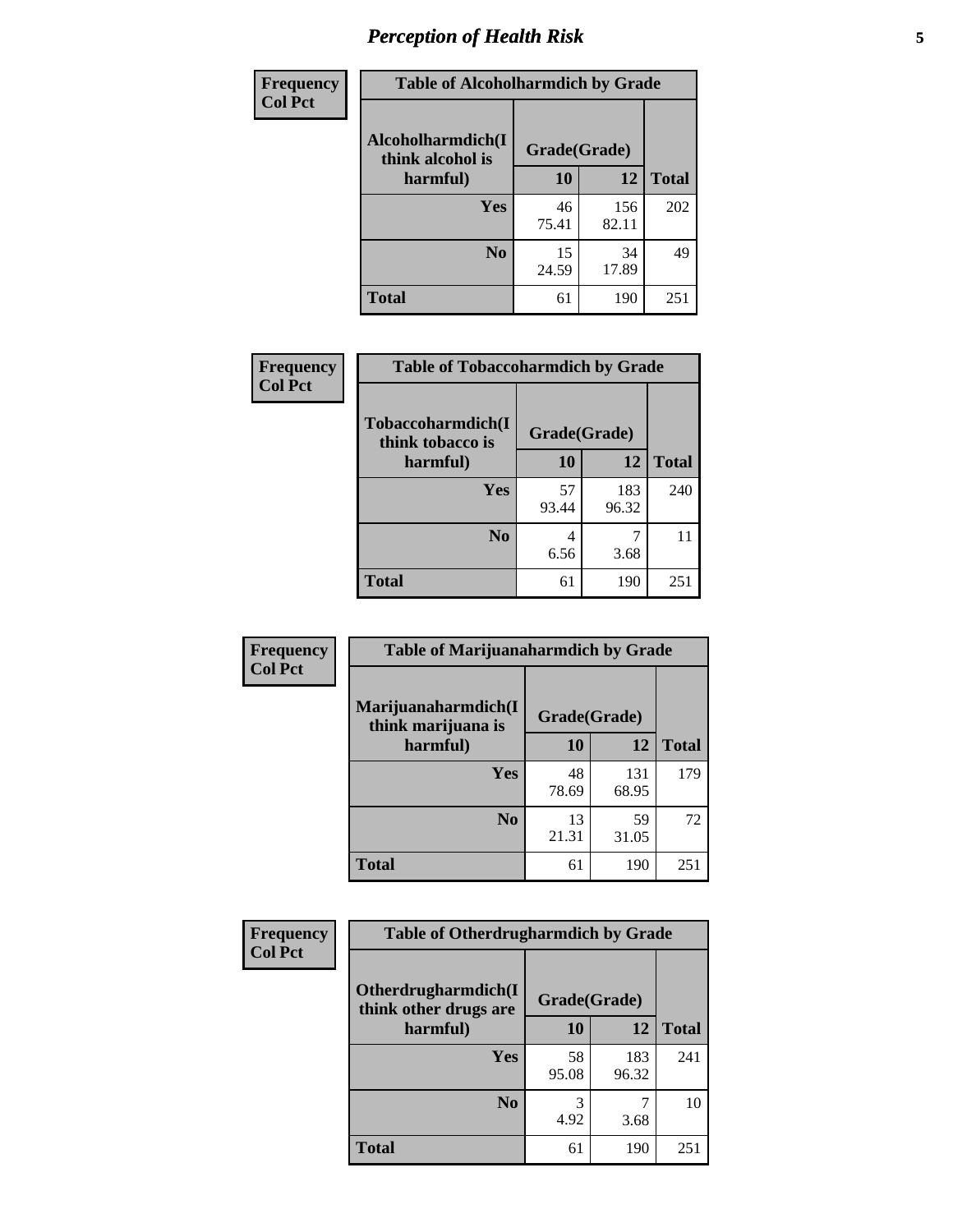| Frequency<br>Col Pct | Table of Alcoholharmdich by Grade | | |
|---|---|---|---|
| Alcoholharmdich(I think alcohol is harmful) | Grade(Grade) | | |
| | 10 | 12 | Total |
| Yes | 46<br>75.41 | 156<br>82.11 | 202 |
| No | 15<br>24.59 | 34<br>17.89 | 49 |
| Total | 61 | 190 | 251 |

| Frequency<br>Col Pct | Table of Tobaccoharmdich by Grade | | |
|---|---|---|---|
| Tobaccoharmdich(I think tobacco is harmful) | Grade(Grade) | | |
| | 10 | 12 | Total |
| Yes | 57<br>93.44 | 183<br>96.32 | 240 |
| No | 4<br>6.56 | 7<br>3.68 | 11 |
| Total | 61 | 190 | 251 |

| Frequency<br>Col Pct | Table of Marijuanaharmdich by Grade | | |
|---|---|---|---|
| Marijuanaharmdich(I think marijuana is harmful) | Grade(Grade) | | |
| | 10 | 12 | Total |
| Yes | 48<br>78.69 | 131<br>68.95 | 179 |
| No | 13<br>21.31 | 59<br>31.05 | 72 |
| Total | 61 | 190 | 251 |

| Frequency<br>Col Pct | Table of Otherdrugharmdich by Grade | | |
|---|---|---|---|
| Otherdrugharmdich(I think other drugs are harmful) | Grade(Grade) | | |
| | 10 | 12 | Total |
| Yes | 58<br>95.08 | 183<br>96.32 | 241 |
| No | 3<br>4.92 | 7<br>3.68 | 10 |
| Total | 61 | 190 | 251 |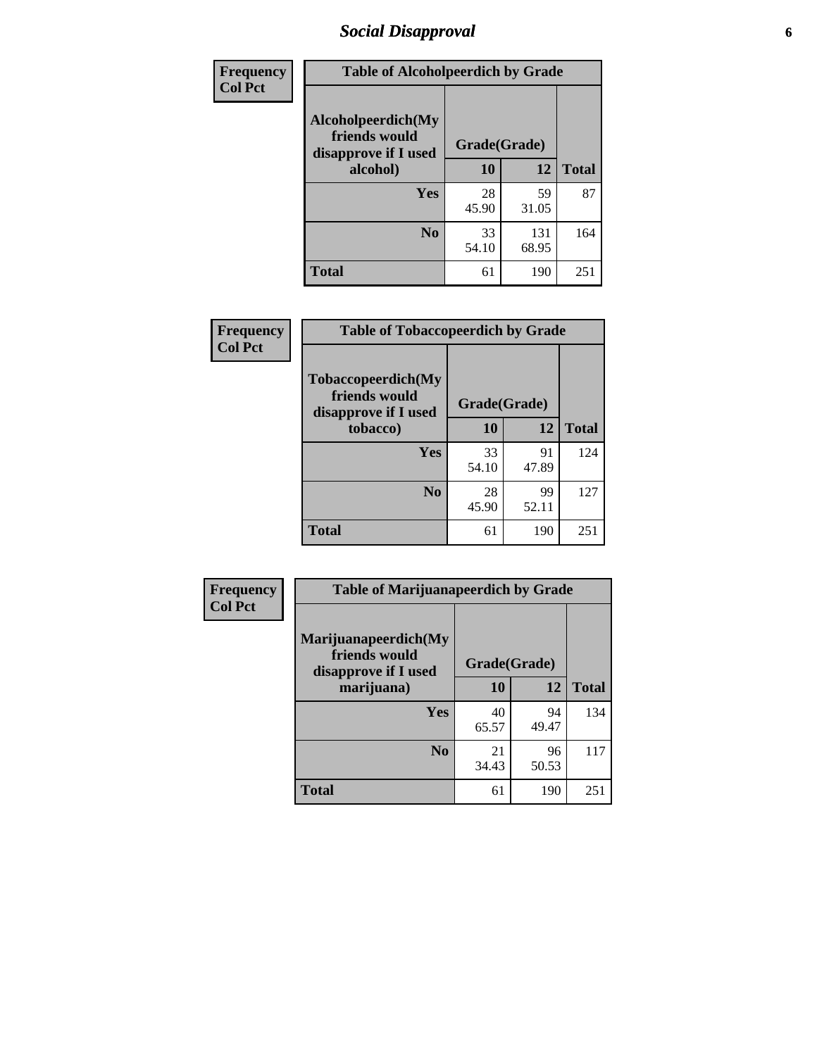# Social Disapproval

**Frequency**
**Col Pct**

| Table of Alcoholpeerdich by Grade | | | |
|---|---|---|---|
| **Alcoholpeerdich(My friends would disapprove if I used alcohol)** | **Grade(Grade)** | | |
| | **10** | **12** | **Total** |
| **Yes** | 28<br>45.90 | 59<br>31.05 | 87 |
| **No** | 33<br>54.10 | 131<br>68.95 | 164 |
| **Total** | 61 | 190 | 251 |

**Frequency**
**Col Pct**

| Table of Tobaccopeerdich by Grade | | | |
|---|---|---|---|
| **Tobaccopeerdich(My friends would disapprove if I used tobacco)** | **Grade(Grade)** | | |
| | **10** | **12** | **Total** |
| **Yes** | 33<br>54.10 | 91<br>47.89 | 124 |
| **No** | 28<br>45.90 | 99<br>52.11 | 127 |
| **Total** | 61 | 190 | 251 |

**Frequency**
**Col Pct**

| Table of Marijuanapeerdich by Grade | | | |
|---|---|---|---|
| **Marijuanapeerdich(My friends would disapprove if I used marijuana)** | **Grade(Grade)** | | |
| | **10** | **12** | **Total** |
| **Yes** | 40<br>65.57 | 94<br>49.47 | 134 |
| **No** | 21<br>34.43 | 96<br>50.53 | 117 |
| **Total** | 61 | 190 | 251 |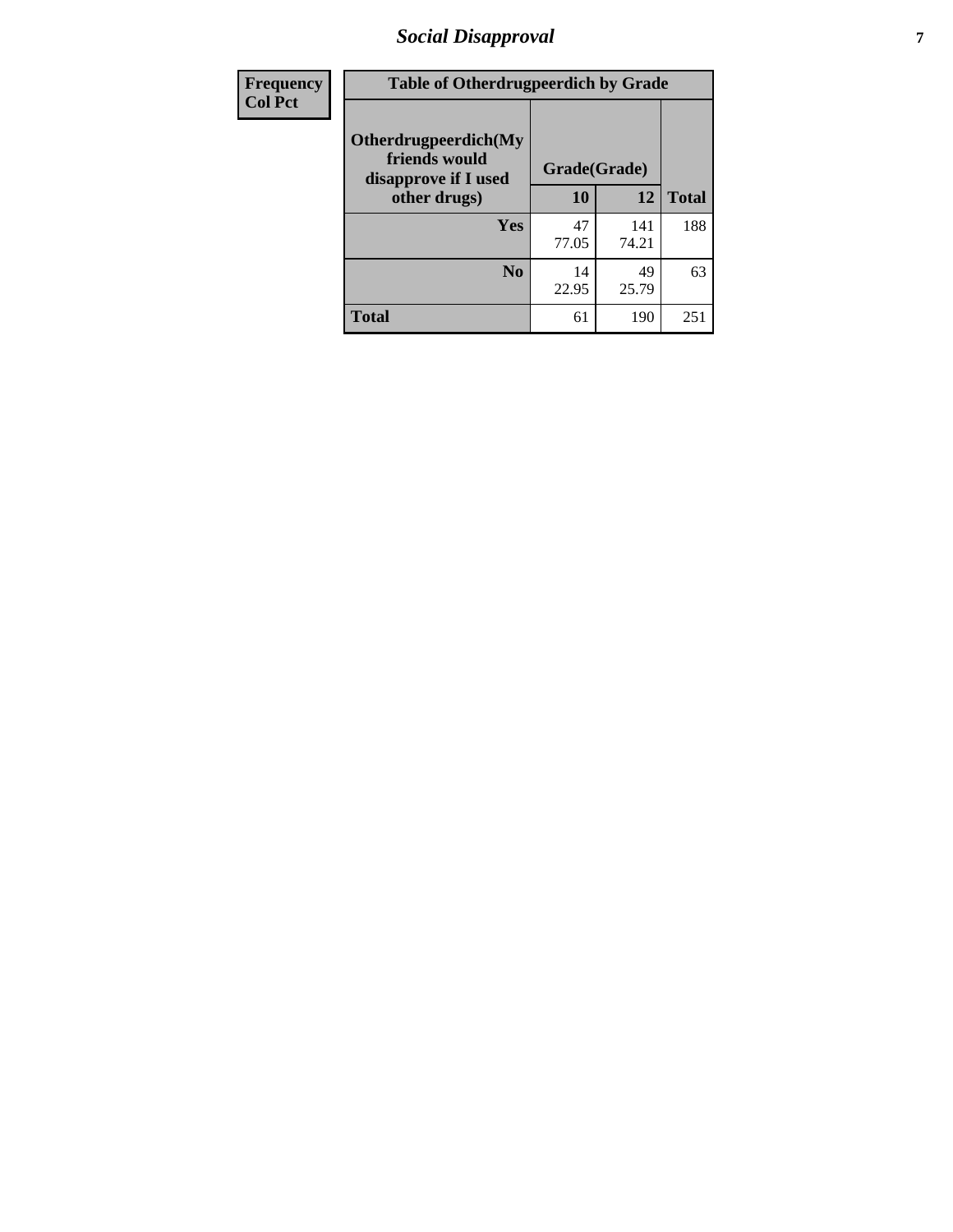| Frequency<br>Col Pct | Table of Otherdrugpeerdich by Grade | | | |
|---|---|---|---|---|
| | Otherdrugpeerdich(My friends would disapprove if I used other drugs) | Grade(Grade) | | |
| | | 10 | 12 | Total |
| | Yes | 47<br>77.05 | 141<br>74.21 | 188 |
| | No | 14<br>22.95 | 49<br>25.79 | 63 |
| | Total | 61 | 190 | 251 |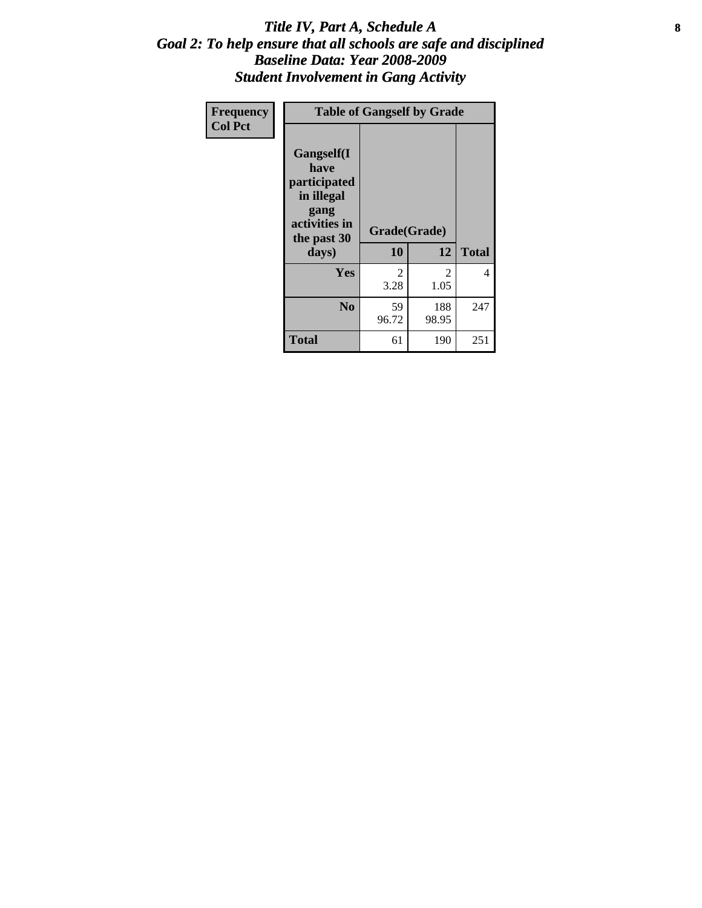# *Title IV, Part A, Schedule A*
## *Goal 2: To help ensure that all schools are safe and disciplined*
## *Baseline Data: Year 2008-2009*
## *Student Involvement in Gang Activity*

| Frequency Col Pct | Table of Gangself by Grade | | |
|---|---|---|---|
| **Gangself(I have participated in illegal gang activities in the past 30 days)** | **Grade(Grade)** | | |
| | **10** | **12** | **Total** |
| **Yes** | 2<br>3.28 | 2<br>1.05 | 4 |
| **No** | 59<br>96.72 | 188<br>98.95 | 247 |
| **Total** | 61 | 190 | 251 |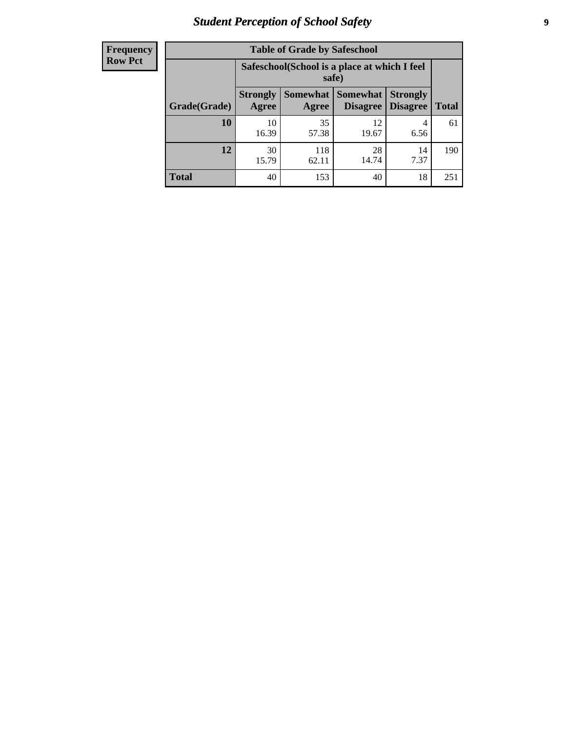## Student Perception of School Safety

| Frequency<br>Row Pct | Table of Grade by Safeschool | | | | |
|---|---|---|---|---|---|
| | Safeschool(School is a place at which I feel safe) | | | | |
| Grade(Grade) | Strongly Agree | Somewhat Agree | Somewhat Disagree | Strongly Disagree | Total |
| 10 | 10<br>16.39 | 35<br>57.38 | 12<br>19.67 | 4<br>6.56 | 61 |
| 12 | 30<br>15.79 | 118<br>62.11 | 28<br>14.74 | 14<br>7.37 | 190 |
| Total | 40 | 153 | 40 | 18 | 251 |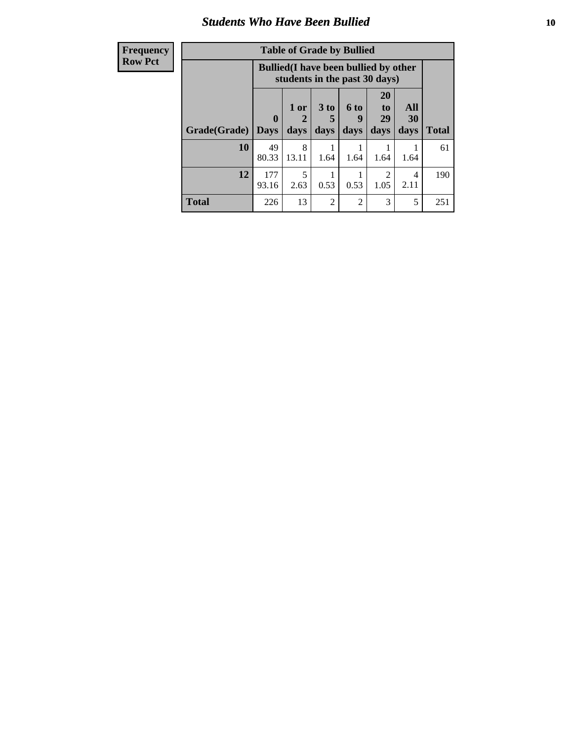## *Students Who Have Been Bullied*

| Frequency<br>Row Pct |
|---|

**Table of Grade by Bullied**

| Grade(Grade) | Bullied(I have been bullied by other students in the past 30 days) | | | | | | Total |
|---|---|---|---|---|---|---|---|
| | 0 Days | 1 or 2 days | 3 to 5 days | 6 to 9 days | 20 to 29 days | All 30 days | |
| **10** | 49<br>80.33 | 8<br>13.11 | 1<br>1.64 | 1<br>1.64 | 1<br>1.64 | 1<br>1.64 | 61 |
| **12** | 177<br>93.16 | 5<br>2.63 | 1<br>0.53 | 1<br>0.53 | 2<br>1.05 | 4<br>2.11 | 190 |
| **Total** | 226 | 13 | 2 | 2 | 3 | 5 | 251 |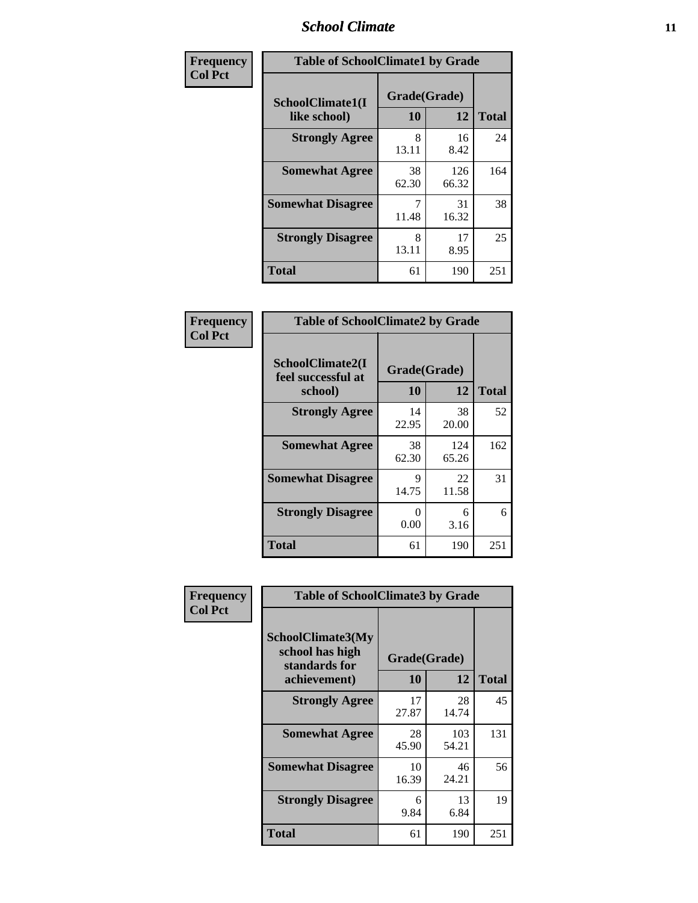| Frequency<br>Col Pct | Table of SchoolClimate1 by Grade | | |
|---|---|---|---|
| SchoolClimate1(I like school) | Grade(Grade) | | |
| | 10 | 12 | Total |
| Strongly Agree | 8<br>13.11 | 16<br>8.42 | 24 |
| Somewhat Agree | 38<br>62.30 | 126<br>66.32 | 164 |
| Somewhat Disagree | 7<br>11.48 | 31<br>16.32 | 38 |
| Strongly Disagree | 8<br>13.11 | 17<br>8.95 | 25 |
| Total | 61 | 190 | 251 |

| Frequency<br>Col Pct | Table of SchoolClimate2 by Grade | | |
|---|---|---|---|
| SchoolClimate2(I feel successful at school) | Grade(Grade) | | |
| | 10 | 12 | Total |
| Strongly Agree | 14<br>22.95 | 38<br>20.00 | 52 |
| Somewhat Agree | 38<br>62.30 | 124<br>65.26 | 162 |
| Somewhat Disagree | 9<br>14.75 | 22<br>11.58 | 31 |
| Strongly Disagree | 0<br>0.00 | 6<br>3.16 | 6 |
| Total | 61 | 190 | 251 |

| Frequency<br>Col Pct | Table of SchoolClimate3 by Grade | | |
|---|---|---|---|
| SchoolClimate3(My school has high standards for achievement) | Grade(Grade) | | |
| | 10 | 12 | Total |
| Strongly Agree | 17<br>27.87 | 28<br>14.74 | 45 |
| Somewhat Agree | 28<br>45.90 | 103<br>54.21 | 131 |
| Somewhat Disagree | 10<br>16.39 | 46<br>24.21 | 56 |
| Strongly Disagree | 6<br>9.84 | 13<br>6.84 | 19 |
| Total | 61 | 190 | 251 |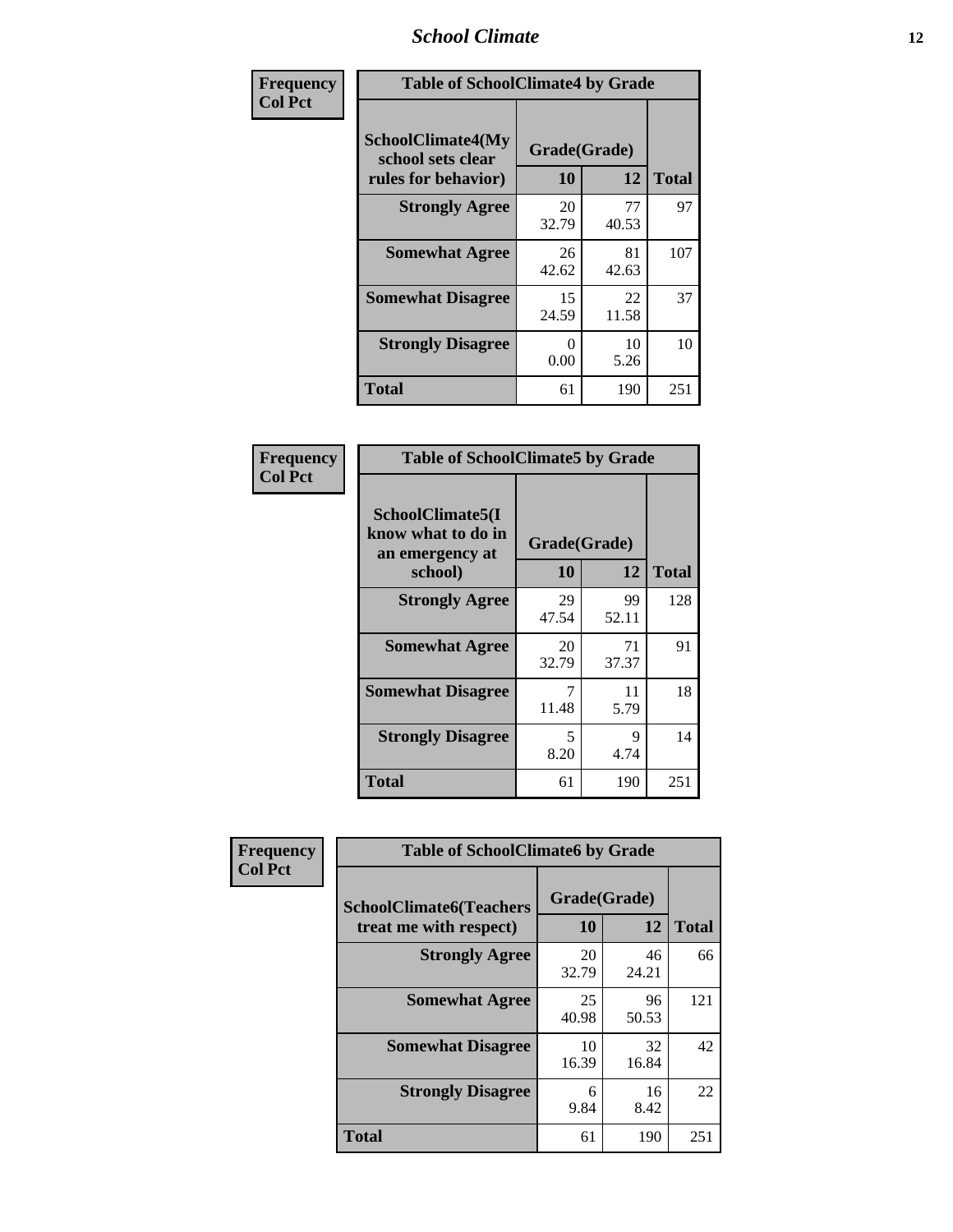| Frequency Col Pct | Table of SchoolClimate4 by Grade | | |
|---|---|---|---|
| SchoolClimate4(My school sets clear rules for behavior) | Grade(Grade) | | |
| | 10 | 12 | Total |
| Strongly Agree | 20<br>32.79 | 77<br>40.53 | 97 |
| Somewhat Agree | 26<br>42.62 | 81<br>42.63 | 107 |
| Somewhat Disagree | 15<br>24.59 | 22<br>11.58 | 37 |
| Strongly Disagree | 0<br>0.00 | 10<br>5.26 | 10 |
| Total | 61 | 190 | 251 |

| Frequency Col Pct | Table of SchoolClimate5 by Grade | | |
|---|---|---|---|
| SchoolClimate5(I know what to do in an emergency at school) | Grade(Grade) | | |
| | 10 | 12 | Total |
| Strongly Agree | 29<br>47.54 | 99<br>52.11 | 128 |
| Somewhat Agree | 20<br>32.79 | 71<br>37.37 | 91 |
| Somewhat Disagree | 7<br>11.48 | 11<br>5.79 | 18 |
| Strongly Disagree | 5<br>8.20 | 9<br>4.74 | 14 |
| Total | 61 | 190 | 251 |

| Frequency Col Pct | Table of SchoolClimate6 by Grade | | |
|---|---|---|---|
| SchoolClimate6(Teachers treat me with respect) | Grade(Grade) | | |
| | 10 | 12 | Total |
| Strongly Agree | 20<br>32.79 | 46<br>24.21 | 66 |
| Somewhat Agree | 25<br>40.98 | 96<br>50.53 | 121 |
| Somewhat Disagree | 10<br>16.39 | 32<br>16.84 | 42 |
| Strongly Disagree | 6<br>9.84 | 16<br>8.42 | 22 |
| Total | 61 | 190 | 251 |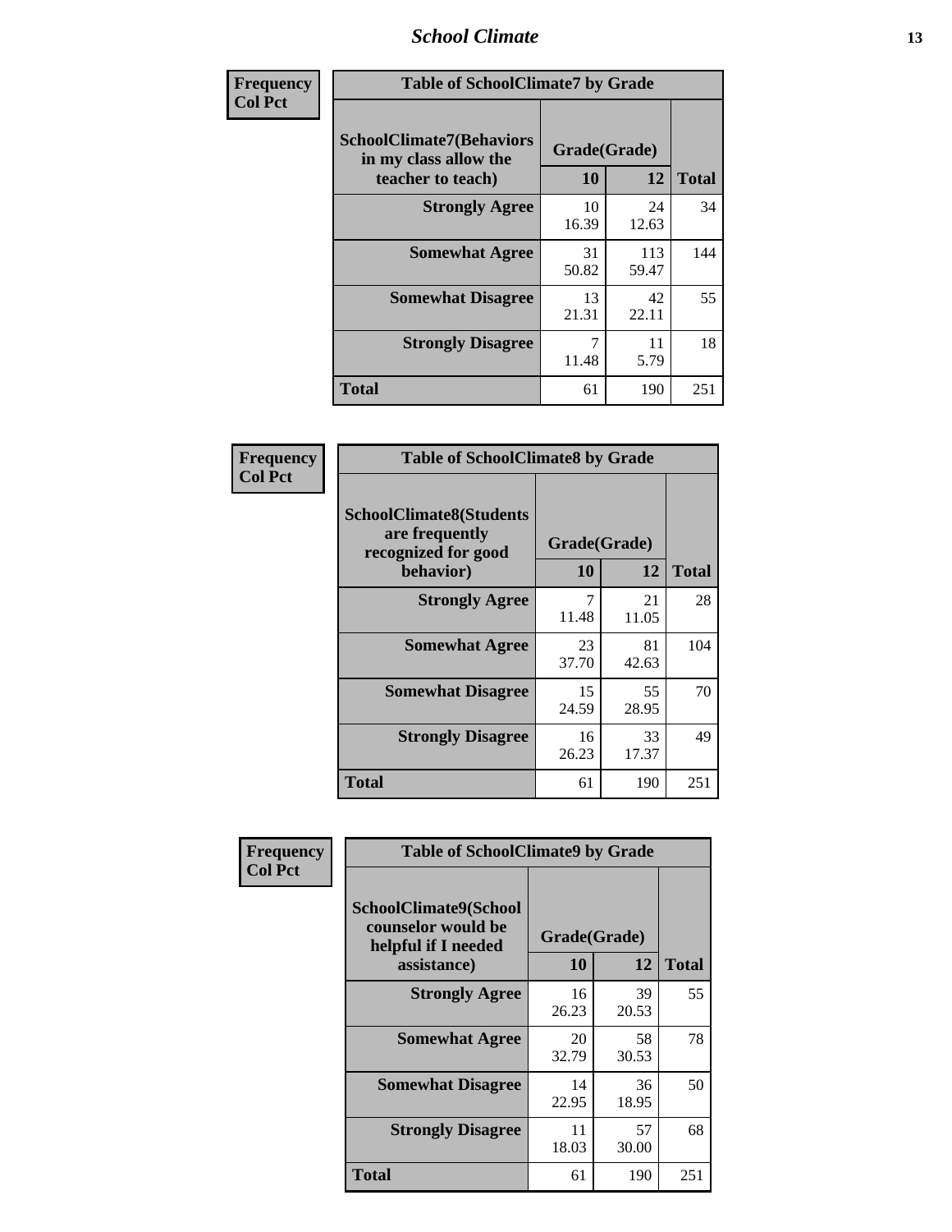| Frequency<br>Col Pct |
|---|

**Table of SchoolClimate7 by Grade**

| SchoolClimate7(Behaviors in my class allow the teacher to teach) | Grade(Grade) | | Total |
|---|---|---|---|
| | 10 | 12 | |
| Strongly Agree | 10<br>16.39 | 24<br>12.63 | 34 |
| Somewhat Agree | 31<br>50.82 | 113<br>59.47 | 144 |
| Somewhat Disagree | 13<br>21.31 | 42<br>22.11 | 55 |
| Strongly Disagree | 7<br>11.48 | 11<br>5.79 | 18 |
| Total | 61 | 190 | 251 |

| Frequency<br>Col Pct |
|---|

**Table of SchoolClimate8 by Grade**

| SchoolClimate8(Students are frequently recognized for good behavior) | Grade(Grade) | | Total |
|---|---|---|---|
| | 10 | 12 | |
| Strongly Agree | 7<br>11.48 | 21<br>11.05 | 28 |
| Somewhat Agree | 23<br>37.70 | 81<br>42.63 | 104 |
| Somewhat Disagree | 15<br>24.59 | 55<br>28.95 | 70 |
| Strongly Disagree | 16<br>26.23 | 33<br>17.37 | 49 |
| Total | 61 | 190 | 251 |

| Frequency<br>Col Pct |
|---|

**Table of SchoolClimate9 by Grade**

| SchoolClimate9(School counselor would be helpful if I needed assistance) | Grade(Grade) | | Total |
|---|---|---|---|
| | 10 | 12 | |
| Strongly Agree | 16<br>26.23 | 39<br>20.53 | 55 |
| Somewhat Agree | 20<br>32.79 | 58<br>30.53 | 78 |
| Somewhat Disagree | 14<br>22.95 | 36<br>18.95 | 50 |
| Strongly Disagree | 11<br>18.03 | 57<br>30.00 | 68 |
| Total | 61 | 190 | 251 |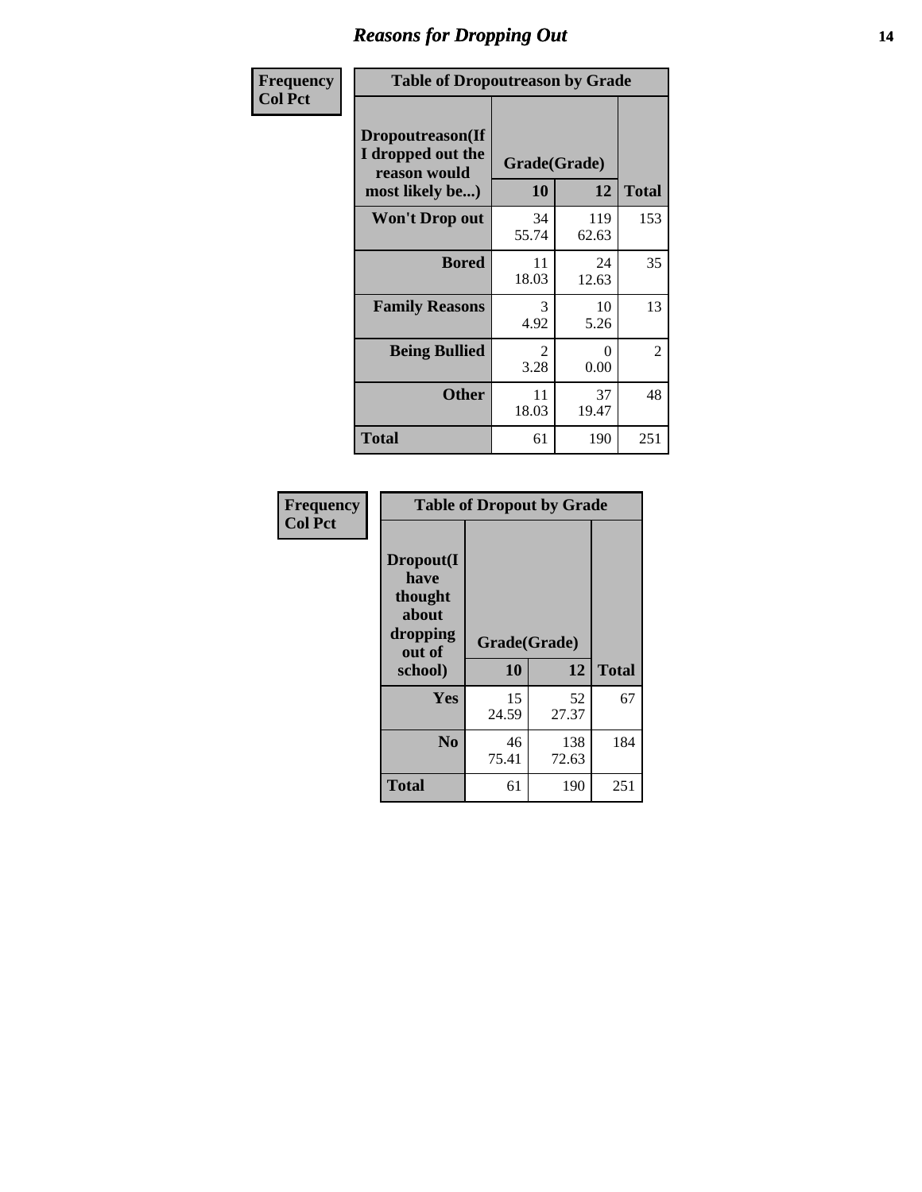## Reasons for Dropping Out

| Frequency<br>Col Pct | Table of Dropoutreason by Grade | | |
|---|---|---|---|
| Dropoutreason(If I dropped out the reason would most likely be...) | Grade(Grade) | | |
| | 10 | 12 | Total |
| Won't Drop out | 34<br>55.74 | 119<br>62.63 | 153 |
| Bored | 11<br>18.03 | 24<br>12.63 | 35 |
| Family Reasons | 3<br>4.92 | 10<br>5.26 | 13 |
| Being Bullied | 2<br>3.28 | 0<br>0.00 | 2 |
| Other | 11<br>18.03 | 37<br>19.47 | 48 |
| Total | 61 | 190 | 251 |

| Frequency<br>Col Pct | Table of Dropout by Grade | | |
|---|---|---|---|
| Dropout(I have thought about dropping out of school) | Grade(Grade) | | |
| | 10 | 12 | Total |
| Yes | 15<br>24.59 | 52<br>27.37 | 67 |
| No | 46<br>75.41 | 138<br>72.63 | 184 |
| Total | 61 | 190 | 251 |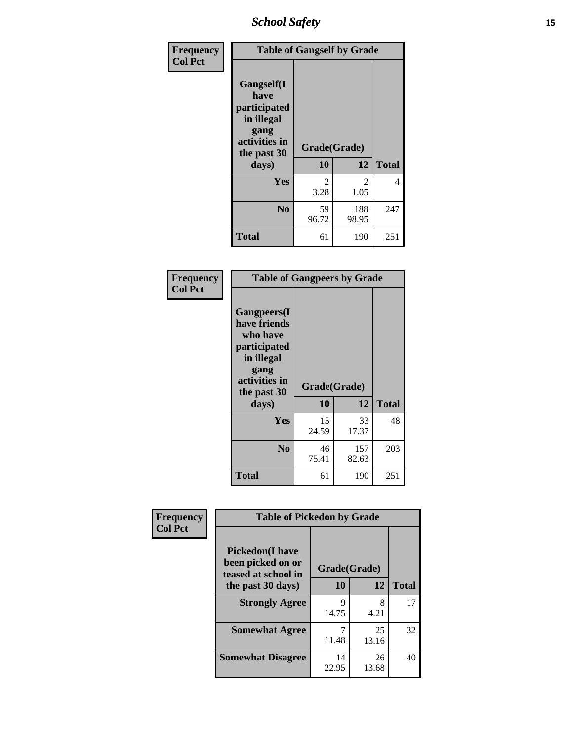| Frequency<br>Col Pct | Table of Gangself by Grade | | |
|---|---|---|---|
| Gangself(I have participated in illegal gang activities in the past 30 days) | Grade(Grade) | | |
| | 10 | 12 | Total |
| Yes | 2<br>3.28 | 2<br>1.05 | 4 |
| No | 59<br>96.72 | 188<br>98.95 | 247 |
| Total | 61 | 190 | 251 |

| Frequency<br>Col Pct | Table of Gangpeers by Grade | | |
|---|---|---|---|
| Gangpeers(I have friends who have participated in illegal gang activities in the past 30 days) | Grade(Grade) | | |
| | 10 | 12 | Total |
| Yes | 15<br>24.59 | 33<br>17.37 | 48 |
| No | 46<br>75.41 | 157<br>82.63 | 203 |
| Total | 61 | 190 | 251 |

| Frequency<br>Col Pct | Table of Pickedon by Grade | | |
|---|---|---|---|
| Pickedon(I have been picked on or teased at school in the past 30 days) | Grade(Grade) | | |
| | 10 | 12 | Total |
| Strongly Agree | 9<br>14.75 | 8<br>4.21 | 17 |
| Somewhat Agree | 7<br>11.48 | 25<br>13.16 | 32 |
| Somewhat Disagree | 14<br>22.95 | 26<br>13.68 | 40 |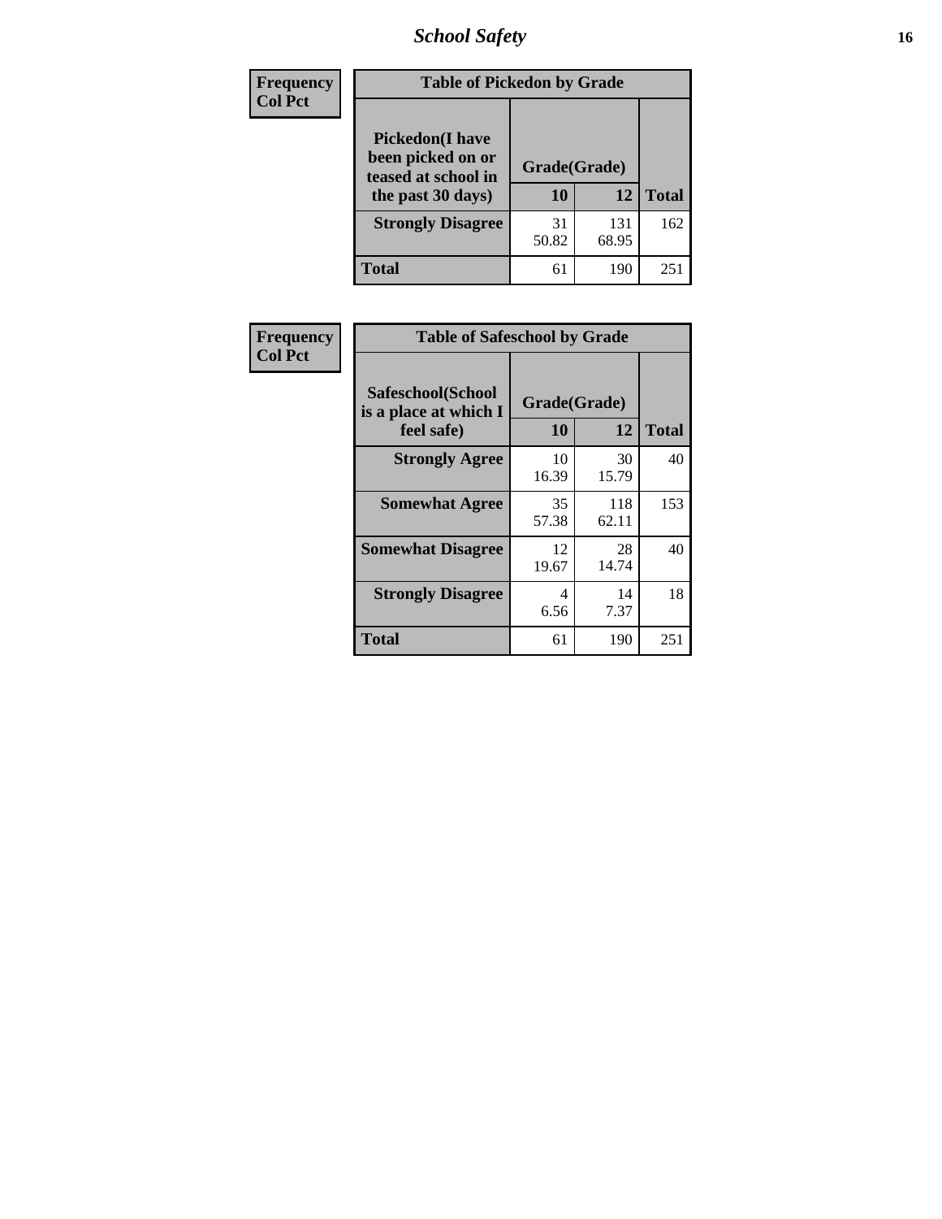## School Safety

| Frequency Col Pct |
|---|

**Table of Pickedon by Grade**

| Pickedon(I have been picked on or teased at school in the past 30 days) | Grade(Grade) 10 | 12 | Total |
|---|---|---|---|
| **Strongly Disagree** | 31<br>50.82 | 131<br>68.95 | 162 |
| **Total** | 61 | 190 | 251 |

| Frequency Col Pct |
|---|

**Table of Safeschool by Grade**

| Safeschool(School is a place at which I feel safe) | Grade(Grade) 10 | 12 | Total |
|---|---|---|---|
| **Strongly Agree** | 10<br>16.39 | 30<br>15.79 | 40 |
| **Somewhat Agree** | 35<br>57.38 | 118<br>62.11 | 153 |
| **Somewhat Disagree** | 12<br>19.67 | 28<br>14.74 | 40 |
| **Strongly Disagree** | 4<br>6.56 | 14<br>7.37 | 18 |
| **Total** | 61 | 190 | 251 |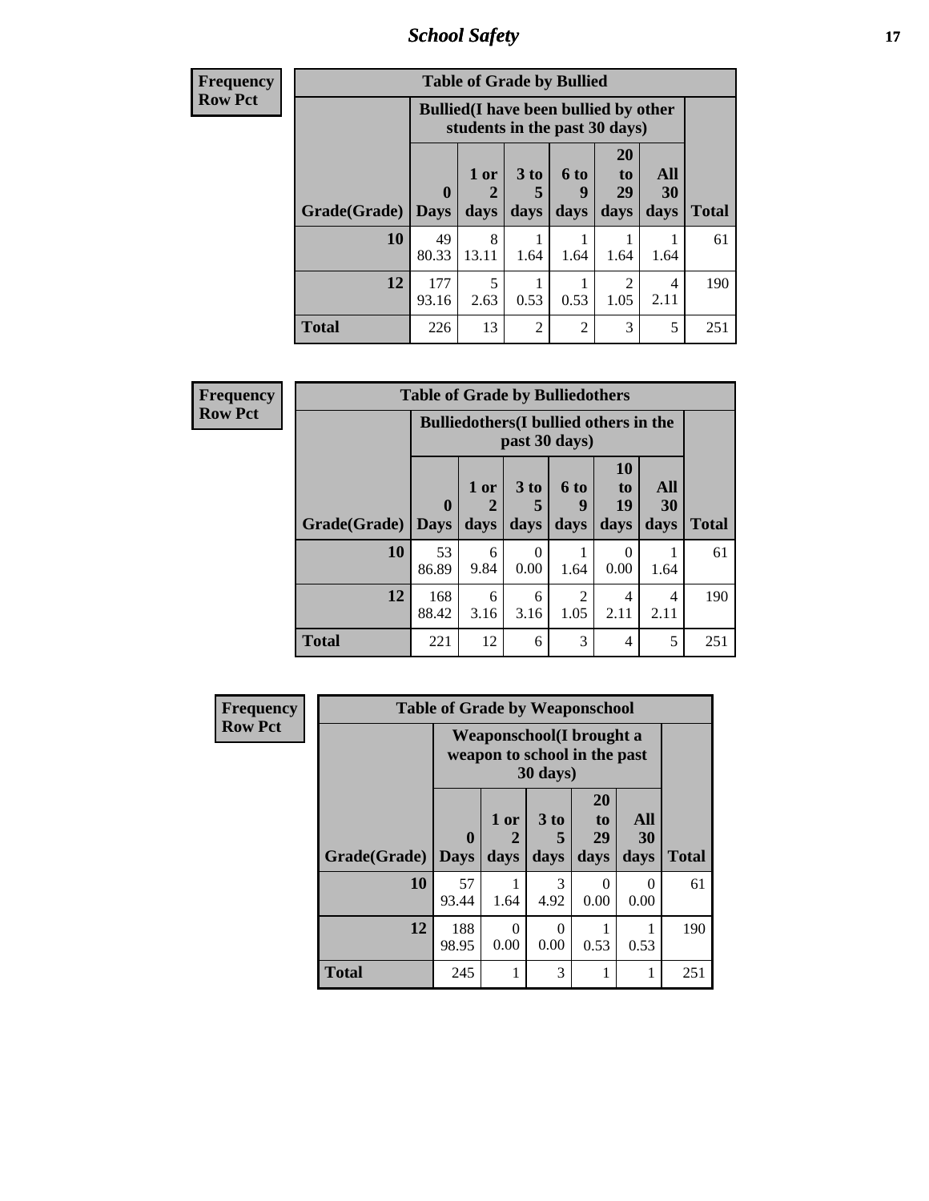| Frequency<br>Row Pct | Table of Grade by Bullied | | | | | | |
|---|---|---|---|---|---|---|---|
| | Bullied(I have been bullied by other students in the past 30 days) | | | | | | |
| Grade(Grade) | 0 Days | 1 or 2 days | 3 to 5 days | 6 to 9 days | 20 to 29 days | All 30 days | Total |
| 10 | 49<br>80.33 | 8<br>13.11 | 1<br>1.64 | 1<br>1.64 | 1<br>1.64 | 1<br>1.64 | 61 |
| 12 | 177<br>93.16 | 5<br>2.63 | 1<br>0.53 | 1<br>0.53 | 2<br>1.05 | 4<br>2.11 | 190 |
| Total | 226 | 13 | 2 | 2 | 3 | 5 | 251 |

| Frequency<br>Row Pct | Table of Grade by Bulliedothers | | | | | | |
|---|---|---|---|---|---|---|---|
| | Bulliedothers(I bullied others in the past 30 days) | | | | | | |
| Grade(Grade) | 0 Days | 1 or 2 days | 3 to 5 days | 6 to 9 days | 10 to 19 days | All 30 days | Total |
| 10 | 53<br>86.89 | 6<br>9.84 | 0<br>0.00 | 1<br>1.64 | 0<br>0.00 | 1<br>1.64 | 61 |
| 12 | 168<br>88.42 | 6<br>3.16 | 6<br>3.16 | 2<br>1.05 | 4<br>2.11 | 4<br>2.11 | 190 |
| Total | 221 | 12 | 6 | 3 | 4 | 5 | 251 |

| Frequency<br>Row Pct | Table of Grade by Weaponschool | | | | | |
|---|---|---|---|---|---|---|
| | Weaponschool(I brought a weapon to school in the past 30 days) | | | | | |
| Grade(Grade) | 0 Days | 1 or 2 days | 3 to 5 days | 20 to 29 days | All 30 days | Total |
| 10 | 57<br>93.44 | 1<br>1.64 | 3<br>4.92 | 0<br>0.00 | 0<br>0.00 | 61 |
| 12 | 188<br>98.95 | 0<br>0.00 | 0<br>0.00 | 1<br>0.53 | 1<br>0.53 | 190 |
| Total | 245 | 1 | 3 | 1 | 1 | 251 |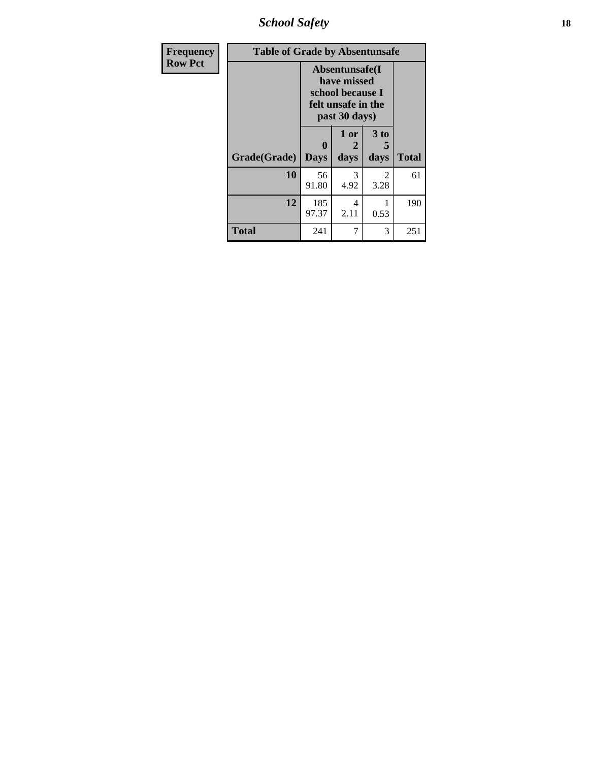| Frequency<br>Row Pct | Table of Grade by Absentunsafe | | | |
|---|---|---|---|---|
| | Absentunsafe(I have missed school because I felt unsafe in the past 30 days) | | | |
| Grade(Grade) | 0 Days | 1 or 2 days | 3 to 5 days | Total |
| 10 | 56<br>91.80 | 3<br>4.92 | 2<br>3.28 | 61 |
| 12 | 185<br>97.37 | 4<br>2.11 | 1<br>0.53 | 190 |
| Total | 241 | 7 | 3 | 251 |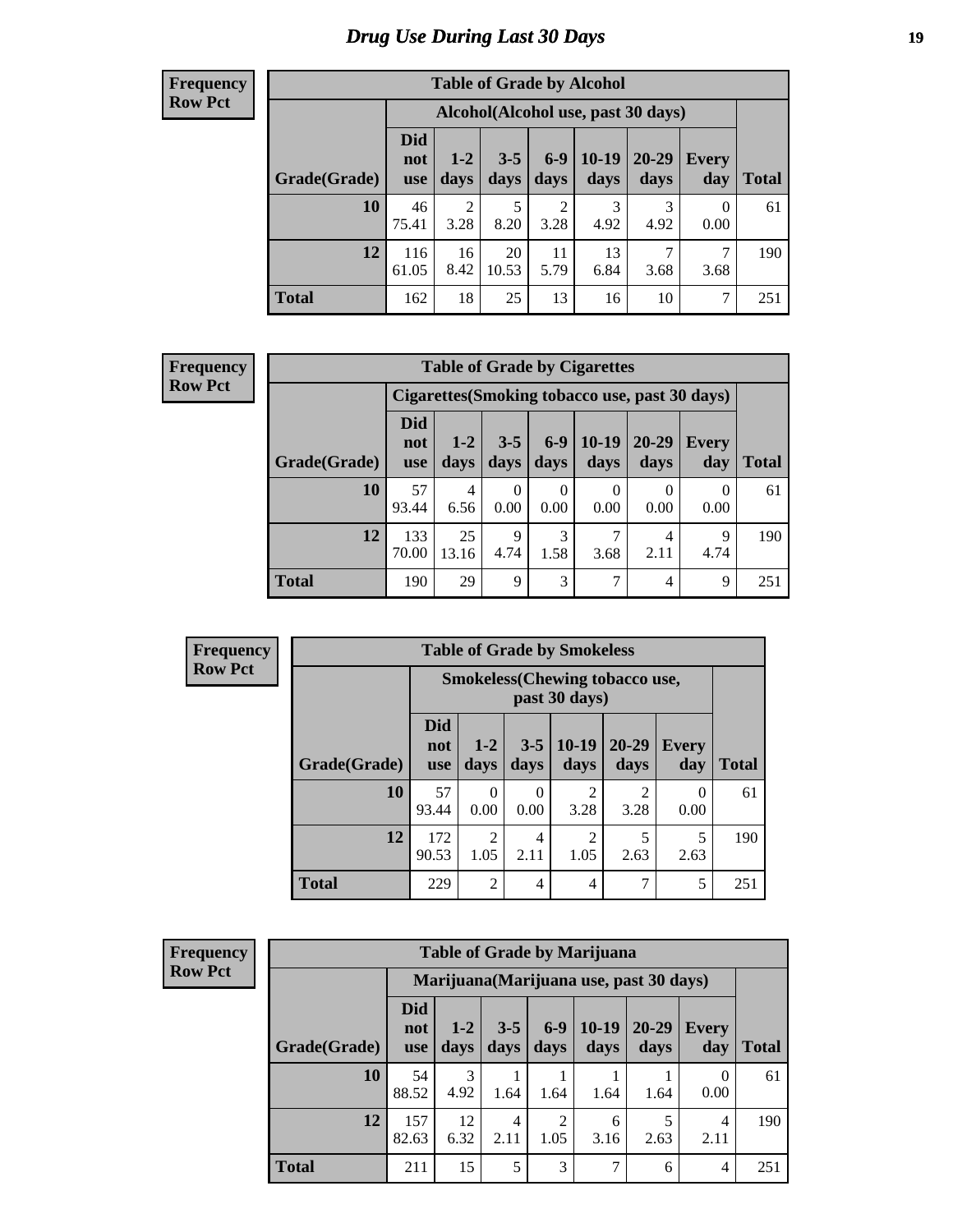## Drug Use During Last 30 Days

**Frequency**
**Row Pct**

| Table of Grade by Alcohol | | | | | | | | |
|---|---|---|---|---|---|---|---|---|
| | Alcohol(Alcohol use, past 30 days) | | | | | | | |
| Grade(Grade) | Did not use | 1-2 days | 3-5 days | 6-9 days | 10-19 days | 20-29 days | Every day | Total |
| 10 | 46<br>75.41 | 2<br>3.28 | 5<br>8.20 | 2<br>3.28 | 3<br>4.92 | 3<br>4.92 | 0<br>0.00 | 61 |
| 12 | 116<br>61.05 | 16<br>8.42 | 20<br>10.53 | 11<br>5.79 | 13<br>6.84 | 7<br>3.68 | 7<br>3.68 | 190 |
| Total | 162 | 18 | 25 | 13 | 16 | 10 | 7 | 251 |

**Frequency**
**Row Pct**

| Table of Grade by Cigarettes | | | | | | | | |
|---|---|---|---|---|---|---|---|---|
| | Cigarettes(Smoking tobacco use, past 30 days) | | | | | | | |
| Grade(Grade) | Did not use | 1-2 days | 3-5 days | 6-9 days | 10-19 days | 20-29 days | Every day | Total |
| 10 | 57<br>93.44 | 4<br>6.56 | 0<br>0.00 | 0<br>0.00 | 0<br>0.00 | 0<br>0.00 | 0<br>0.00 | 61 |
| 12 | 133<br>70.00 | 25<br>13.16 | 9<br>4.74 | 3<br>1.58 | 7<br>3.68 | 4<br>2.11 | 9<br>4.74 | 190 |
| Total | 190 | 29 | 9 | 3 | 7 | 4 | 9 | 251 |

**Frequency**
**Row Pct**

| Table of Grade by Smokeless | | | | | | | |
|---|---|---|---|---|---|---|---|
| | Smokeless(Chewing tobacco use, past 30 days) | | | | | | |
| Grade(Grade) | Did not use | 1-2 days | 3-5 days | 10-19 days | 20-29 days | Every day | Total |
| 10 | 57<br>93.44 | 0<br>0.00 | 0<br>0.00 | 2<br>3.28 | 2<br>3.28 | 0<br>0.00 | 61 |
| 12 | 172<br>90.53 | 2<br>1.05 | 4<br>2.11 | 2<br>1.05 | 5<br>2.63 | 5<br>2.63 | 190 |
| Total | 229 | 2 | 4 | 4 | 7 | 5 | 251 |

**Frequency**
**Row Pct**

| Table of Grade by Marijuana | | | | | | | | |
|---|---|---|---|---|---|---|---|---|
| | Marijuana(Marijuana use, past 30 days) | | | | | | | |
| Grade(Grade) | Did not use | 1-2 days | 3-5 days | 6-9 days | 10-19 days | 20-29 days | Every day | Total |
| 10 | 54<br>88.52 | 3<br>4.92 | 1<br>1.64 | 1<br>1.64 | 1<br>1.64 | 1<br>1.64 | 0<br>0.00 | 61 |
| 12 | 157<br>82.63 | 12<br>6.32 | 4<br>2.11 | 2<br>1.05 | 6<br>3.16 | 5<br>2.63 | 4<br>2.11 | 190 |
| Total | 211 | 15 | 5 | 3 | 7 | 6 | 4 | 251 |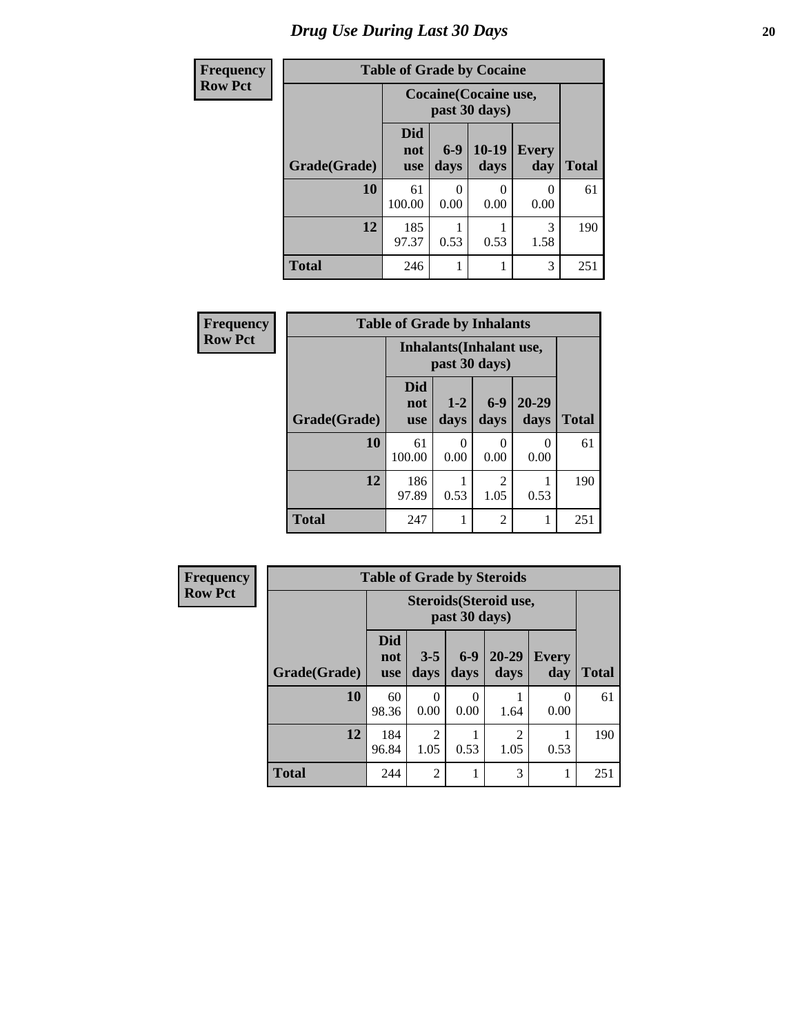# Drug Use During Last 30 Days

**Frequency**
**Row Pct**

**Table of Grade by Cocaine**

| Grade(Grade) | Cocaine(Cocaine use, past 30 days) | | | | Total |
|---|---|---|---|---|---|
| | Did not use | 6-9 days | 10-19 days | Every day | |
| **10** | 61<br>100.00 | 0<br>0.00 | 0<br>0.00 | 0<br>0.00 | 61 |
| **12** | 185<br>97.37 | 1<br>0.53 | 1<br>0.53 | 3<br>1.58 | 190 |
| **Total** | 246 | 1 | 1 | 3 | 251 |

**Frequency**
**Row Pct**

**Table of Grade by Inhalants**

| Grade(Grade) | Inhalants(Inhalant use, past 30 days) | | | | Total |
|---|---|---|---|---|---|
| | Did not use | 1-2 days | 6-9 days | 20-29 days | |
| **10** | 61<br>100.00 | 0<br>0.00 | 0<br>0.00 | 0<br>0.00 | 61 |
| **12** | 186<br>97.89 | 1<br>0.53 | 2<br>1.05 | 1<br>0.53 | 190 |
| **Total** | 247 | 1 | 2 | 1 | 251 |

**Frequency**
**Row Pct**

**Table of Grade by Steroids**

| Grade(Grade) | Steroids(Steroid use, past 30 days) | | | | | Total |
|---|---|---|---|---|---|---|
| | Did not use | 3-5 days | 6-9 days | 20-29 days | Every day | |
| **10** | 60<br>98.36 | 0<br>0.00 | 0<br>0.00 | 1<br>1.64 | 0<br>0.00 | 61 |
| **12** | 184<br>96.84 | 2<br>1.05 | 1<br>0.53 | 2<br>1.05 | 1<br>0.53 | 190 |
| **Total** | 244 | 2 | 1 | 3 | 1 | 251 |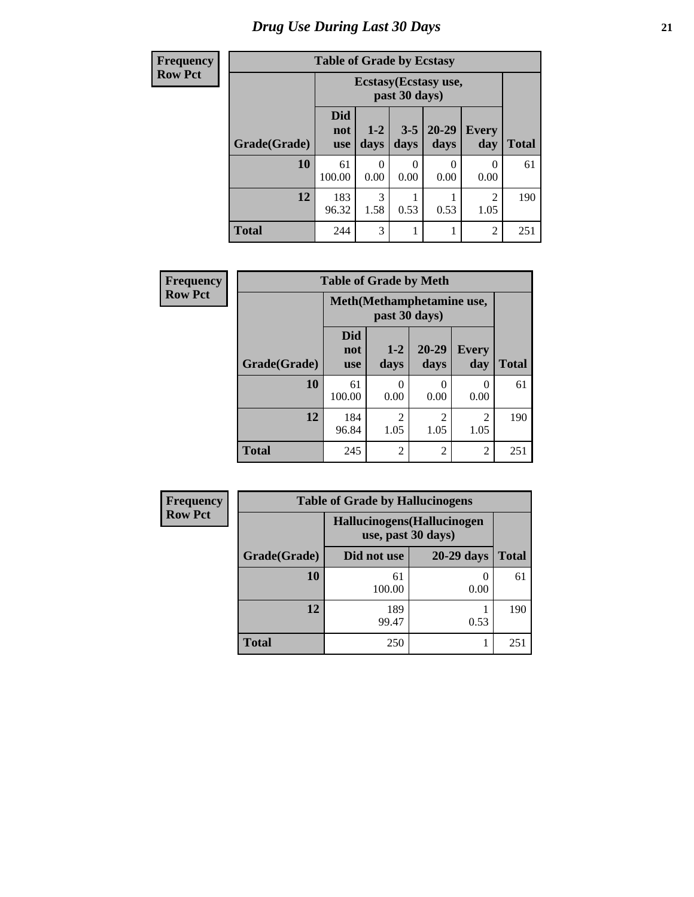# Drug Use During Last 30 Days

**Frequency**
**Row Pct**

| Table of Grade by Ecstasy | | | | | | |
|---|---|---|---|---|---|---|
| | Ecstasy(Ecstasy use, past 30 days) | | | | | |
| Grade(Grade) | Did not use | 1-2 days | 3-5 days | 20-29 days | Every day | Total |
| 10 | 61<br>100.00 | 0<br>0.00 | 0<br>0.00 | 0<br>0.00 | 0<br>0.00 | 61 |
| 12 | 183<br>96.32 | 3<br>1.58 | 1<br>0.53 | 1<br>0.53 | 2<br>1.05 | 190 |
| Total | 244 | 3 | 1 | 1 | 2 | 251 |

**Frequency**
**Row Pct**

| Table of Grade by Meth | | | | | |
|---|---|---|---|---|---|
| | Meth(Methamphetamine use, past 30 days) | | | | |
| Grade(Grade) | Did not use | 1-2 days | 20-29 days | Every day | Total |
| 10 | 61<br>100.00 | 0<br>0.00 | 0<br>0.00 | 0<br>0.00 | 61 |
| 12 | 184<br>96.84 | 2<br>1.05 | 2<br>1.05 | 2<br>1.05 | 190 |
| Total | 245 | 2 | 2 | 2 | 251 |

**Frequency**
**Row Pct**

| Table of Grade by Hallucinogens | | | |
|---|---|---|---|
| | Hallucinogens(Hallucinogen use, past 30 days) | | |
| Grade(Grade) | Did not use | 20-29 days | Total |
| 10 | 61<br>100.00 | 0<br>0.00 | 61 |
| 12 | 189<br>99.47 | 1<br>0.53 | 190 |
| Total | 250 | 1 | 251 |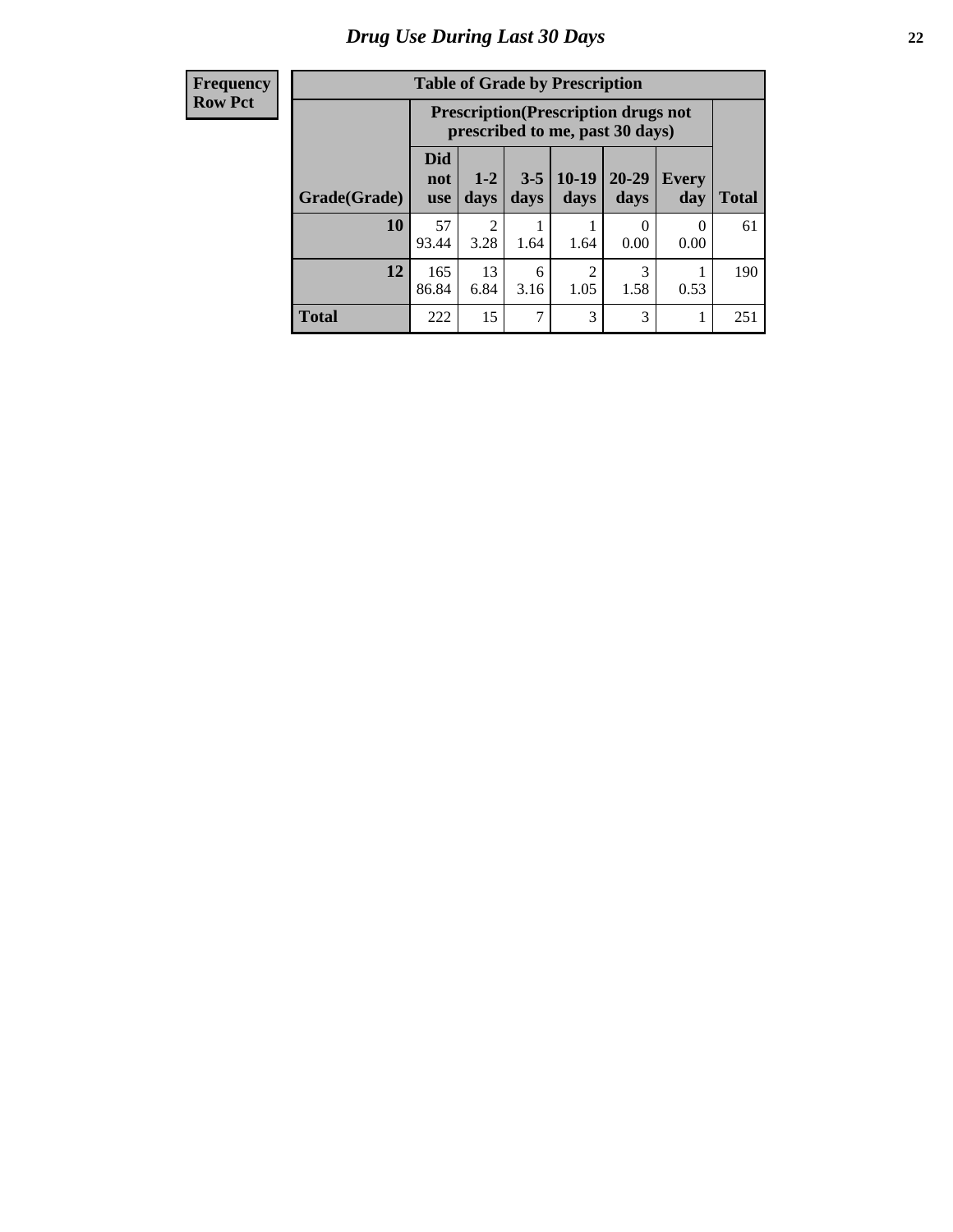# Drug Use During Last 30 Days

| Frequency<br>Row Pct | Table of Grade by Prescription | | | | | | |
|---|---|---|---|---|---|---|---|
| | Prescription(Prescription drugs not prescribed to me, past 30 days) | | | | | | |
| Grade(Grade) | Did not use | 1-2 days | 3-5 days | 10-19 days | 20-29 days | Every day | Total |
| 10 | 57<br>93.44 | 2<br>3.28 | 1<br>1.64 | 1<br>1.64 | 0<br>0.00 | 0<br>0.00 | 61 |
| 12 | 165<br>86.84 | 13<br>6.84 | 6<br>3.16 | 2<br>1.05 | 3<br>1.58 | 1<br>0.53 | 190 |
| Total | 222 | 15 | 7 | 3 | 3 | 1 | 251 |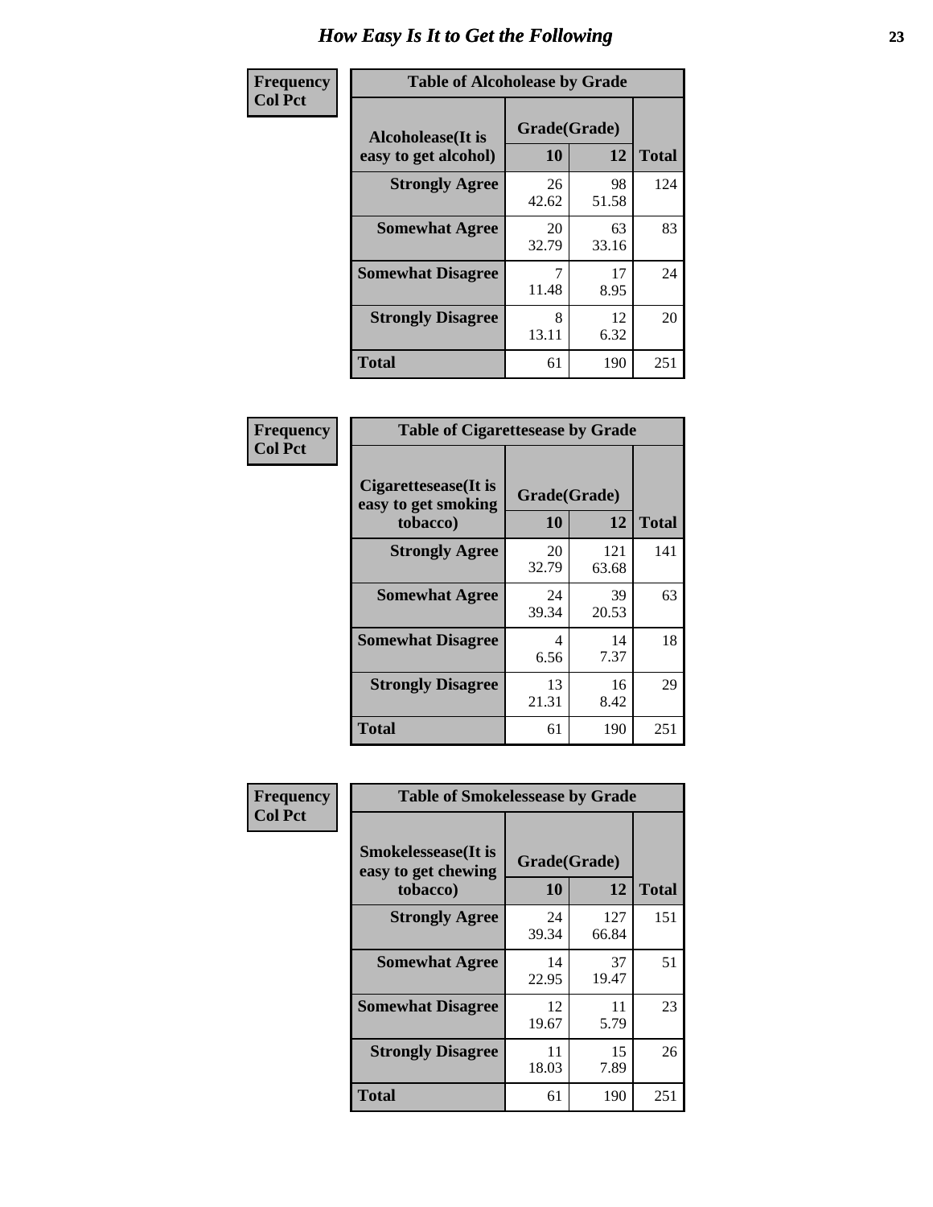# How Easy Is It to Get the Following

**Frequency**
**Col Pct**

| Table of Alcoholease by Grade | | | |
|---|---|---|---|
| Alcoholease(It is easy to get alcohol) | Grade(Grade) | | Total |
| | 10 | 12 | |
| Strongly Agree | 26<br>42.62 | 98<br>51.58 | 124 |
| Somewhat Agree | 20<br>32.79 | 63<br>33.16 | 83 |
| Somewhat Disagree | 7<br>11.48 | 17<br>8.95 | 24 |
| Strongly Disagree | 8<br>13.11 | 12<br>6.32 | 20 |
| Total | 61 | 190 | 251 |

**Frequency**
**Col Pct**

| Table of Cigarettesease by Grade | | | |
|---|---|---|---|
| Cigarettesease(It is easy to get smoking tobacco) | Grade(Grade) | | Total |
| | 10 | 12 | |
| Strongly Agree | 20<br>32.79 | 121<br>63.68 | 141 |
| Somewhat Agree | 24<br>39.34 | 39<br>20.53 | 63 |
| Somewhat Disagree | 4<br>6.56 | 14<br>7.37 | 18 |
| Strongly Disagree | 13<br>21.31 | 16<br>8.42 | 29 |
| Total | 61 | 190 | 251 |

**Frequency**
**Col Pct**

| Table of Smokelessease by Grade | | | |
|---|---|---|---|
| Smokelessease(It is easy to get chewing tobacco) | Grade(Grade) | | Total |
| | 10 | 12 | |
| Strongly Agree | 24<br>39.34 | 127<br>66.84 | 151 |
| Somewhat Agree | 14<br>22.95 | 37<br>19.47 | 51 |
| Somewhat Disagree | 12<br>19.67 | 11<br>5.79 | 23 |
| Strongly Disagree | 11<br>18.03 | 15<br>7.89 | 26 |
| Total | 61 | 190 | 251 |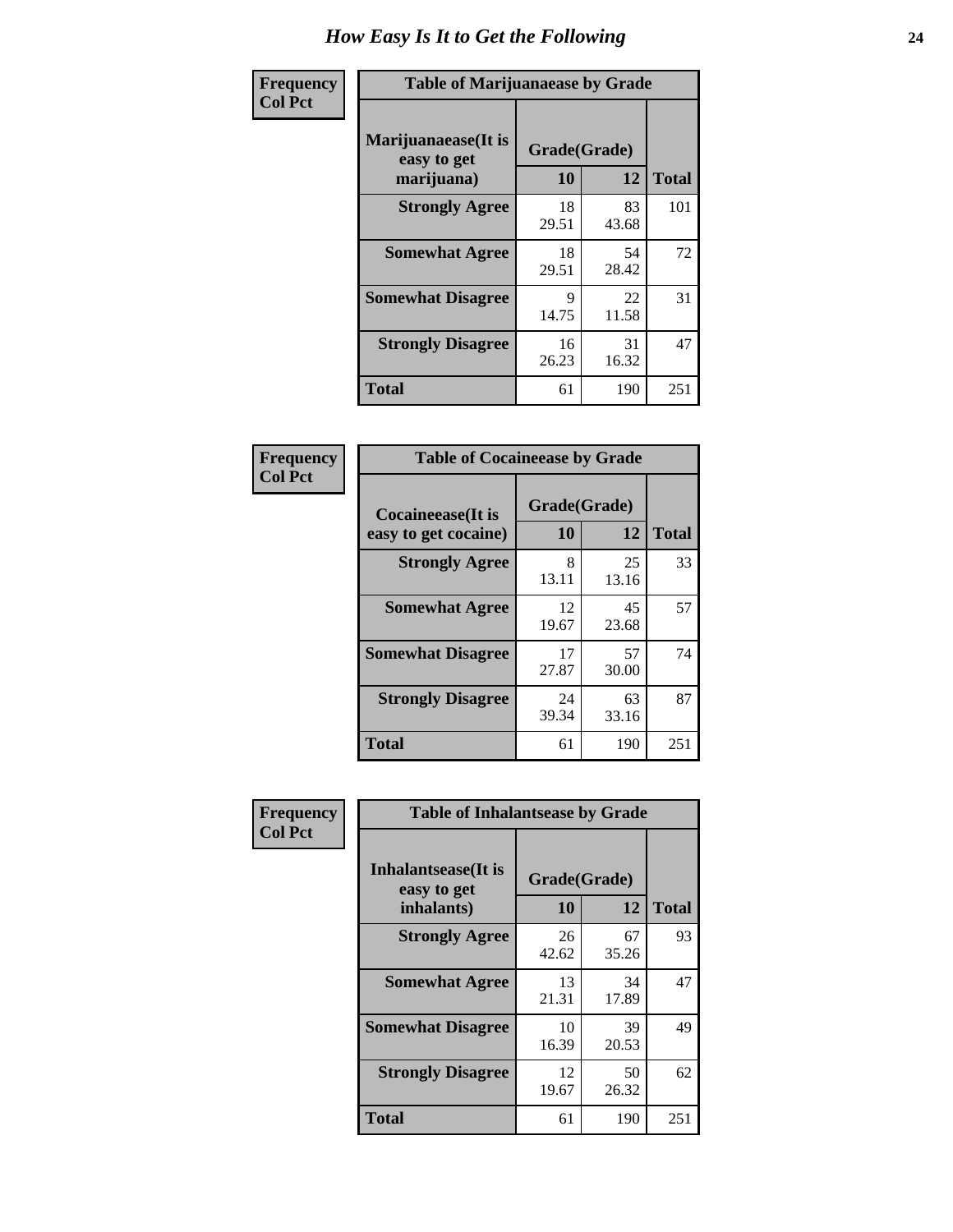# How Easy Is It to Get the Following

**Frequency**
**Col Pct**

**Table of Marijuanaease by Grade**

| Marijuanaease(It is easy to get marijuana) | Grade(Grade) 10 | 12 | Total |
|---|---|---|---|
| **Strongly Agree** | 18<br>29.51 | 83<br>43.68 | 101 |
| **Somewhat Agree** | 18<br>29.51 | 54<br>28.42 | 72 |
| **Somewhat Disagree** | 9<br>14.75 | 22<br>11.58 | 31 |
| **Strongly Disagree** | 16<br>26.23 | 31<br>16.32 | 47 |
| **Total** | 61 | 190 | 251 |

**Frequency**
**Col Pct**

**Table of Cocaineease by Grade**

| Cocaineease(It is easy to get cocaine) | Grade(Grade) 10 | 12 | Total |
|---|---|---|---|
| **Strongly Agree** | 8<br>13.11 | 25<br>13.16 | 33 |
| **Somewhat Agree** | 12<br>19.67 | 45<br>23.68 | 57 |
| **Somewhat Disagree** | 17<br>27.87 | 57<br>30.00 | 74 |
| **Strongly Disagree** | 24<br>39.34 | 63<br>33.16 | 87 |
| **Total** | 61 | 190 | 251 |

**Frequency**
**Col Pct**

**Table of Inhalantsease by Grade**

| Inhalantsease(It is easy to get inhalants) | Grade(Grade) 10 | 12 | Total |
|---|---|---|---|
| **Strongly Agree** | 26<br>42.62 | 67<br>35.26 | 93 |
| **Somewhat Agree** | 13<br>21.31 | 34<br>17.89 | 47 |
| **Somewhat Disagree** | 10<br>16.39 | 39<br>20.53 | 49 |
| **Strongly Disagree** | 12<br>19.67 | 50<br>26.32 | 62 |
| **Total** | 61 | 190 | 251 |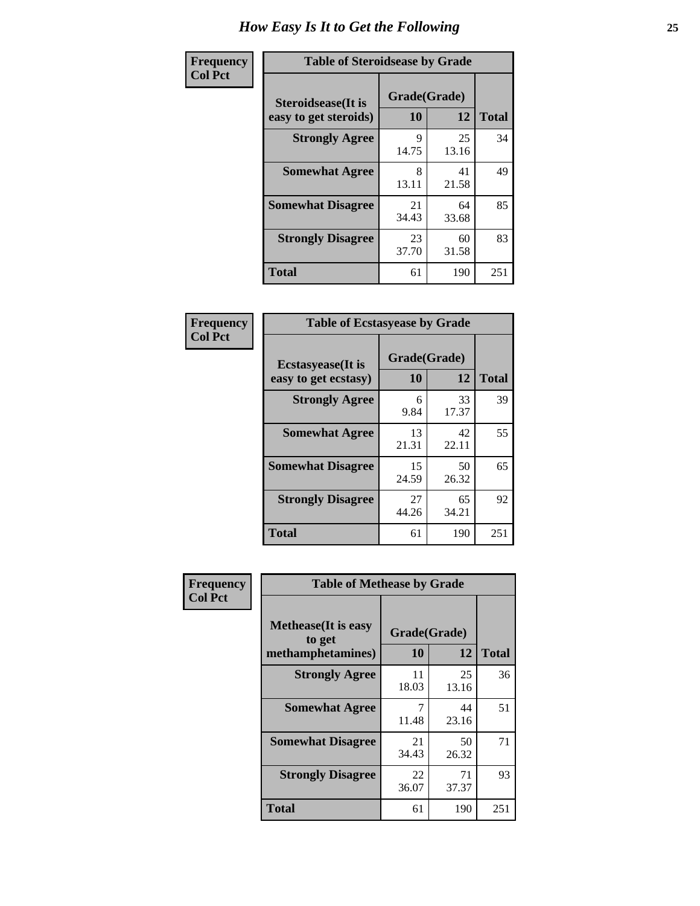# How Easy Is It to Get the Following

**Frequency**
**Col Pct**

| Table of Steroidsease by Grade | | | |
|---|---|---|---|
| Steroidsease(It is easy to get steroids) | Grade(Grade) | | Total |
| | 10 | 12 | |
| **Strongly Agree** | 9<br>14.75 | 25<br>13.16 | 34 |
| **Somewhat Agree** | 8<br>13.11 | 41<br>21.58 | 49 |
| **Somewhat Disagree** | 21<br>34.43 | 64<br>33.68 | 85 |
| **Strongly Disagree** | 23<br>37.70 | 60<br>31.58 | 83 |
| **Total** | 61 | 190 | 251 |

**Frequency**
**Col Pct**

| Table of Ecstasyease by Grade | | | |
|---|---|---|---|
| Ecstasyease(It is easy to get ecstasy) | Grade(Grade) | | Total |
| | 10 | 12 | |
| **Strongly Agree** | 6<br>9.84 | 33<br>17.37 | 39 |
| **Somewhat Agree** | 13<br>21.31 | 42<br>22.11 | 55 |
| **Somewhat Disagree** | 15<br>24.59 | 50<br>26.32 | 65 |
| **Strongly Disagree** | 27<br>44.26 | 65<br>34.21 | 92 |
| **Total** | 61 | 190 | 251 |

**Frequency**
**Col Pct**

| Table of Methease by Grade | | | |
|---|---|---|---|
| Methease(It is easy to get methamphetamines) | Grade(Grade) | | Total |
| | 10 | 12 | |
| **Strongly Agree** | 11<br>18.03 | 25<br>13.16 | 36 |
| **Somewhat Agree** | 7<br>11.48 | 44<br>23.16 | 51 |
| **Somewhat Disagree** | 21<br>34.43 | 50<br>26.32 | 71 |
| **Strongly Disagree** | 22<br>36.07 | 71<br>37.37 | 93 |
| **Total** | 61 | 190 | 251 |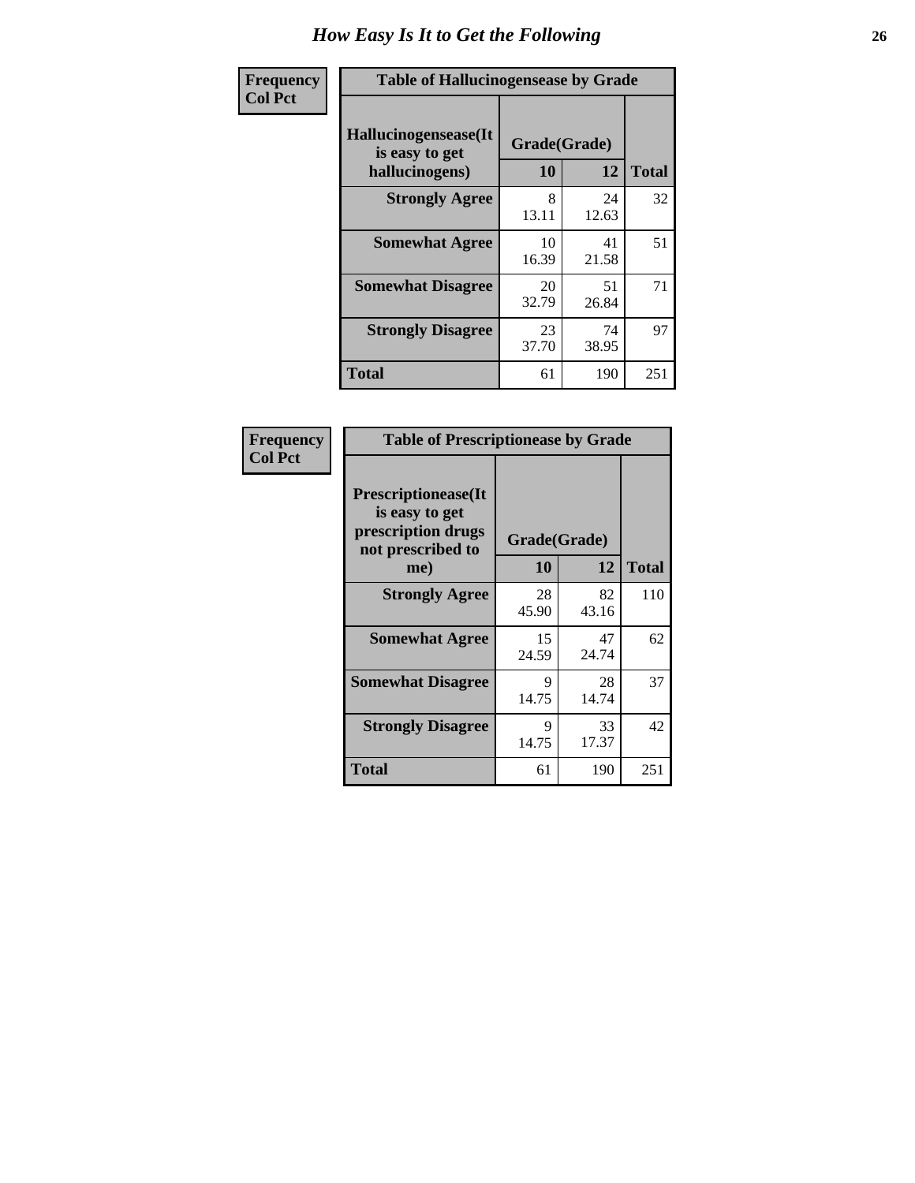# How Easy Is It to Get the Following

**Frequency**
**Col Pct**

| Table of Hallucinogensease by Grade | | | |
|---|---|---|---|
| **Hallucinogensease(It is easy to get hallucinogens)** | **Grade(Grade)** | | **Total** |
| | **10** | **12** | |
| **Strongly Agree** | 8<br>13.11 | 24<br>12.63 | 32 |
| **Somewhat Agree** | 10<br>16.39 | 41<br>21.58 | 51 |
| **Somewhat Disagree** | 20<br>32.79 | 51<br>26.84 | 71 |
| **Strongly Disagree** | 23<br>37.70 | 74<br>38.95 | 97 |
| **Total** | 61 | 190 | 251 |

**Frequency**
**Col Pct**

| Table of Prescriptionease by Grade | | | |
|---|---|---|---|
| **Prescriptionease(It is easy to get prescription drugs not prescribed to me)** | **Grade(Grade)** | | **Total** |
| | **10** | **12** | |
| **Strongly Agree** | 28<br>45.90 | 82<br>43.16 | 110 |
| **Somewhat Agree** | 15<br>24.59 | 47<br>24.74 | 62 |
| **Somewhat Disagree** | 9<br>14.75 | 28<br>14.74 | 37 |
| **Strongly Disagree** | 9<br>14.75 | 33<br>17.37 | 42 |
| **Total** | 61 | 190 | 251 |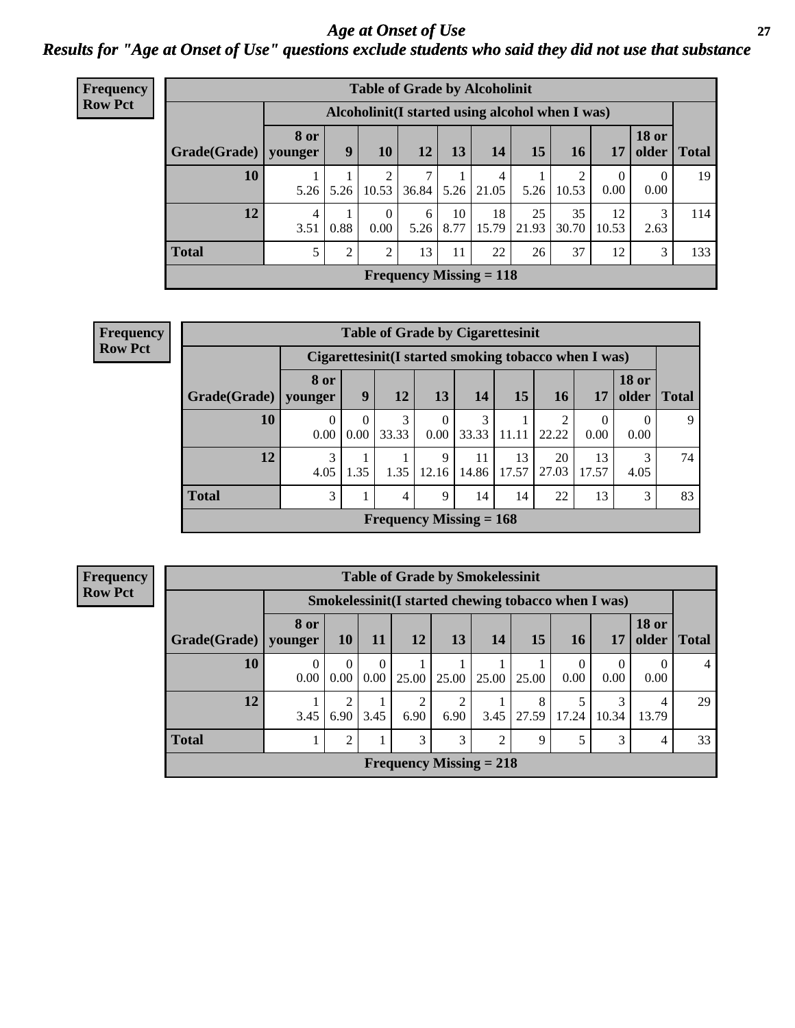# Age at Onset of Use

## Results for "Age at Onset of Use" questions exclude students who said they did not use that substance

**Frequency**
**Row Pct**

| Table of Grade by Alcoholinit | | | | | | | | | | | |
|---|---|---|---|---|---|---|---|---|---|---|---|
| | Alcoholinit(I started using alcohol when I was) | | | | | | | | | | |
| Grade(Grade) | 8 or younger | 9 | 10 | 12 | 13 | 14 | 15 | 16 | 17 | 18 or older | Total |
| 10 | 1<br>5.26 | 1<br>5.26 | 2<br>10.53 | 7<br>36.84 | 1<br>5.26 | 4<br>21.05 | 1<br>5.26 | 2<br>10.53 | 0<br>0.00 | 0<br>0.00 | 19 |
| 12 | 4<br>3.51 | 1<br>0.88 | 0<br>0.00 | 6<br>5.26 | 10<br>8.77 | 18<br>15.79 | 25<br>21.93 | 35<br>30.70 | 12<br>10.53 | 3<br>2.63 | 114 |
| Total | 5 | 2 | 2 | 13 | 11 | 22 | 26 | 37 | 12 | 3 | 133 |
| Frequency Missing = 118 | | | | | | | | | | | |

**Frequency**
**Row Pct**

| Table of Grade by Cigarettesinit | | | | | | | | | | |
|---|---|---|---|---|---|---|---|---|---|---|
| | Cigarettesinit(I started smoking tobacco when I was) | | | | | | | | | |
| Grade(Grade) | 8 or younger | 9 | 12 | 13 | 14 | 15 | 16 | 17 | 18 or older | Total |
| 10 | 0<br>0.00 | 0<br>0.00 | 3<br>33.33 | 0<br>0.00 | 3<br>33.33 | 1<br>11.11 | 2<br>22.22 | 0<br>0.00 | 0<br>0.00 | 9 |
| 12 | 3<br>4.05 | 1<br>1.35 | 1<br>1.35 | 9<br>12.16 | 11<br>14.86 | 13<br>17.57 | 20<br>27.03 | 13<br>17.57 | 3<br>4.05 | 74 |
| Total | 3 | 1 | 4 | 9 | 14 | 14 | 22 | 13 | 3 | 83 |
| Frequency Missing = 168 | | | | | | | | | | |

**Frequency**
**Row Pct**

| Table of Grade by Smokelessinit | | | | | | | | | | | |
|---|---|---|---|---|---|---|---|---|---|---|---|
| | Smokelessinit(I started chewing tobacco when I was) | | | | | | | | | | |
| Grade(Grade) | 8 or younger | 10 | 11 | 12 | 13 | 14 | 15 | 16 | 17 | 18 or older | Total |
| 10 | 0<br>0.00 | 0<br>0.00 | 0<br>0.00 | 1<br>25.00 | 1<br>25.00 | 1<br>25.00 | 1<br>25.00 | 0<br>0.00 | 0<br>0.00 | 0<br>0.00 | 4 |
| 12 | 1<br>3.45 | 2<br>6.90 | 1<br>3.45 | 2<br>6.90 | 2<br>6.90 | 1<br>3.45 | 8<br>27.59 | 5<br>17.24 | 3<br>10.34 | 4<br>13.79 | 29 |
| Total | 1 | 2 | 1 | 3 | 3 | 2 | 9 | 5 | 3 | 4 | 33 |
| Frequency Missing = 218 | | | | | | | | | | | |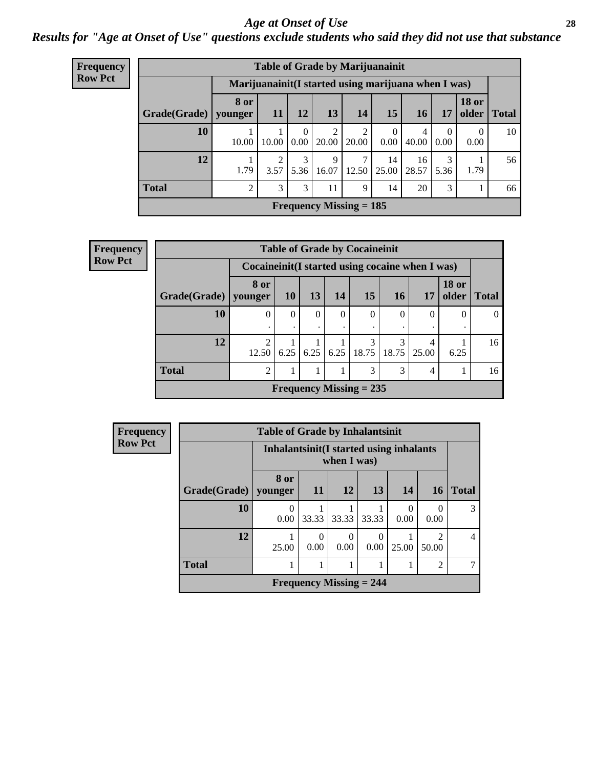# Age at Onset of Use

## Results for "Age at Onset of Use" questions exclude students who said they did not use that substance

**Frequency**
**Row Pct**

**Table of Grade by Marijuanainit**

| | Marijuanainit(I started using marijuana when I was) | | | | | | | | | |
|---|---|---|---|---|---|---|---|---|---|---|
| Grade(Grade) | 8 or younger | 11 | 12 | 13 | 14 | 15 | 16 | 17 | 18 or older | Total |
| 10 | 1<br>10.00 | 1<br>10.00 | 0<br>0.00 | 2<br>20.00 | 2<br>20.00 | 0<br>0.00 | 4<br>40.00 | 0<br>0.00 | 0<br>0.00 | 10 |
| 12 | 1<br>1.79 | 2<br>3.57 | 3<br>5.36 | 9<br>16.07 | 7<br>12.50 | 14<br>25.00 | 16<br>28.57 | 3<br>5.36 | 1<br>1.79 | 56 |
| Total | 2 | 3 | 3 | 11 | 9 | 14 | 20 | 3 | 1 | 66 |

Frequency Missing = 185

**Frequency**
**Row Pct**

**Table of Grade by Cocaineinit**

| | Cocaineinit(I started using cocaine when I was) | | | | | | | | |
|---|---|---|---|---|---|---|---|---|---|
| Grade(Grade) | 8 or younger | 10 | 13 | 14 | 15 | 16 | 17 | 18 or older | Total |
| 10 | 0<br>. | 0<br>. | 0<br>. | 0<br>. | 0<br>. | 0<br>. | 0<br>. | 0<br>. | 0 |
| 12 | 2<br>12.50 | 1<br>6.25 | 1<br>6.25 | 1<br>6.25 | 3<br>18.75 | 3<br>18.75 | 4<br>25.00 | 1<br>6.25 | 16 |
| Total | 2 | 1 | 1 | 1 | 3 | 3 | 4 | 1 | 16 |

Frequency Missing = 235

**Frequency**
**Row Pct**

**Table of Grade by Inhalantsinit**

| | Inhalantsinit(I started using inhalants when I was) | | | | | | |
|---|---|---|---|---|---|---|---|
| Grade(Grade) | 8 or younger | 11 | 12 | 13 | 14 | 16 | Total |
| 10 | 0<br>0.00 | 1<br>33.33 | 1<br>33.33 | 1<br>33.33 | 0<br>0.00 | 0<br>0.00 | 3 |
| 12 | 1<br>25.00 | 0<br>0.00 | 0<br>0.00 | 0<br>0.00 | 1<br>25.00 | 2<br>50.00 | 4 |
| Total | 1 | 1 | 1 | 1 | 1 | 2 | 7 |

Frequency Missing = 244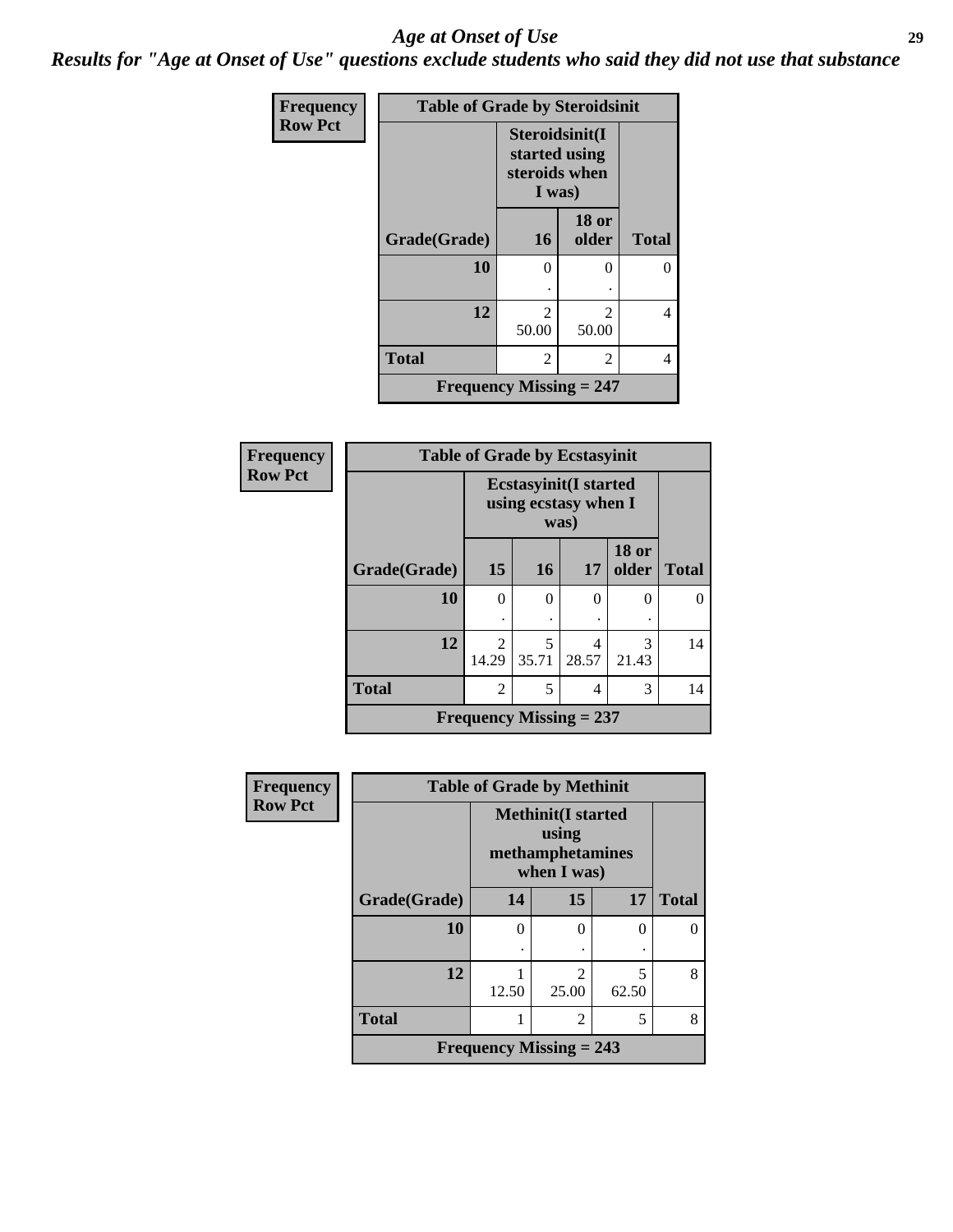# *Age at Onset of Use*

***Results for "Age at Onset of Use" questions exclude students who said they did not use that substance***

**Frequency**
**Row Pct**

| Table of Grade by Steroidsinit | | | |
|---|---|---|---|
| | Steroidsinit(I started using steroids when I was) | | |
| Grade(Grade) | 16 | 18 or older | Total |
| 10 | 0<br>. | 0<br>. | 0 |
| 12 | 2<br>50.00 | 2<br>50.00 | 4 |
| Total | 2 | 2 | 4 |
| Frequency Missing = 247 | | | |

**Frequency**
**Row Pct**

| Table of Grade by Ecstasyinit | | | | | |
|---|---|---|---|---|---|
| | Ecstasyinit(I started using ecstasy when I was) | | | | |
| Grade(Grade) | 15 | 16 | 17 | 18 or older | Total |
| 10 | 0<br>. | 0<br>. | 0<br>. | 0<br>. | 0 |
| 12 | 2<br>14.29 | 5<br>35.71 | 4<br>28.57 | 3<br>21.43 | 14 |
| Total | 2 | 5 | 4 | 3 | 14 |
| Frequency Missing = 237 | | | | | |

**Frequency**
**Row Pct**

| Table of Grade by Methinit | | | | |
|---|---|---|---|---|
| | Methinit(I started using methamphetamines when I was) | | | |
| Grade(Grade) | 14 | 15 | 17 | Total |
| 10 | 0<br>. | 0<br>. | 0<br>. | 0 |
| 12 | 1<br>12.50 | 2<br>25.00 | 5<br>62.50 | 8 |
| Total | 1 | 2 | 5 | 8 |
| Frequency Missing = 243 | | | | |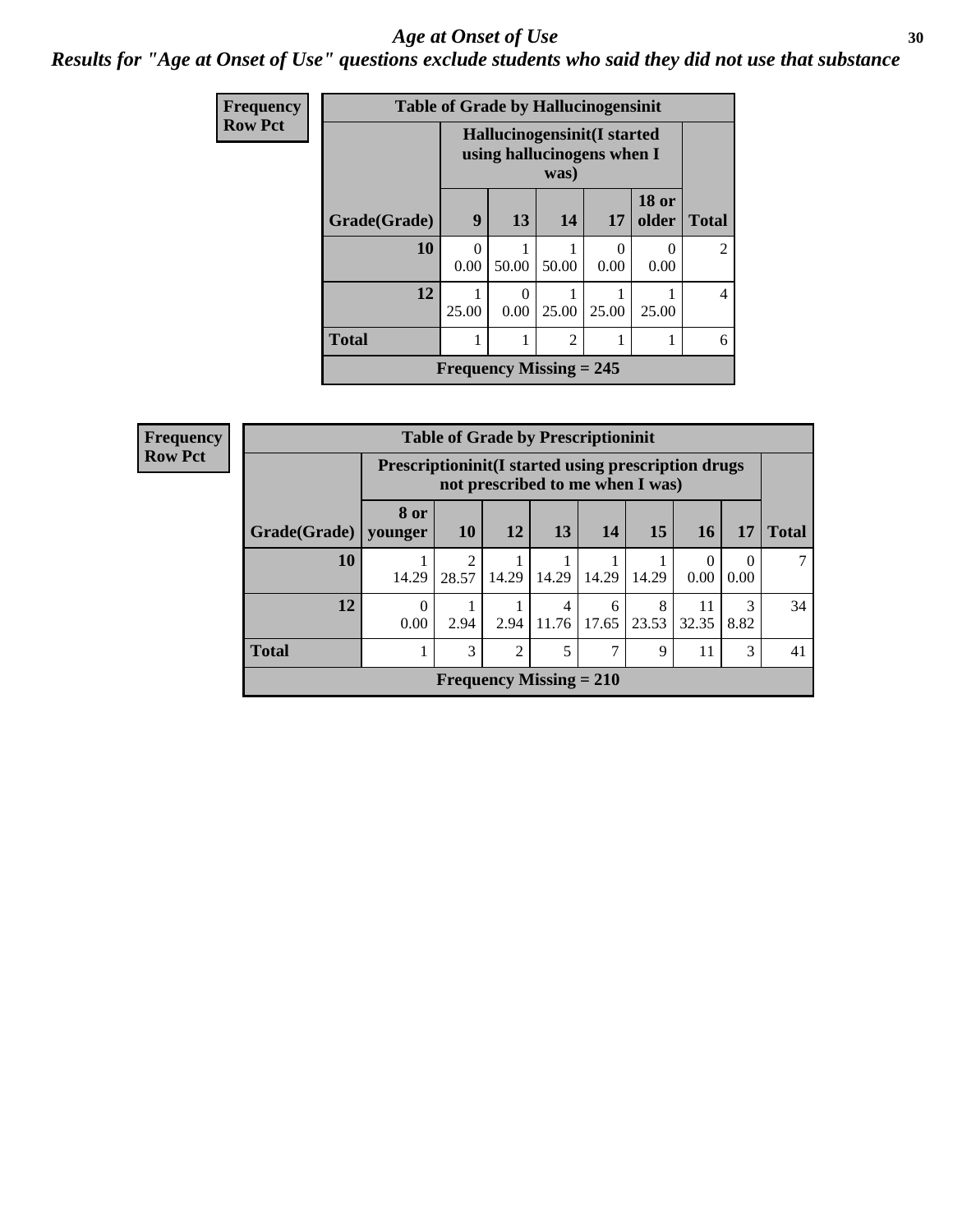# Age at Onset of Use

## Results for "Age at Onset of Use" questions exclude students who said they did not use that substance

**Frequency**
**Row Pct**

**Table of Grade by Hallucinogensinit**

| Grade(Grade) | Hallucinogensinit(I started using hallucinogens when I was) 9 | 13 | 14 | 17 | 18 or older | Total |
|---|---|---|---|---|---|---|
| **10** | 0<br>0.00 | 1<br>50.00 | 1<br>50.00 | 0<br>0.00 | 0<br>0.00 | 2 |
| **12** | 1<br>25.00 | 0<br>0.00 | 1<br>25.00 | 1<br>25.00 | 1<br>25.00 | 4 |
| **Total** | 1 | 1 | 2 | 1 | 1 | 6 |

**Frequency Missing = 245**

**Frequency**
**Row Pct**

**Table of Grade by Prescriptioninit**

| Grade(Grade) | Prescriptioninit(I started using prescription drugs not prescribed to me when I was) 8 or younger | 10 | 12 | 13 | 14 | 15 | 16 | 17 | Total |
|---|---|---|---|---|---|---|---|---|---|
| **10** | 1<br>14.29 | 2<br>28.57 | 1<br>14.29 | 1<br>14.29 | 1<br>14.29 | 1<br>14.29 | 0<br>0.00 | 0<br>0.00 | 7 |
| **12** | 0<br>0.00 | 1<br>2.94 | 1<br>2.94 | 4<br>11.76 | 6<br>17.65 | 8<br>23.53 | 11<br>32.35 | 3<br>8.82 | 34 |
| **Total** | 1 | 3 | 2 | 5 | 7 | 9 | 11 | 3 | 41 |

**Frequency Missing = 210**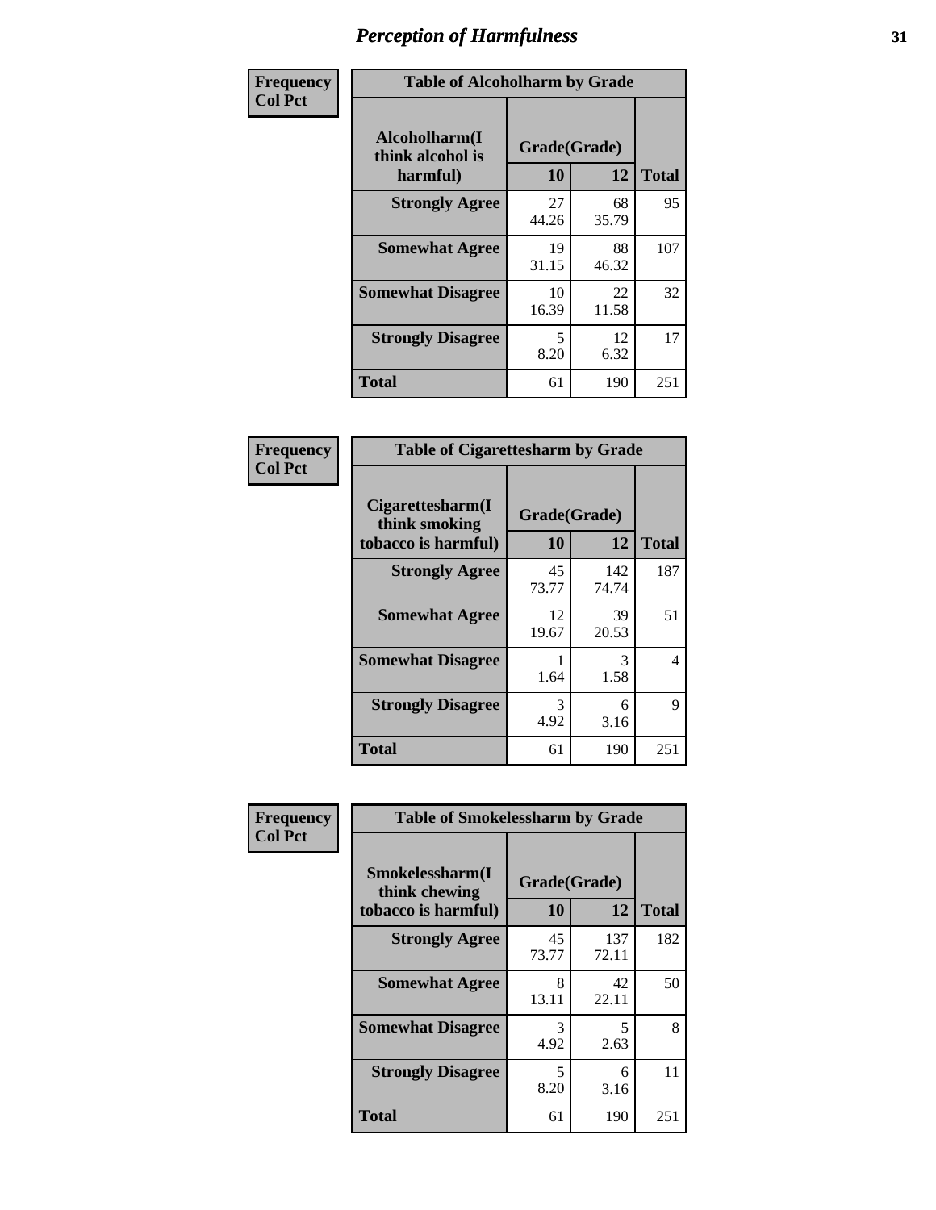# Perception of Harmfulness

**Frequency**
**Col Pct**

| Table of Alcoholharm by Grade | | | |
|---|---|---|---|
| **Alcoholharm(I think alcohol is harmful)** | **Grade(Grade)** | | **Total** |
| | **10** | **12** | |
| **Strongly Agree** | 27<br>44.26 | 68<br>35.79 | 95 |
| **Somewhat Agree** | 19<br>31.15 | 88<br>46.32 | 107 |
| **Somewhat Disagree** | 10<br>16.39 | 22<br>11.58 | 32 |
| **Strongly Disagree** | 5<br>8.20 | 12<br>6.32 | 17 |
| **Total** | 61 | 190 | 251 |

**Frequency**
**Col Pct**

| Table of Cigarettesharm by Grade | | | |
|---|---|---|---|
| **Cigarettesharm(I think smoking tobacco is harmful)** | **Grade(Grade)** | | **Total** |
| | **10** | **12** | |
| **Strongly Agree** | 45<br>73.77 | 142<br>74.74 | 187 |
| **Somewhat Agree** | 12<br>19.67 | 39<br>20.53 | 51 |
| **Somewhat Disagree** | 1<br>1.64 | 3<br>1.58 | 4 |
| **Strongly Disagree** | 3<br>4.92 | 6<br>3.16 | 9 |
| **Total** | 61 | 190 | 251 |

**Frequency**
**Col Pct**

| Table of Smokelessharm by Grade | | | |
|---|---|---|---|
| **Smokelessharm(I think chewing tobacco is harmful)** | **Grade(Grade)** | | **Total** |
| | **10** | **12** | |
| **Strongly Agree** | 45<br>73.77 | 137<br>72.11 | 182 |
| **Somewhat Agree** | 8<br>13.11 | 42<br>22.11 | 50 |
| **Somewhat Disagree** | 3<br>4.92 | 5<br>2.63 | 8 |
| **Strongly Disagree** | 5<br>8.20 | 6<br>3.16 | 11 |
| **Total** | 61 | 190 | 251 |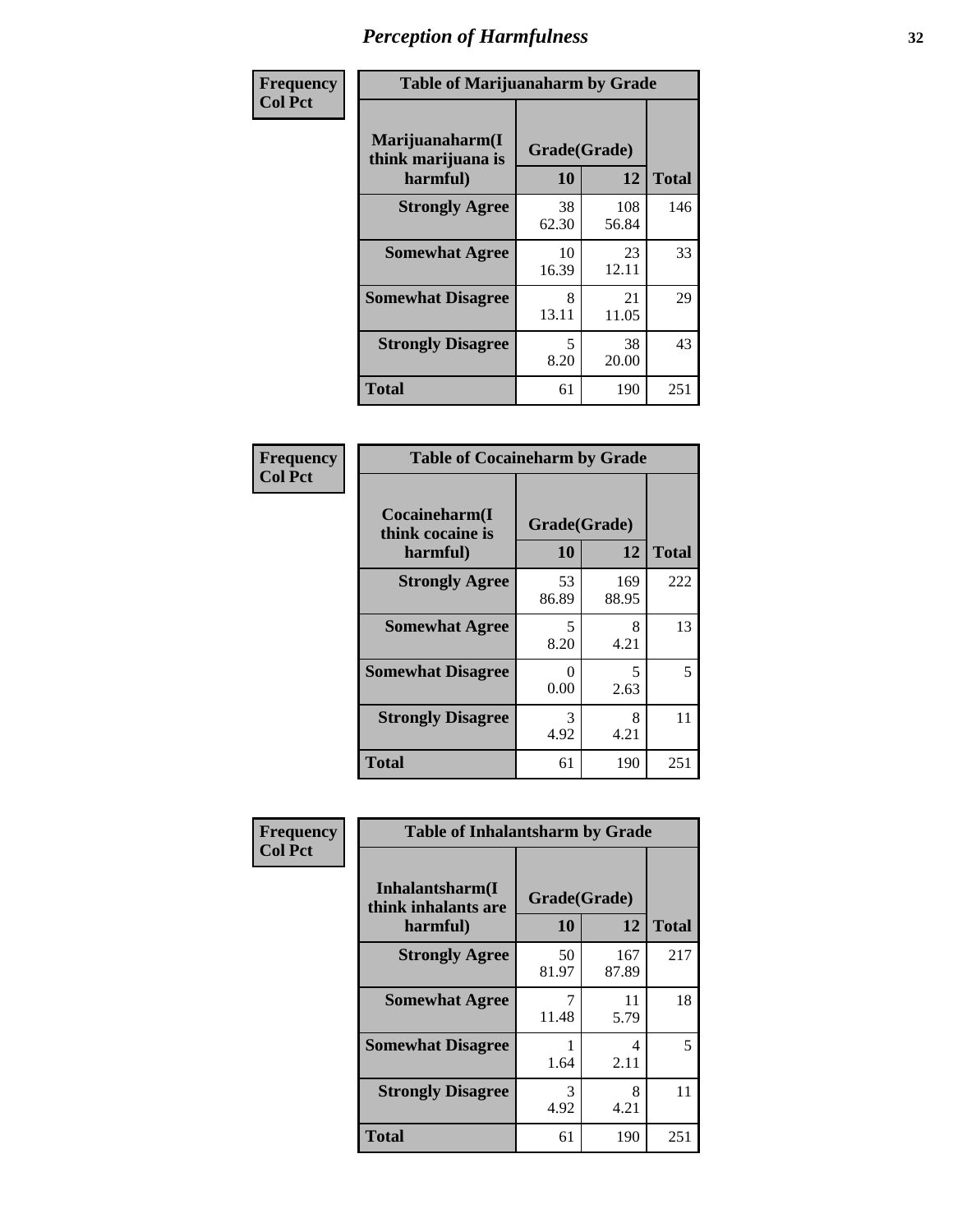# Perception of Harmfulness

| Frequency Col Pct | Table of Marijuanaharm by Grade | | |
|---|---|---|---|
| Marijuanaharm(I think marijuana is harmful) | Grade(Grade) | | Total |
| | 10 | 12 | |
| Strongly Agree | 38<br>62.30 | 108<br>56.84 | 146 |
| Somewhat Agree | 10<br>16.39 | 23<br>12.11 | 33 |
| Somewhat Disagree | 8<br>13.11 | 21<br>11.05 | 29 |
| Strongly Disagree | 5<br>8.20 | 38<br>20.00 | 43 |
| Total | 61 | 190 | 251 |

| Frequency Col Pct | Table of Cocaineharm by Grade | | |
|---|---|---|---|
| Cocaineharm(I think cocaine is harmful) | Grade(Grade) | | Total |
| | 10 | 12 | |
| Strongly Agree | 53<br>86.89 | 169<br>88.95 | 222 |
| Somewhat Agree | 5<br>8.20 | 8<br>4.21 | 13 |
| Somewhat Disagree | 0<br>0.00 | 5<br>2.63 | 5 |
| Strongly Disagree | 3<br>4.92 | 8<br>4.21 | 11 |
| Total | 61 | 190 | 251 |

| Frequency Col Pct | Table of Inhalantsharm by Grade | | |
|---|---|---|---|
| Inhalantsharm(I think inhalants are harmful) | Grade(Grade) | | Total |
| | 10 | 12 | |
| Strongly Agree | 50<br>81.97 | 167<br>87.89 | 217 |
| Somewhat Agree | 7<br>11.48 | 11<br>5.79 | 18 |
| Somewhat Disagree | 1<br>1.64 | 4<br>2.11 | 5 |
| Strongly Disagree | 3<br>4.92 | 8<br>4.21 | 11 |
| Total | 61 | 190 | 251 |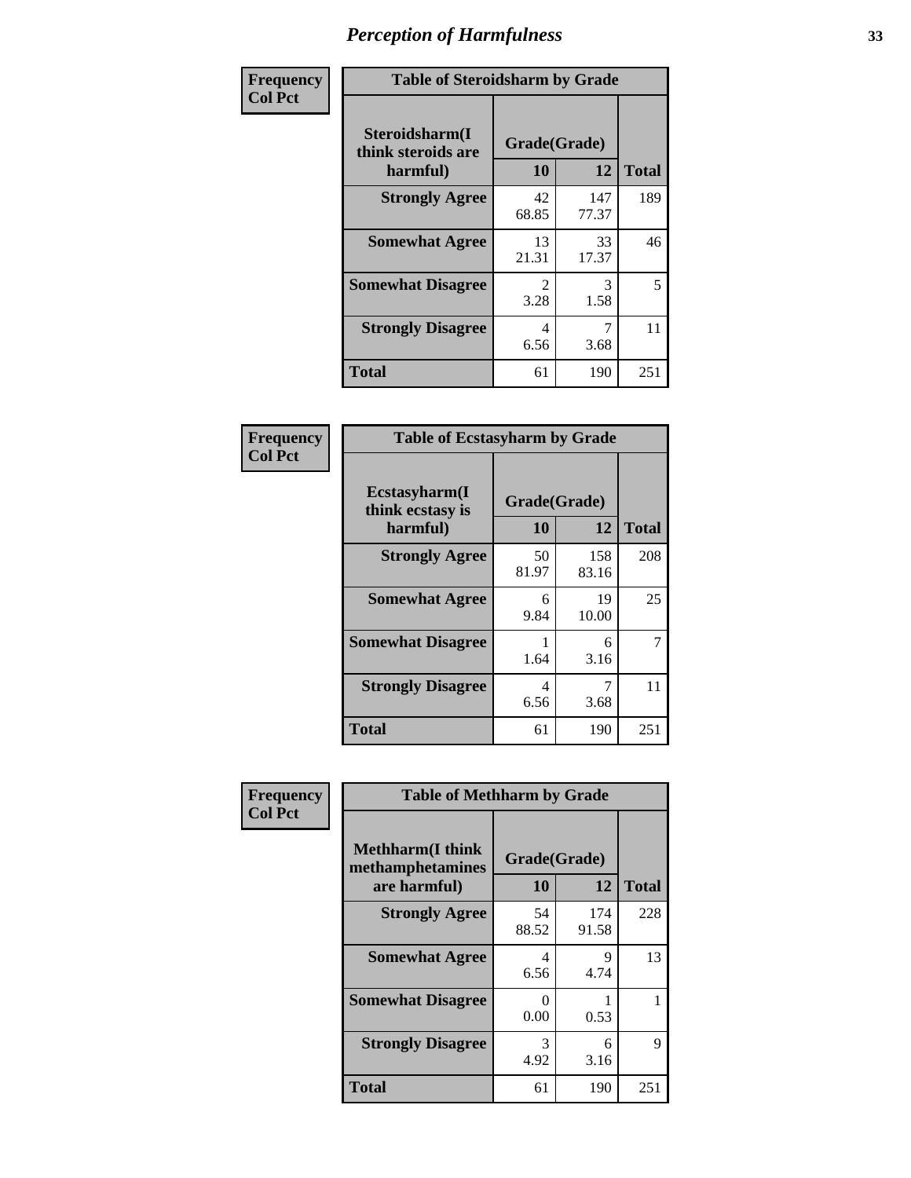| Frequency<br>Col Pct |
|---|

| Table of Steroidsharm by Grade | | | |
|---|---|---|---|
| Steroidsharm(I think steroids are harmful) | Grade(Grade) | | Total |
| | 10 | 12 | |
| Strongly Agree | 42<br>68.85 | 147<br>77.37 | 189 |
| Somewhat Agree | 13<br>21.31 | 33<br>17.37 | 46 |
| Somewhat Disagree | 2<br>3.28 | 3<br>1.58 | 5 |
| Strongly Disagree | 4<br>6.56 | 7<br>3.68 | 11 |
| Total | 61 | 190 | 251 |

| Frequency<br>Col Pct |
|---|

| Table of Ecstasyharm by Grade | | | |
|---|---|---|---|
| Ecstasyharm(I think ecstasy is harmful) | Grade(Grade) | | Total |
| | 10 | 12 | |
| Strongly Agree | 50<br>81.97 | 158<br>83.16 | 208 |
| Somewhat Agree | 6<br>9.84 | 19<br>10.00 | 25 |
| Somewhat Disagree | 1<br>1.64 | 6<br>3.16 | 7 |
| Strongly Disagree | 4<br>6.56 | 7<br>3.68 | 11 |
| Total | 61 | 190 | 251 |

| Frequency<br>Col Pct |
|---|

| Table of Methharm by Grade | | | |
|---|---|---|---|
| Methharm(I think methamphetamines are harmful) | Grade(Grade) | | Total |
| | 10 | 12 | |
| Strongly Agree | 54<br>88.52 | 174<br>91.58 | 228 |
| Somewhat Agree | 4<br>6.56 | 9<br>4.74 | 13 |
| Somewhat Disagree | 0<br>0.00 | 1<br>0.53 | 1 |
| Strongly Disagree | 3<br>4.92 | 6<br>3.16 | 9 |
| Total | 61 | 190 | 251 |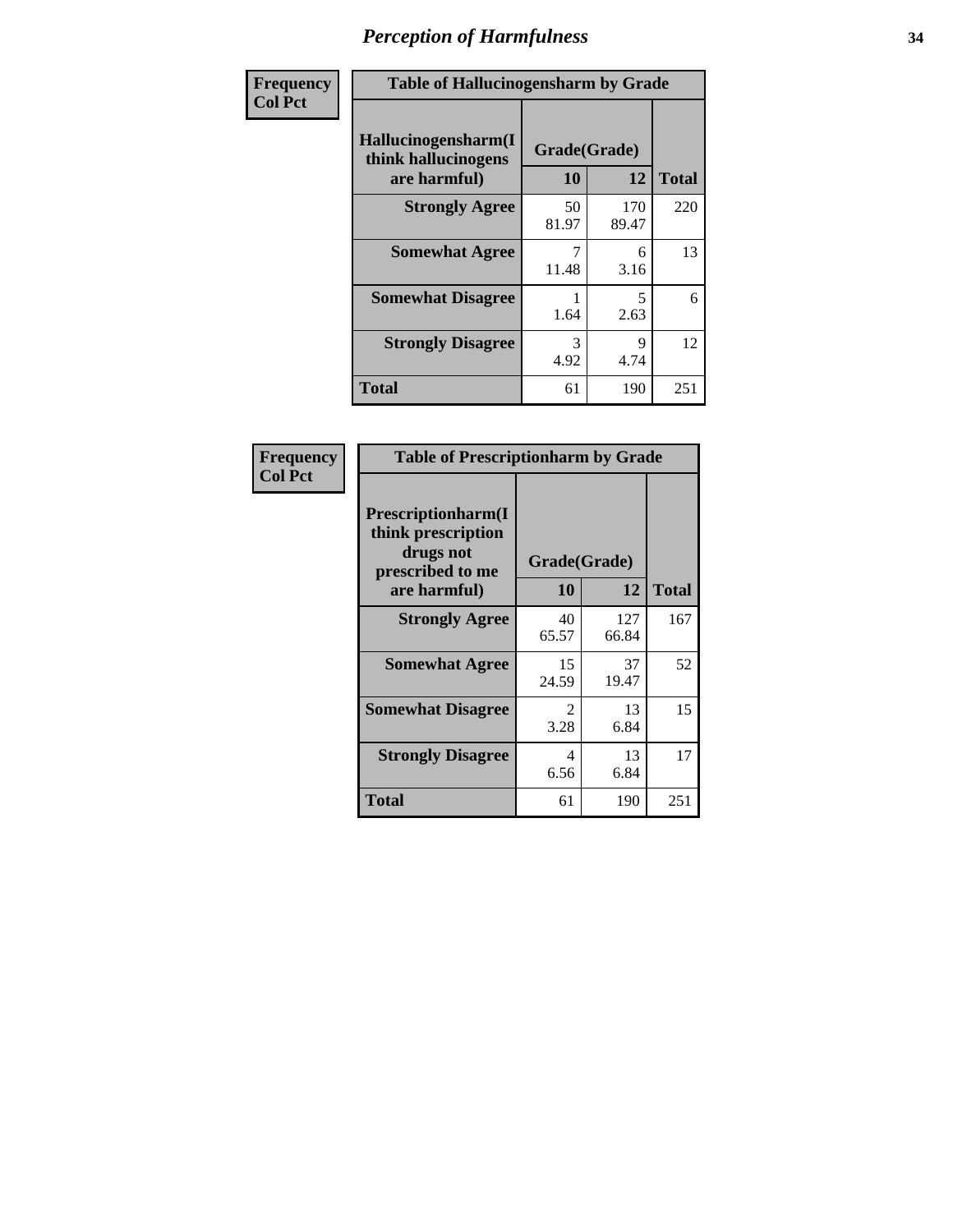# Perception of Harmfulness

| Frequency Col Pct | Table of Hallucinogensharm by Grade | | |
|---|---|---|---|
| Hallucinogensharm(I think hallucinogens are harmful) | Grade(Grade) | | |
| | 10 | 12 | Total |
| Strongly Agree | 50<br>81.97 | 170<br>89.47 | 220 |
| Somewhat Agree | 7<br>11.48 | 6<br>3.16 | 13 |
| Somewhat Disagree | 1<br>1.64 | 5<br>2.63 | 6 |
| Strongly Disagree | 3<br>4.92 | 9<br>4.74 | 12 |
| Total | 61 | 190 | 251 |

| Frequency Col Pct | Table of Prescriptionharm by Grade | | |
|---|---|---|---|
| Prescriptionharm(I think prescription drugs not prescribed to me are harmful) | Grade(Grade) | | |
| | 10 | 12 | Total |
| Strongly Agree | 40<br>65.57 | 127<br>66.84 | 167 |
| Somewhat Agree | 15<br>24.59 | 37<br>19.47 | 52 |
| Somewhat Disagree | 2<br>3.28 | 13<br>6.84 | 15 |
| Strongly Disagree | 4<br>6.56 | 13<br>6.84 | 17 |
| Total | 61 | 190 | 251 |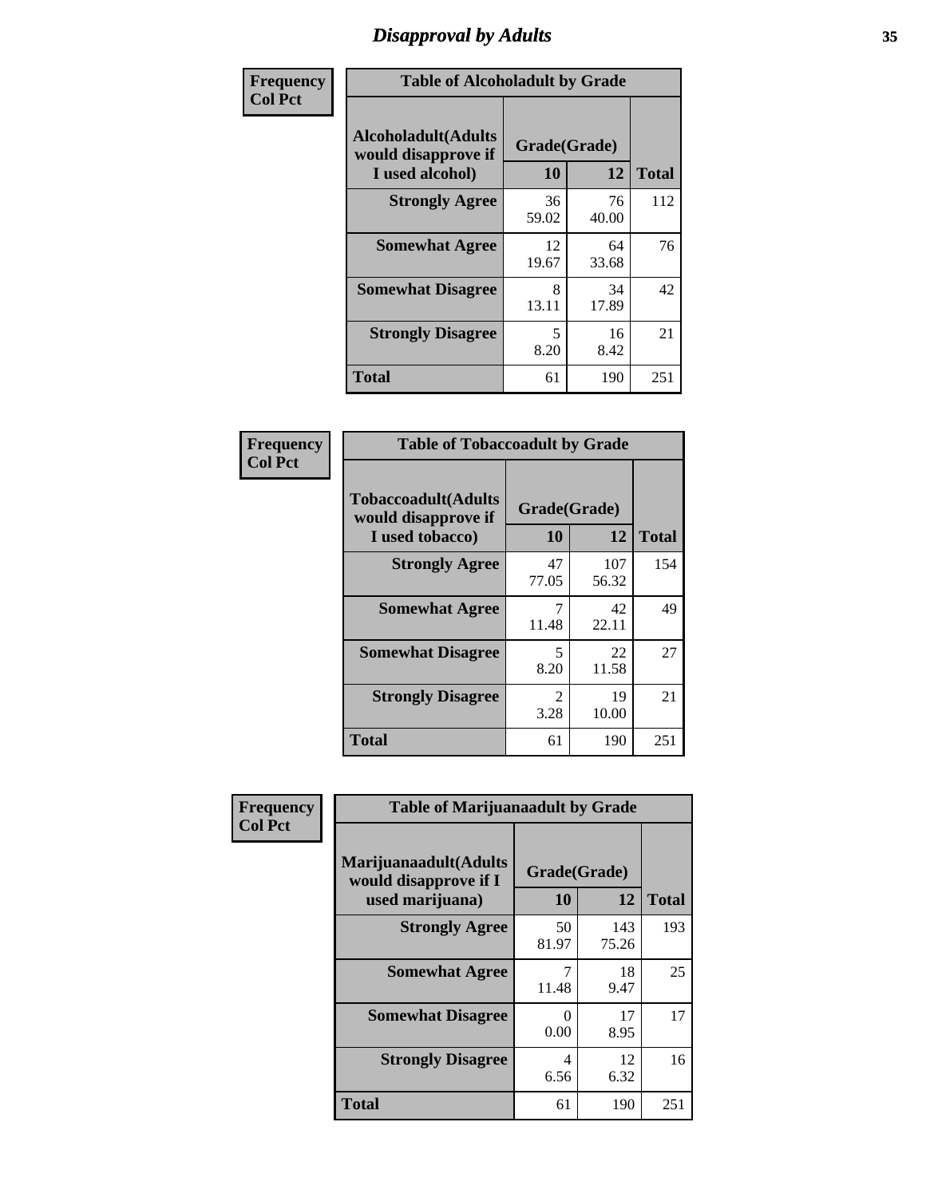# Disapproval by Adults

**Frequency**
**Col Pct**

| Table of Alcoholadult by Grade | | | |
|---|---|---|---|
| **Alcoholadult(Adults would disapprove if I used alcohol)** | **Grade(Grade)** | | **Total** |
| | **10** | **12** | |
| **Strongly Agree** | 36<br>59.02 | 76<br>40.00 | 112 |
| **Somewhat Agree** | 12<br>19.67 | 64<br>33.68 | 76 |
| **Somewhat Disagree** | 8<br>13.11 | 34<br>17.89 | 42 |
| **Strongly Disagree** | 5<br>8.20 | 16<br>8.42 | 21 |
| **Total** | 61 | 190 | 251 |

**Frequency**
**Col Pct**

| Table of Tobaccoadult by Grade | | | |
|---|---|---|---|
| **Tobaccoadult(Adults would disapprove if I used tobacco)** | **Grade(Grade)** | | **Total** |
| | **10** | **12** | |
| **Strongly Agree** | 47<br>77.05 | 107<br>56.32 | 154 |
| **Somewhat Agree** | 7<br>11.48 | 42<br>22.11 | 49 |
| **Somewhat Disagree** | 5<br>8.20 | 22<br>11.58 | 27 |
| **Strongly Disagree** | 2<br>3.28 | 19<br>10.00 | 21 |
| **Total** | 61 | 190 | 251 |

**Frequency**
**Col Pct**

| Table of Marijuanaadult by Grade | | | |
|---|---|---|---|
| **Marijuanaadult(Adults would disapprove if I used marijuana)** | **Grade(Grade)** | | **Total** |
| | **10** | **12** | |
| **Strongly Agree** | 50<br>81.97 | 143<br>75.26 | 193 |
| **Somewhat Agree** | 7<br>11.48 | 18<br>9.47 | 25 |
| **Somewhat Disagree** | 0<br>0.00 | 17<br>8.95 | 17 |
| **Strongly Disagree** | 4<br>6.56 | 12<br>6.32 | 16 |
| **Total** | 61 | 190 | 251 |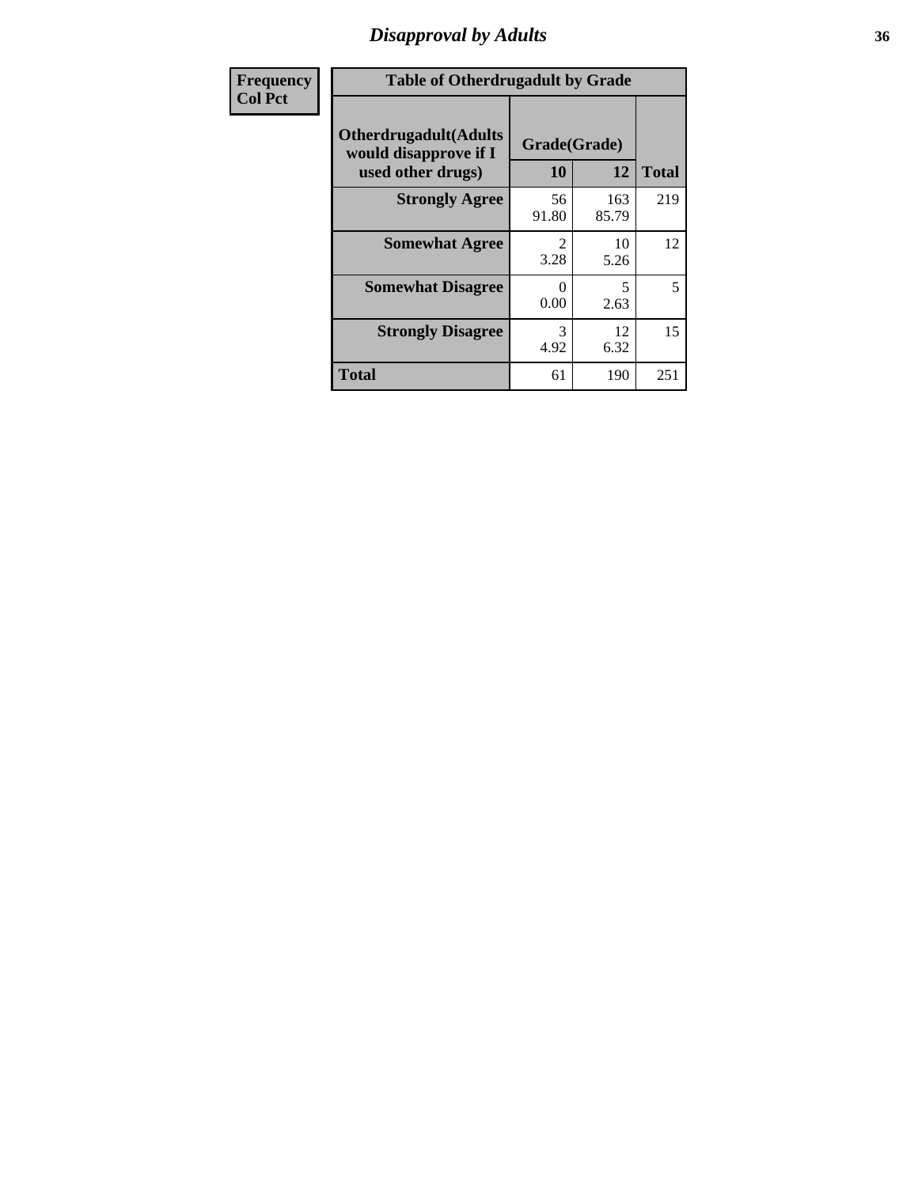| Frequency Col Pct |
|---|

**Table of Otherdrugadult by Grade**

| Otherdrugadult(Adults would disapprove if I used other drugs) | Grade(Grade) 10 | 12 | Total |
|---|---|---|---|
| **Strongly Agree** | 56<br>91.80 | 163<br>85.79 | 219 |
| **Somewhat Agree** | 2<br>3.28 | 10<br>5.26 | 12 |
| **Somewhat Disagree** | 0<br>0.00 | 5<br>2.63 | 5 |
| **Strongly Disagree** | 3<br>4.92 | 12<br>6.32 | 15 |
| **Total** | 61 | 190 | 251 |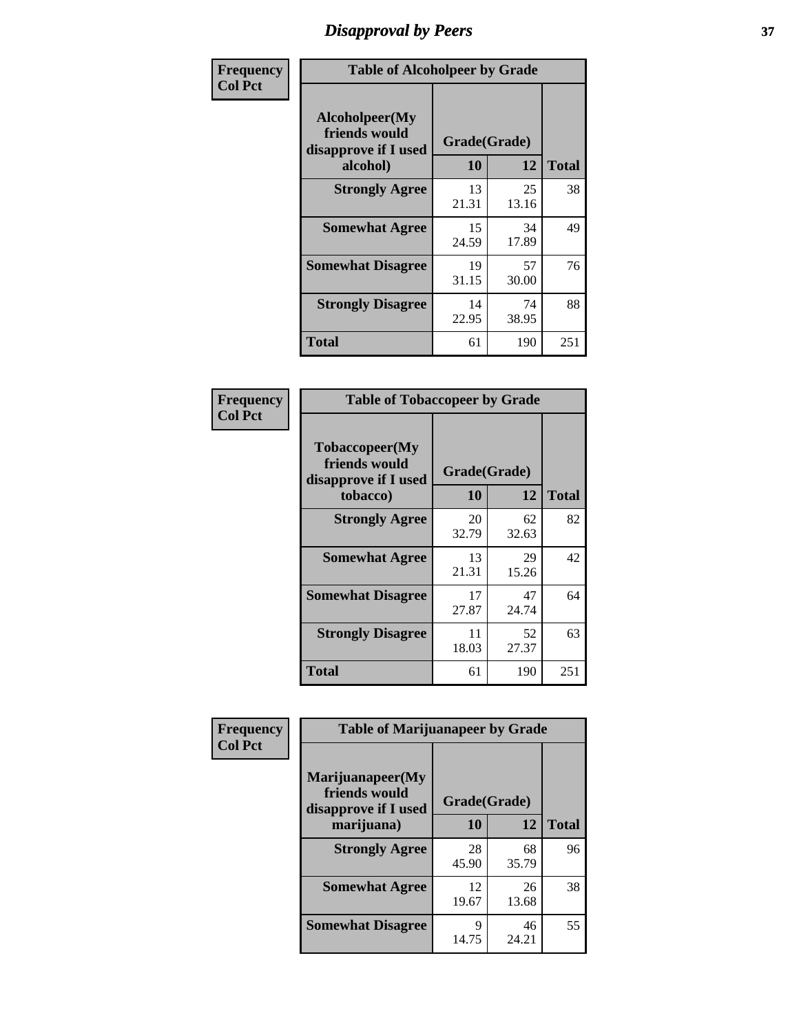# Disapproval by Peers

| Frequency Col Pct | Table of Alcoholpeer by Grade | | |
|---|---|---|---|
| Alcoholpeer(My friends would disapprove if I used alcohol) | Grade(Grade) 10 | 12 | Total |
| Strongly Agree | 13<br>21.31 | 25<br>13.16 | 38 |
| Somewhat Agree | 15<br>24.59 | 34<br>17.89 | 49 |
| Somewhat Disagree | 19<br>31.15 | 57<br>30.00 | 76 |
| Strongly Disagree | 14<br>22.95 | 74<br>38.95 | 88 |
| Total | 61 | 190 | 251 |

| Frequency Col Pct | Table of Tobaccopeer by Grade | | |
|---|---|---|---|
| Tobaccopeer(My friends would disapprove if I used tobacco) | Grade(Grade) 10 | 12 | Total |
| Strongly Agree | 20<br>32.79 | 62<br>32.63 | 82 |
| Somewhat Agree | 13<br>21.31 | 29<br>15.26 | 42 |
| Somewhat Disagree | 17<br>27.87 | 47<br>24.74 | 64 |
| Strongly Disagree | 11<br>18.03 | 52<br>27.37 | 63 |
| Total | 61 | 190 | 251 |

| Frequency Col Pct | Table of Marijuanapeer by Grade | | |
|---|---|---|---|
| Marijuanapeer(My friends would disapprove if I used marijuana) | Grade(Grade) 10 | 12 | Total |
| Strongly Agree | 28<br>45.90 | 68<br>35.79 | 96 |
| Somewhat Agree | 12<br>19.67 | 26<br>13.68 | 38 |
| Somewhat Disagree | 9<br>14.75 | 46<br>24.21 | 55 |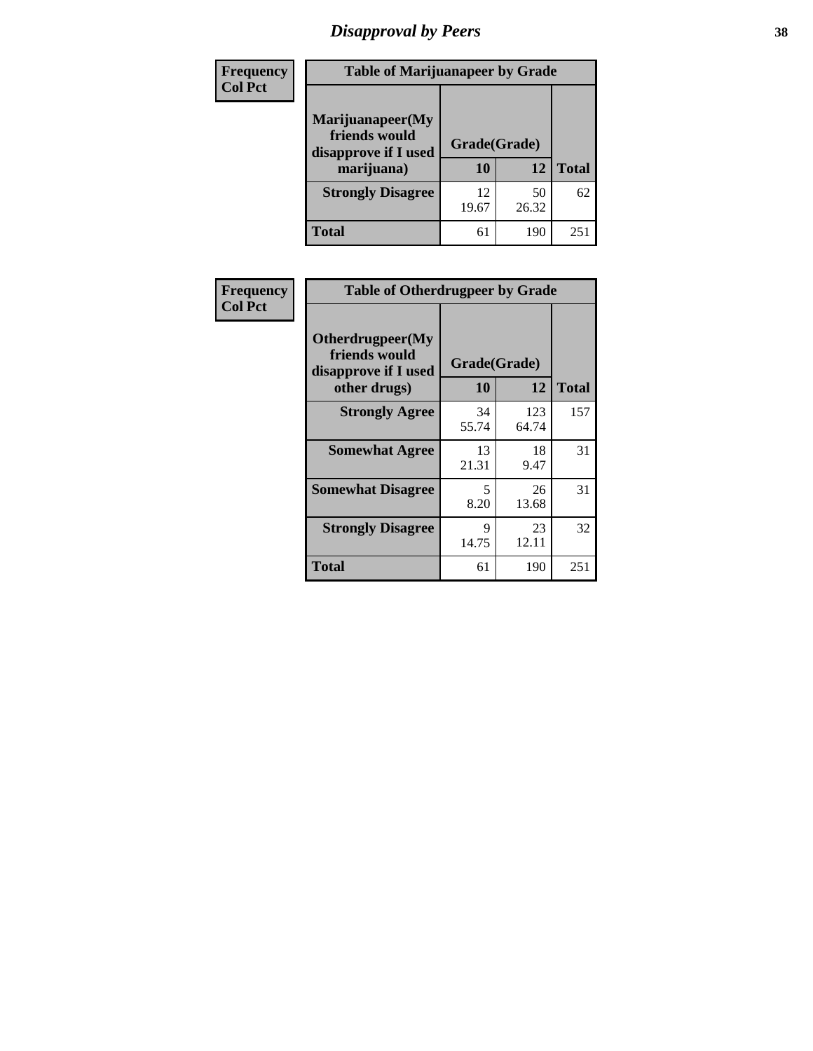# Disapproval by Peers

| Frequency<br>Col Pct | | | |
|---|---|---|---|

**Table of Marijuanapeer by Grade**

| Marijuanapeer(My friends would disapprove if I used marijuana) | Grade(Grade) 10 | 12 | Total |
|---|---|---|---|
| Strongly Disagree | 12<br>19.67 | 50<br>26.32 | 62 |
| Total | 61 | 190 | 251 |

| Frequency<br>Col Pct | | | |
|---|---|---|---|

**Table of Otherdrugpeer by Grade**

| Otherdrugpeer(My friends would disapprove if I used other drugs) | Grade(Grade) 10 | 12 | Total |
|---|---|---|---|
| Strongly Agree | 34<br>55.74 | 123<br>64.74 | 157 |
| Somewhat Agree | 13<br>21.31 | 18<br>9.47 | 31 |
| Somewhat Disagree | 5<br>8.20 | 26<br>13.68 | 31 |
| Strongly Disagree | 9<br>14.75 | 23<br>12.11 | 32 |
| Total | 61 | 190 | 251 |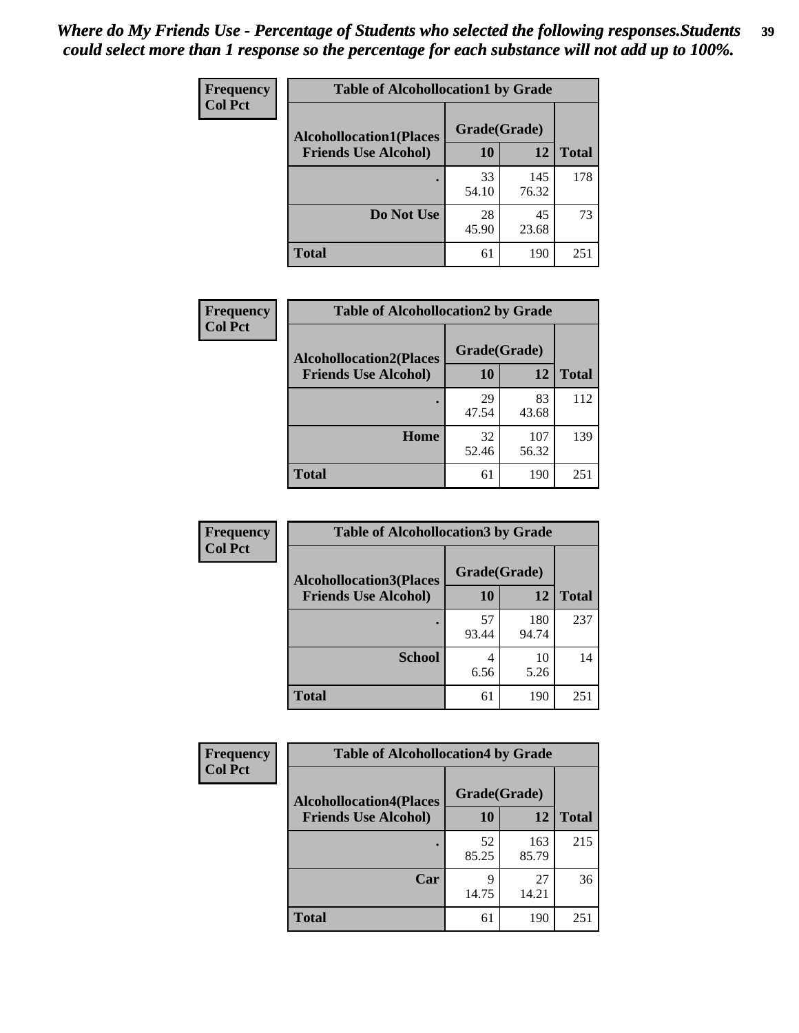*Where do My Friends Use - Percentage of Students who selected the following responses.Students could select more than 1 response so the percentage for each substance will not add up to 100%.*

**Frequency**
**Col Pct**

| Table of Alcohollocation1 by Grade | | | |
|---|---|---|---|
| **Alcohollocation1(Places Friends Use Alcohol)** | **Grade(Grade)** | | |
| | **10** | **12** | **Total** |
| **.** | 33<br>54.10 | 145<br>76.32 | 178 |
| **Do Not Use** | 28<br>45.90 | 45<br>23.68 | 73 |
| **Total** | 61 | 190 | 251 |

**Frequency**
**Col Pct**

| Table of Alcohollocation2 by Grade | | | |
|---|---|---|---|
| **Alcohollocation2(Places Friends Use Alcohol)** | **Grade(Grade)** | | |
| | **10** | **12** | **Total** |
| **.** | 29<br>47.54 | 83<br>43.68 | 112 |
| **Home** | 32<br>52.46 | 107<br>56.32 | 139 |
| **Total** | 61 | 190 | 251 |

**Frequency**
**Col Pct**

| Table of Alcohollocation3 by Grade | | | |
|---|---|---|---|
| **Alcohollocation3(Places Friends Use Alcohol)** | **Grade(Grade)** | | |
| | **10** | **12** | **Total** |
| **.** | 57<br>93.44 | 180<br>94.74 | 237 |
| **School** | 4<br>6.56 | 10<br>5.26 | 14 |
| **Total** | 61 | 190 | 251 |

**Frequency**
**Col Pct**

| Table of Alcohollocation4 by Grade | | | |
|---|---|---|---|
| **Alcohollocation4(Places Friends Use Alcohol)** | **Grade(Grade)** | | |
| | **10** | **12** | **Total** |
| **.** | 52<br>85.25 | 163<br>85.79 | 215 |
| **Car** | 9<br>14.75 | 27<br>14.21 | 36 |
| **Total** | 61 | 190 | 251 |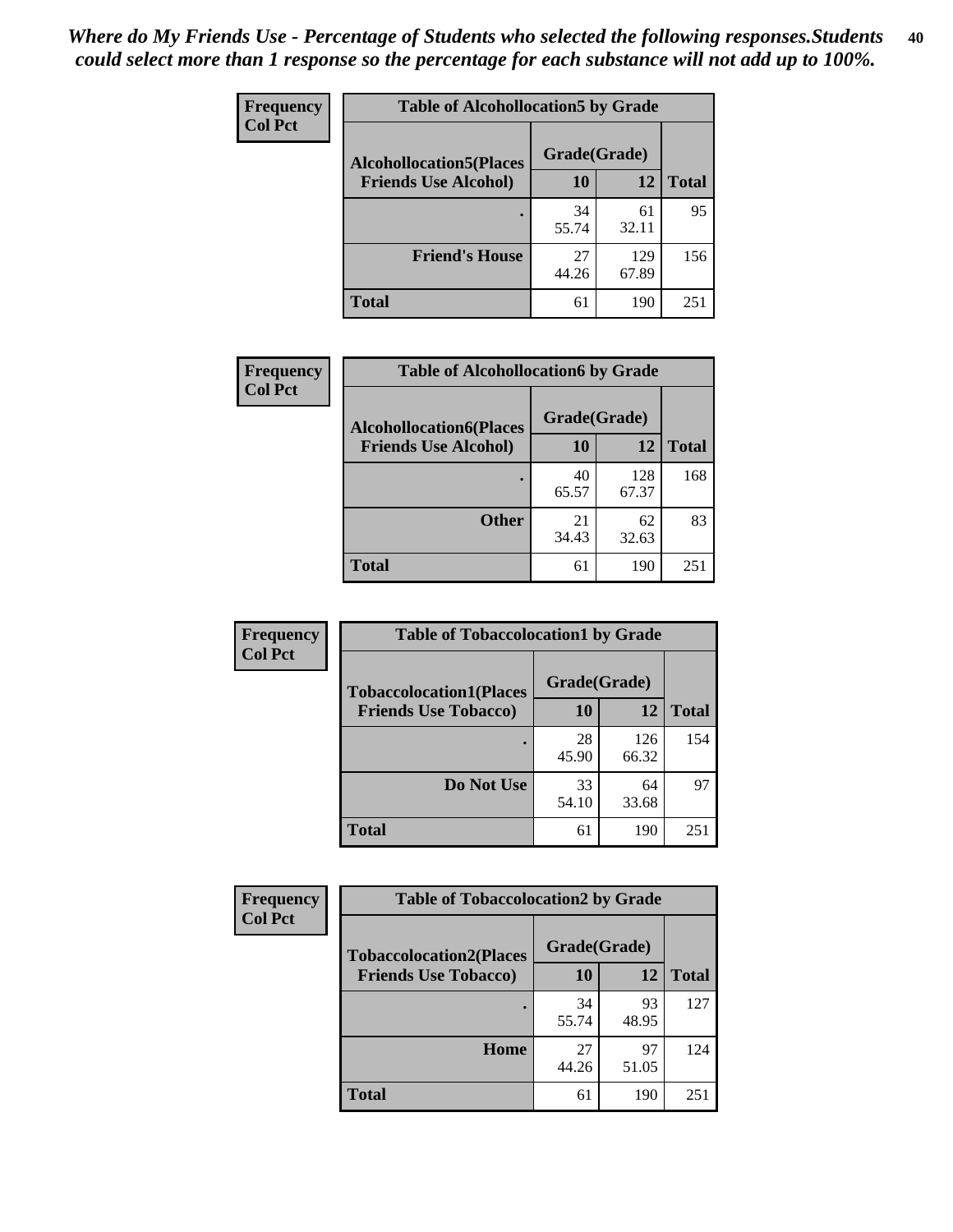*Where do My Friends Use - Percentage of Students who selected the following responses.Students could select more than 1 response so the percentage for each substance will not add up to 100%.*

**Frequency**
**Col Pct**

| Table of Alcohollocation5 by Grade | | | |
|---|---|---|---|
| **Alcohollocation5(Places Friends Use Alcohol)** | **Grade(Grade)** | | **Total** |
| | **10** | **12** | |
| **.** | 34<br>55.74 | 61<br>32.11 | 95 |
| **Friend's House** | 27<br>44.26 | 129<br>67.89 | 156 |
| **Total** | 61 | 190 | 251 |

**Frequency**
**Col Pct**

| Table of Alcohollocation6 by Grade | | | |
|---|---|---|---|
| **Alcohollocation6(Places Friends Use Alcohol)** | **Grade(Grade)** | | **Total** |
| | **10** | **12** | |
| **.** | 40<br>65.57 | 128<br>67.37 | 168 |
| **Other** | 21<br>34.43 | 62<br>32.63 | 83 |
| **Total** | 61 | 190 | 251 |

**Frequency**
**Col Pct**

| Table of Tobaccolocation1 by Grade | | | |
|---|---|---|---|
| **Tobaccolocation1(Places Friends Use Tobacco)** | **Grade(Grade)** | | **Total** |
| | **10** | **12** | |
| **.** | 28<br>45.90 | 126<br>66.32 | 154 |
| **Do Not Use** | 33<br>54.10 | 64<br>33.68 | 97 |
| **Total** | 61 | 190 | 251 |

**Frequency**
**Col Pct**

| Table of Tobaccolocation2 by Grade | | | |
|---|---|---|---|
| **Tobaccolocation2(Places Friends Use Tobacco)** | **Grade(Grade)** | | **Total** |
| | **10** | **12** | |
| **.** | 34<br>55.74 | 93<br>48.95 | 127 |
| **Home** | 27<br>44.26 | 97<br>51.05 | 124 |
| **Total** | 61 | 190 | 251 |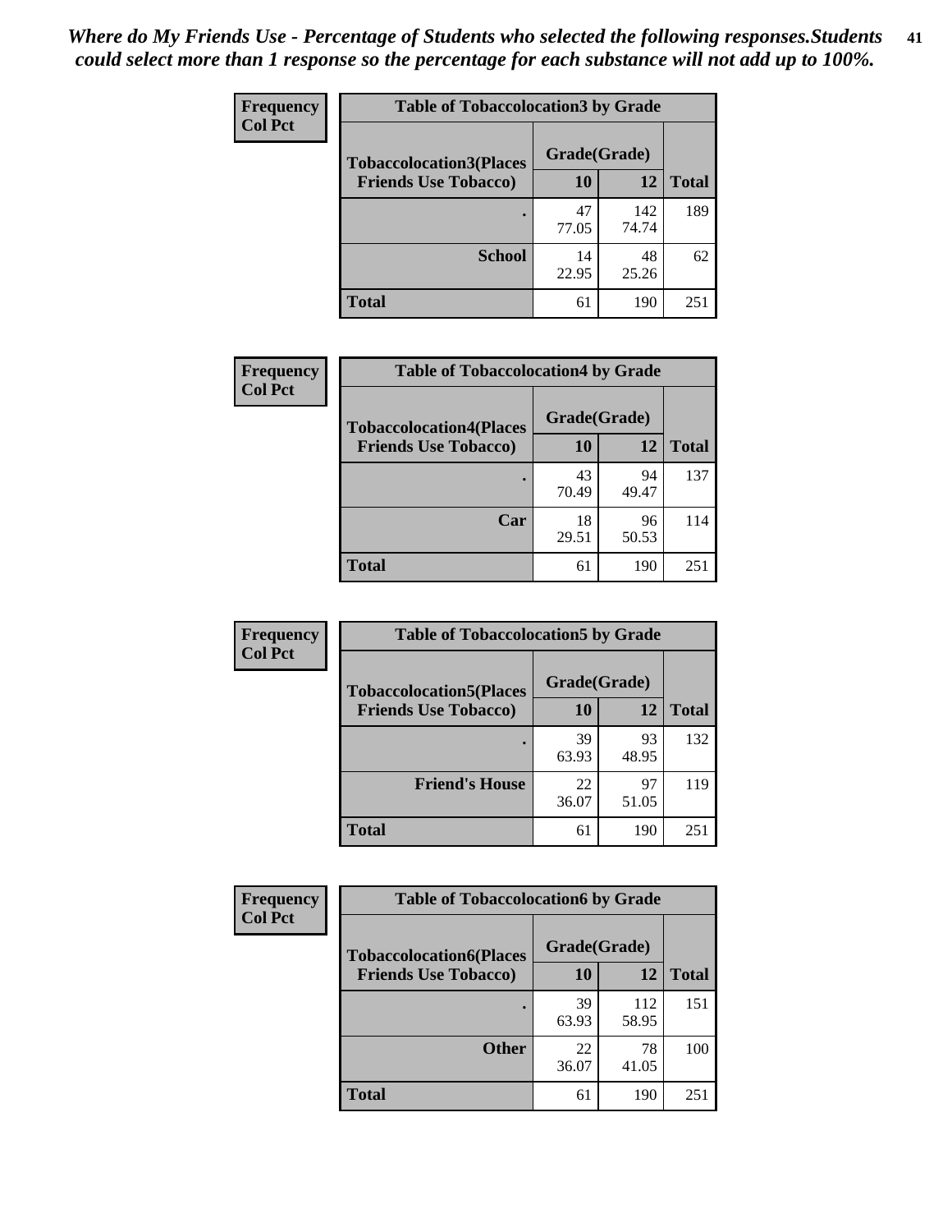*Where do My Friends Use - Percentage of Students who selected the following responses.Students could select more than 1 response so the percentage for each substance will not add up to 100%.*

**Frequency**
**Col Pct**

**Table of Tobaccolocation3 by Grade**

| Tobaccolocation3(Places Friends Use Tobacco) | Grade(Grade) 10 | 12 | Total |
|---|---|---|---|
| . | 47<br>77.05 | 142<br>74.74 | 189 |
| School | 14<br>22.95 | 48<br>25.26 | 62 |
| Total | 61 | 190 | 251 |

**Frequency**
**Col Pct**

**Table of Tobaccolocation4 by Grade**

| Tobaccolocation4(Places Friends Use Tobacco) | Grade(Grade) 10 | 12 | Total |
|---|---|---|---|
| . | 43<br>70.49 | 94<br>49.47 | 137 |
| Car | 18<br>29.51 | 96<br>50.53 | 114 |
| Total | 61 | 190 | 251 |

**Frequency**
**Col Pct**

**Table of Tobaccolocation5 by Grade**

| Tobaccolocation5(Places Friends Use Tobacco) | Grade(Grade) 10 | 12 | Total |
|---|---|---|---|
| . | 39<br>63.93 | 93<br>48.95 | 132 |
| Friend's House | 22<br>36.07 | 97<br>51.05 | 119 |
| Total | 61 | 190 | 251 |

**Frequency**
**Col Pct**

**Table of Tobaccolocation6 by Grade**

| Tobaccolocation6(Places Friends Use Tobacco) | Grade(Grade) 10 | 12 | Total |
|---|---|---|---|
| . | 39<br>63.93 | 112<br>58.95 | 151 |
| Other | 22<br>36.07 | 78<br>41.05 | 100 |
| Total | 61 | 190 | 251 |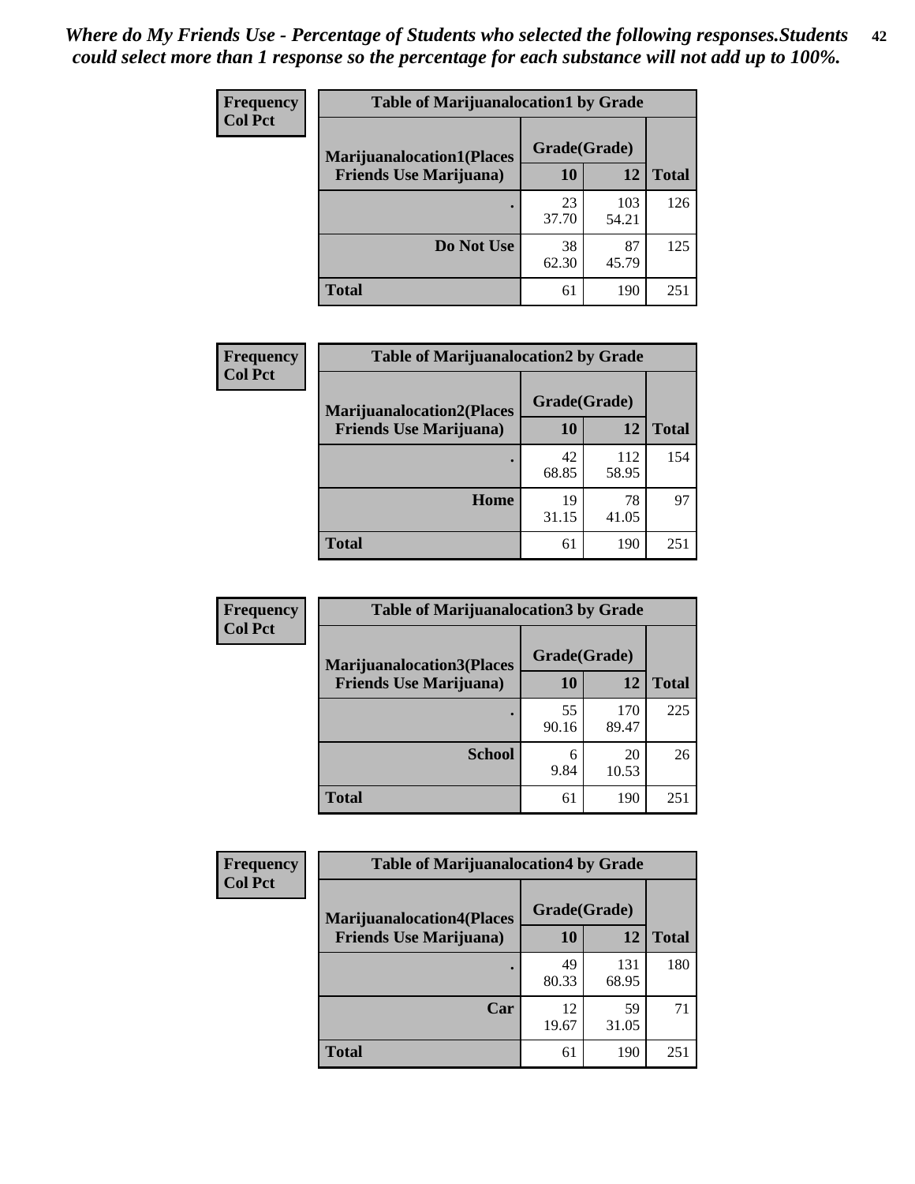*Where do My Friends Use - Percentage of Students who selected the following responses.Students could select more than 1 response so the percentage for each substance will not add up to 100%.*

**Table of Marijuanalocation1 by Grade**

| Frequency / Col Pct | | | |
|---|---|---|---|
| **Marijuanalocation1(Places Friends Use Marijuana)** | **Grade(Grade)** | | |
| | **10** | **12** | **Total** |
| **.** | 23<br>37.70 | 103<br>54.21 | 126 |
| **Do Not Use** | 38<br>62.30 | 87<br>45.79 | 125 |
| **Total** | 61 | 190 | 251 |

**Table of Marijuanalocation2 by Grade**

| Frequency / Col Pct | | | |
|---|---|---|---|
| **Marijuanalocation2(Places Friends Use Marijuana)** | **Grade(Grade)** | | |
| | **10** | **12** | **Total** |
| **.** | 42<br>68.85 | 112<br>58.95 | 154 |
| **Home** | 19<br>31.15 | 78<br>41.05 | 97 |
| **Total** | 61 | 190 | 251 |

**Table of Marijuanalocation3 by Grade**

| Frequency / Col Pct | | | |
|---|---|---|---|
| **Marijuanalocation3(Places Friends Use Marijuana)** | **Grade(Grade)** | | |
| | **10** | **12** | **Total** |
| **.** | 55<br>90.16 | 170<br>89.47 | 225 |
| **School** | 6<br>9.84 | 20<br>10.53 | 26 |
| **Total** | 61 | 190 | 251 |

**Table of Marijuanalocation4 by Grade**

| Frequency / Col Pct | | | |
|---|---|---|---|
| **Marijuanalocation4(Places Friends Use Marijuana)** | **Grade(Grade)** | | |
| | **10** | **12** | **Total** |
| **.** | 49<br>80.33 | 131<br>68.95 | 180 |
| **Car** | 12<br>19.67 | 59<br>31.05 | 71 |
| **Total** | 61 | 190 | 251 |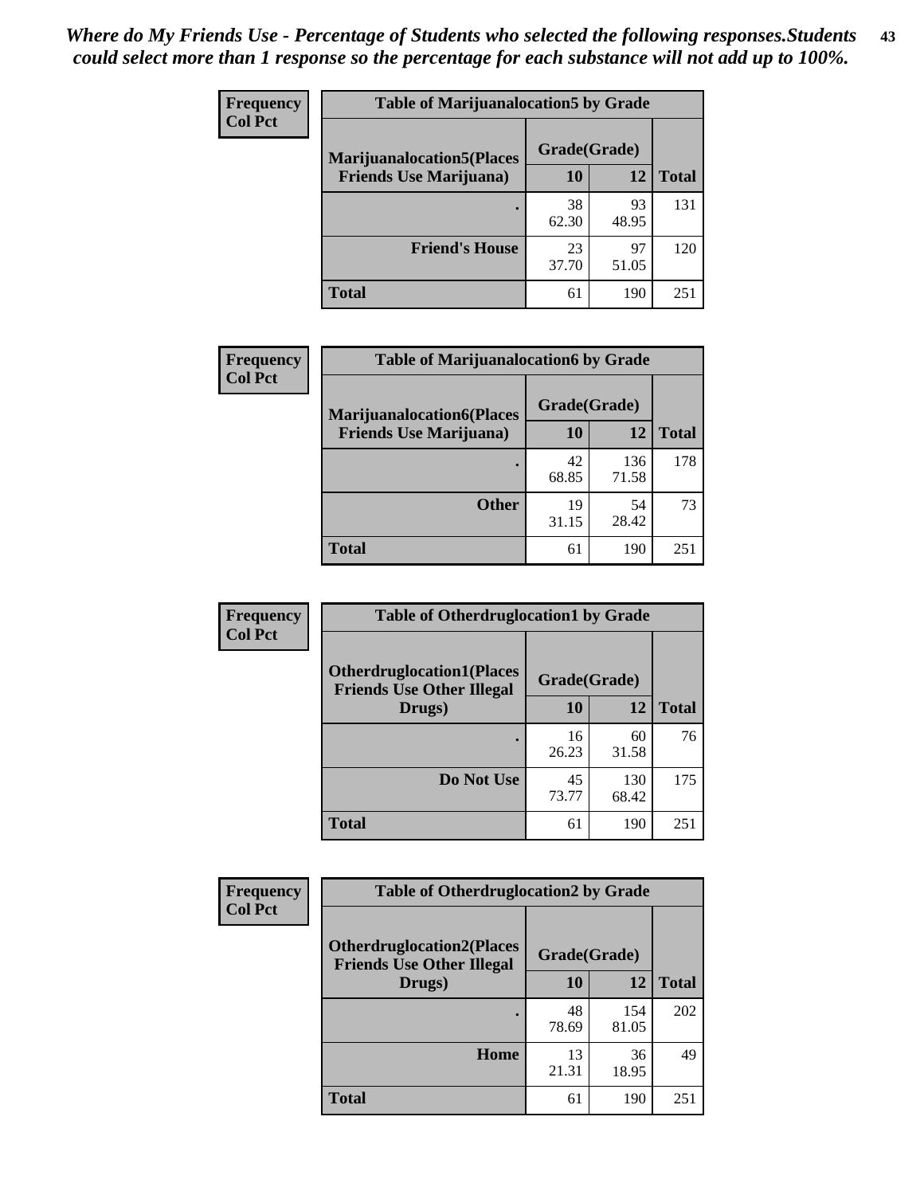*Where do My Friends Use - Percentage of Students who selected the following responses.Students could select more than 1 response so the percentage for each substance will not add up to 100%.*

**Frequency**
**Col Pct**

| Table of Marijuanalocation5 by Grade | | | |
|---|---|---|---|
| **Marijuanalocation5(Places Friends Use Marijuana)** | **Grade(Grade)** | | **Total** |
| | **10** | **12** | |
| **.** | 38<br>62.30 | 93<br>48.95 | 131 |
| **Friend's House** | 23<br>37.70 | 97<br>51.05 | 120 |
| **Total** | 61 | 190 | 251 |

**Frequency**
**Col Pct**

| Table of Marijuanalocation6 by Grade | | | |
|---|---|---|---|
| **Marijuanalocation6(Places Friends Use Marijuana)** | **Grade(Grade)** | | **Total** |
| | **10** | **12** | |
| **.** | 42<br>68.85 | 136<br>71.58 | 178 |
| **Other** | 19<br>31.15 | 54<br>28.42 | 73 |
| **Total** | 61 | 190 | 251 |

**Frequency**
**Col Pct**

| Table of Otherdruglocation1 by Grade | | | |
|---|---|---|---|
| **Otherdruglocation1(Places Friends Use Other Illegal Drugs)** | **Grade(Grade)** | | **Total** |
| | **10** | **12** | |
| **.** | 16<br>26.23 | 60<br>31.58 | 76 |
| **Do Not Use** | 45<br>73.77 | 130<br>68.42 | 175 |
| **Total** | 61 | 190 | 251 |

**Frequency**
**Col Pct**

| Table of Otherdruglocation2 by Grade | | | |
|---|---|---|---|
| **Otherdruglocation2(Places Friends Use Other Illegal Drugs)** | **Grade(Grade)** | | **Total** |
| | **10** | **12** | |
| **.** | 48<br>78.69 | 154<br>81.05 | 202 |
| **Home** | 13<br>21.31 | 36<br>18.95 | 49 |
| **Total** | 61 | 190 | 251 |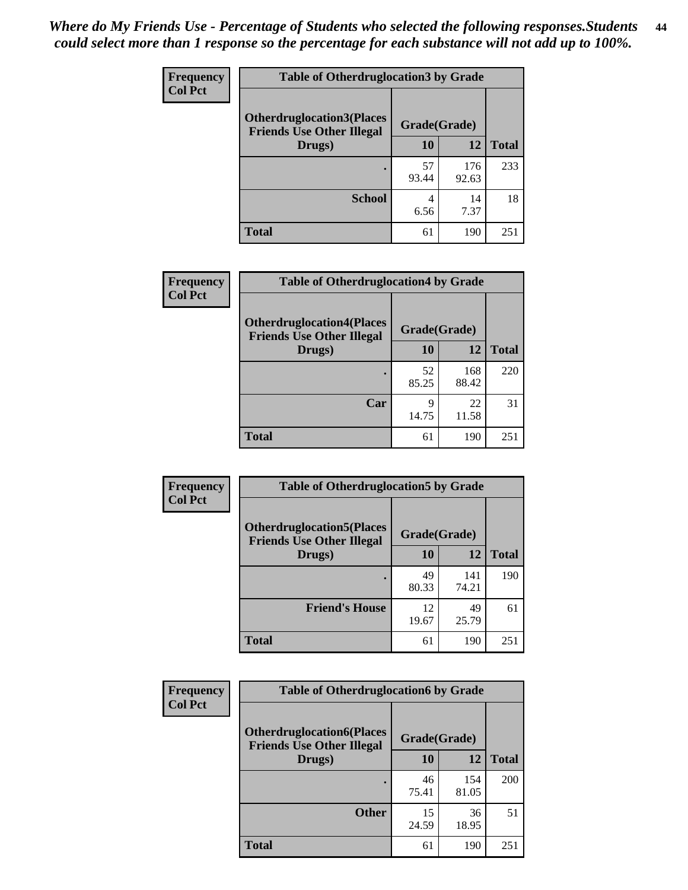*Where do My Friends Use - Percentage of Students who selected the following responses.Students could select more than 1 response so the percentage for each substance will not add up to 100%.*

**Frequency**
**Col Pct**

| Table of Otherdruglocation3 by Grade | | | |
|---|---|---|---|
| **Otherdruglocation3(Places Friends Use Other Illegal Drugs)** | **Grade(Grade)** | | |
| | **10** | **12** | **Total** |
| **.** | 57<br>93.44 | 176<br>92.63 | 233 |
| **School** | 4<br>6.56 | 14<br>7.37 | 18 |
| **Total** | 61 | 190 | 251 |

**Frequency**
**Col Pct**

| Table of Otherdruglocation4 by Grade | | | |
|---|---|---|---|
| **Otherdruglocation4(Places Friends Use Other Illegal Drugs)** | **Grade(Grade)** | | |
| | **10** | **12** | **Total** |
| **.** | 52<br>85.25 | 168<br>88.42 | 220 |
| **Car** | 9<br>14.75 | 22<br>11.58 | 31 |
| **Total** | 61 | 190 | 251 |

**Frequency**
**Col Pct**

| Table of Otherdruglocation5 by Grade | | | |
|---|---|---|---|
| **Otherdruglocation5(Places Friends Use Other Illegal Drugs)** | **Grade(Grade)** | | |
| | **10** | **12** | **Total** |
| **.** | 49<br>80.33 | 141<br>74.21 | 190 |
| **Friend's House** | 12<br>19.67 | 49<br>25.79 | 61 |
| **Total** | 61 | 190 | 251 |

**Frequency**
**Col Pct**

| Table of Otherdruglocation6 by Grade | | | |
|---|---|---|---|
| **Otherdruglocation6(Places Friends Use Other Illegal Drugs)** | **Grade(Grade)** | | |
| | **10** | **12** | **Total** |
| **.** | 46<br>75.41 | 154<br>81.05 | 200 |
| **Other** | 15<br>24.59 | 36<br>18.95 | 51 |
| **Total** | 61 | 190 | 251 |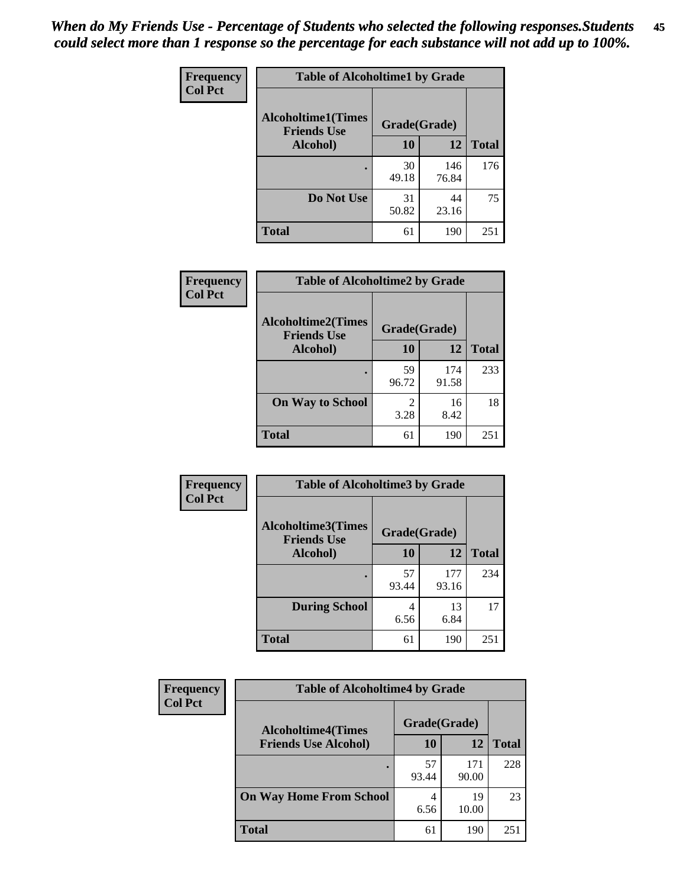*When do My Friends Use - Percentage of Students who selected the following responses.Students could select more than 1 response so the percentage for each substance will not add up to 100%.*

**Frequency**
**Col Pct**

| Table of Alcoholtime1 by Grade | | | |
|---|---|---|---|
| **Alcoholtime1(Times Friends Use Alcohol)** | **Grade(Grade)** | | |
| | **10** | **12** | **Total** |
| **.** | 30<br>49.18 | 146<br>76.84 | 176 |
| **Do Not Use** | 31<br>50.82 | 44<br>23.16 | 75 |
| **Total** | 61 | 190 | 251 |

**Frequency**
**Col Pct**

| Table of Alcoholtime2 by Grade | | | |
|---|---|---|---|
| **Alcoholtime2(Times Friends Use Alcohol)** | **Grade(Grade)** | | |
| | **10** | **12** | **Total** |
| **.** | 59<br>96.72 | 174<br>91.58 | 233 |
| **On Way to School** | 2<br>3.28 | 16<br>8.42 | 18 |
| **Total** | 61 | 190 | 251 |

**Frequency**
**Col Pct**

| Table of Alcoholtime3 by Grade | | | |
|---|---|---|---|
| **Alcoholtime3(Times Friends Use Alcohol)** | **Grade(Grade)** | | |
| | **10** | **12** | **Total** |
| **.** | 57<br>93.44 | 177<br>93.16 | 234 |
| **During School** | 4<br>6.56 | 13<br>6.84 | 17 |
| **Total** | 61 | 190 | 251 |

**Frequency**
**Col Pct**

| Table of Alcoholtime4 by Grade | | | |
|---|---|---|---|
| **Alcoholtime4(Times Friends Use Alcohol)** | **Grade(Grade)** | | |
| | **10** | **12** | **Total** |
| **.** | 57<br>93.44 | 171<br>90.00 | 228 |
| **On Way Home From School** | 4<br>6.56 | 19<br>10.00 | 23 |
| **Total** | 61 | 190 | 251 |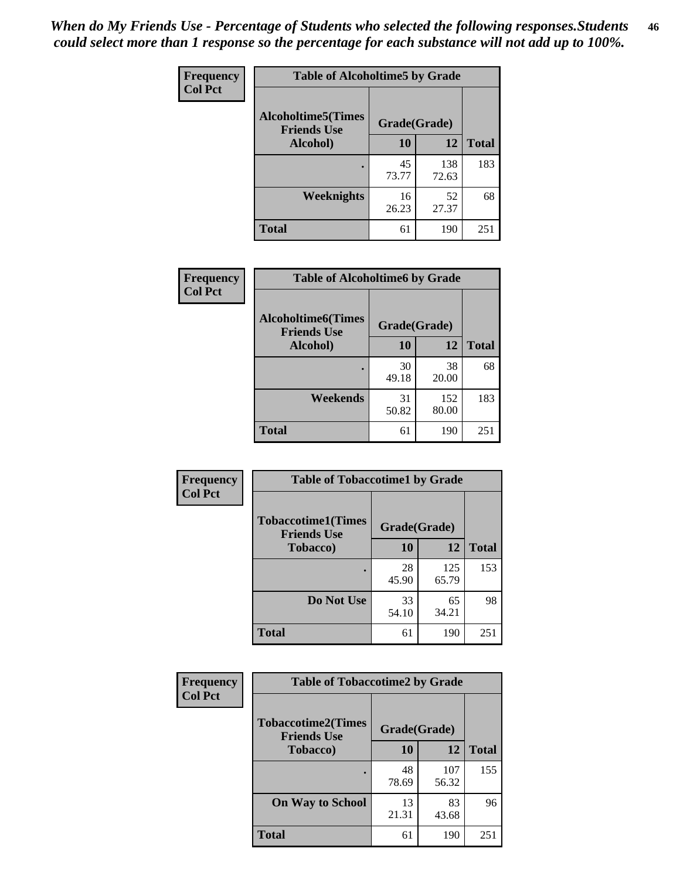*When do My Friends Use - Percentage of Students who selected the following responses.Students could select more than 1 response so the percentage for each substance will not add up to 100%.*

**Frequency**
**Col Pct**

| Table of Alcoholtime5 by Grade | | | |
|---|---|---|---|
| **Alcoholtime5(Times Friends Use Alcohol)** | **Grade(Grade)** | | **Total** |
| | **10** | **12** | |
| **.** | 45<br>73.77 | 138<br>72.63 | 183 |
| **Weeknights** | 16<br>26.23 | 52<br>27.37 | 68 |
| **Total** | 61 | 190 | 251 |

**Frequency**
**Col Pct**

| Table of Alcoholtime6 by Grade | | | |
|---|---|---|---|
| **Alcoholtime6(Times Friends Use Alcohol)** | **Grade(Grade)** | | **Total** |
| | **10** | **12** | |
| **.** | 30<br>49.18 | 38<br>20.00 | 68 |
| **Weekends** | 31<br>50.82 | 152<br>80.00 | 183 |
| **Total** | 61 | 190 | 251 |

**Frequency**
**Col Pct**

| Table of Tobaccotime1 by Grade | | | |
|---|---|---|---|
| **Tobaccotime1(Times Friends Use Tobacco)** | **Grade(Grade)** | | **Total** |
| | **10** | **12** | |
| **.** | 28<br>45.90 | 125<br>65.79 | 153 |
| **Do Not Use** | 33<br>54.10 | 65<br>34.21 | 98 |
| **Total** | 61 | 190 | 251 |

**Frequency**
**Col Pct**

| Table of Tobaccotime2 by Grade | | | |
|---|---|---|---|
| **Tobaccotime2(Times Friends Use Tobacco)** | **Grade(Grade)** | | **Total** |
| | **10** | **12** | |
| **.** | 48<br>78.69 | 107<br>56.32 | 155 |
| **On Way to School** | 13<br>21.31 | 83<br>43.68 | 96 |
| **Total** | 61 | 190 | 251 |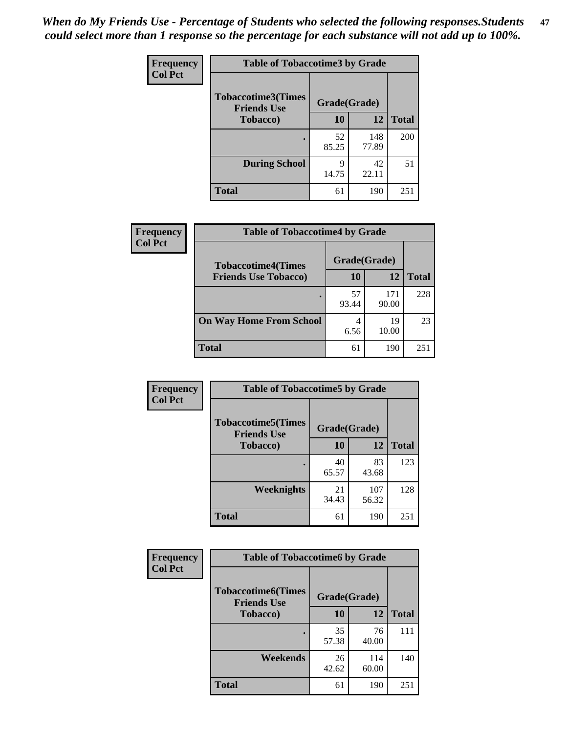*When do My Friends Use - Percentage of Students who selected the following responses.Students could select more than 1 response so the percentage for each substance will not add up to 100%.*

**Frequency**
**Col Pct**

| Table of Tobaccotime3 by Grade | | | |
|---|---|---|---|
| **Tobaccotime3(Times Friends Use Tobacco)** | **Grade(Grade)** | | **Total** |
| | **10** | **12** | |
| **.** | 52<br>85.25 | 148<br>77.89 | 200 |
| **During School** | 9<br>14.75 | 42<br>22.11 | 51 |
| **Total** | 61 | 190 | 251 |

**Frequency**
**Col Pct**

| Table of Tobaccotime4 by Grade | | | |
|---|---|---|---|
| **Tobaccotime4(Times Friends Use Tobacco)** | **Grade(Grade)** | | **Total** |
| | **10** | **12** | |
| **.** | 57<br>93.44 | 171<br>90.00 | 228 |
| **On Way Home From School** | 4<br>6.56 | 19<br>10.00 | 23 |
| **Total** | 61 | 190 | 251 |

**Frequency**
**Col Pct**

| Table of Tobaccotime5 by Grade | | | |
|---|---|---|---|
| **Tobaccotime5(Times Friends Use Tobacco)** | **Grade(Grade)** | | **Total** |
| | **10** | **12** | |
| **.** | 40<br>65.57 | 83<br>43.68 | 123 |
| **Weeknights** | 21<br>34.43 | 107<br>56.32 | 128 |
| **Total** | 61 | 190 | 251 |

**Frequency**
**Col Pct**

| Table of Tobaccotime6 by Grade | | | |
|---|---|---|---|
| **Tobaccotime6(Times Friends Use Tobacco)** | **Grade(Grade)** | | **Total** |
| | **10** | **12** | |
| **.** | 35<br>57.38 | 76<br>40.00 | 111 |
| **Weekends** | 26<br>42.62 | 114<br>60.00 | 140 |
| **Total** | 61 | 190 | 251 |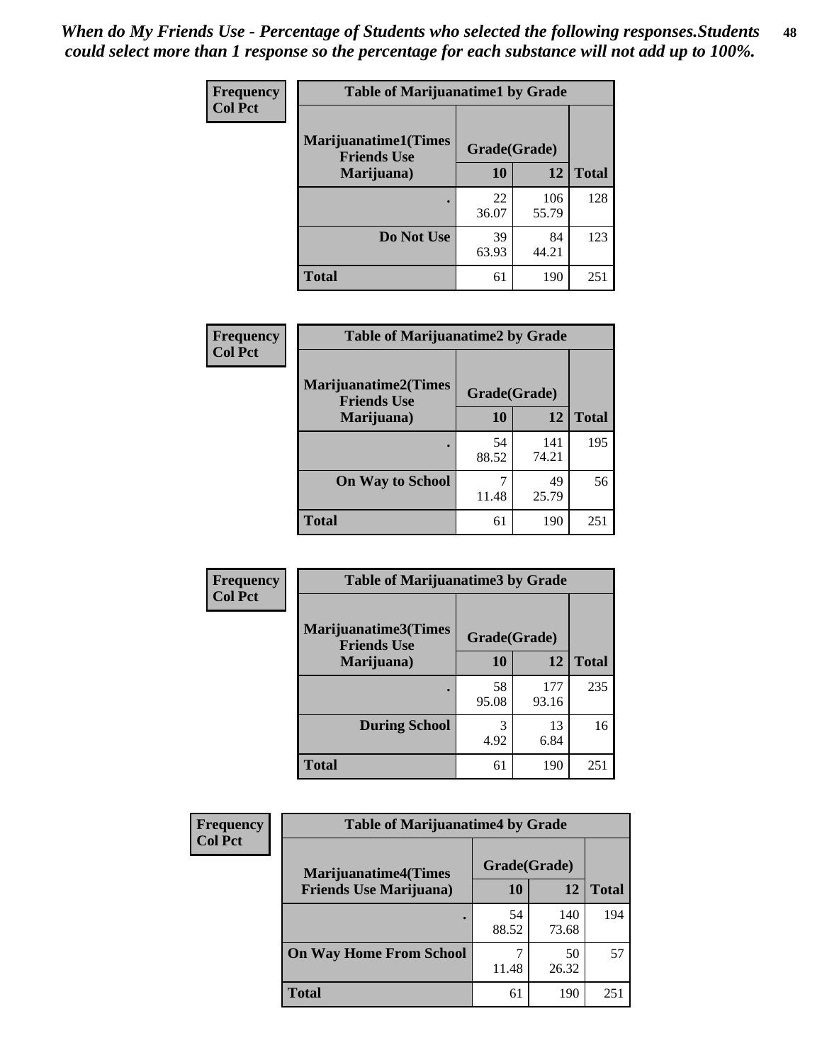*When do My Friends Use - Percentage of Students who selected the following responses.Students could select more than 1 response so the percentage for each substance will not add up to 100%.*

**Frequency / Col Pct**

| Table of Marijuanatime1 by Grade | | | |
|---|---|---|---|
| **Marijuanatime1(Times Friends Use Marijuana)** | **Grade(Grade)** | | **Total** |
| | **10** | **12** | |
| **.** | 22<br>36.07 | 106<br>55.79 | 128 |
| **Do Not Use** | 39<br>63.93 | 84<br>44.21 | 123 |
| **Total** | 61 | 190 | 251 |

**Frequency / Col Pct**

| Table of Marijuanatime2 by Grade | | | |
|---|---|---|---|
| **Marijuanatime2(Times Friends Use Marijuana)** | **Grade(Grade)** | | **Total** |
| | **10** | **12** | |
| **.** | 54<br>88.52 | 141<br>74.21 | 195 |
| **On Way to School** | 7<br>11.48 | 49<br>25.79 | 56 |
| **Total** | 61 | 190 | 251 |

**Frequency / Col Pct**

| Table of Marijuanatime3 by Grade | | | |
|---|---|---|---|
| **Marijuanatime3(Times Friends Use Marijuana)** | **Grade(Grade)** | | **Total** |
| | **10** | **12** | |
| **.** | 58<br>95.08 | 177<br>93.16 | 235 |
| **During School** | 3<br>4.92 | 13<br>6.84 | 16 |
| **Total** | 61 | 190 | 251 |

**Frequency / Col Pct**

| Table of Marijuanatime4 by Grade | | | |
|---|---|---|---|
| **Marijuanatime4(Times Friends Use Marijuana)** | **Grade(Grade)** | | **Total** |
| | **10** | **12** | |
| **.** | 54<br>88.52 | 140<br>73.68 | 194 |
| **On Way Home From School** | 7<br>11.48 | 50<br>26.32 | 57 |
| **Total** | 61 | 190 | 251 |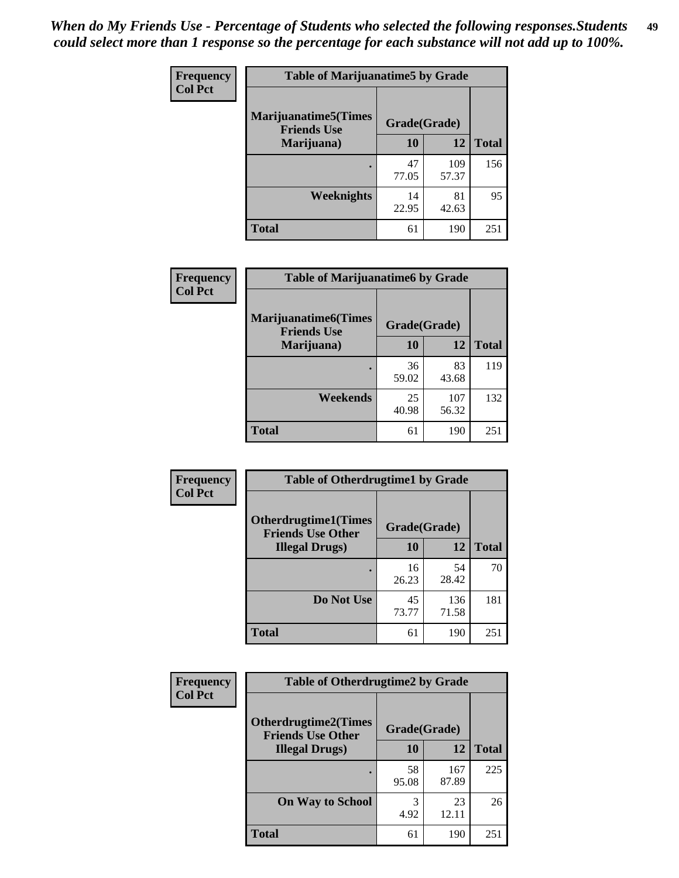*When do My Friends Use - Percentage of Students who selected the following responses.Students could select more than 1 response so the percentage for each substance will not add up to 100%.*

**Frequency / Col Pct**

**Table of Marijuanatime5 by Grade**

| Marijuanatime5(Times Friends Use Marijuana) | Grade(Grade) 10 | 12 | Total |
|---|---|---|---|
| . | 47<br>77.05 | 109<br>57.37 | 156 |
| Weeknights | 14<br>22.95 | 81<br>42.63 | 95 |
| Total | 61 | 190 | 251 |

**Frequency / Col Pct**

**Table of Marijuanatime6 by Grade**

| Marijuanatime6(Times Friends Use Marijuana) | Grade(Grade) 10 | 12 | Total |
|---|---|---|---|
| . | 36<br>59.02 | 83<br>43.68 | 119 |
| Weekends | 25<br>40.98 | 107<br>56.32 | 132 |
| Total | 61 | 190 | 251 |

**Frequency / Col Pct**

**Table of Otherdrugtime1 by Grade**

| Otherdrugtime1(Times Friends Use Other Illegal Drugs) | Grade(Grade) 10 | 12 | Total |
|---|---|---|---|
| . | 16<br>26.23 | 54<br>28.42 | 70 |
| Do Not Use | 45<br>73.77 | 136<br>71.58 | 181 |
| Total | 61 | 190 | 251 |

**Frequency / Col Pct**

**Table of Otherdrugtime2 by Grade**

| Otherdrugtime2(Times Friends Use Other Illegal Drugs) | Grade(Grade) 10 | 12 | Total |
|---|---|---|---|
| . | 58<br>95.08 | 167<br>87.89 | 225 |
| On Way to School | 3<br>4.92 | 23<br>12.11 | 26 |
| Total | 61 | 190 | 251 |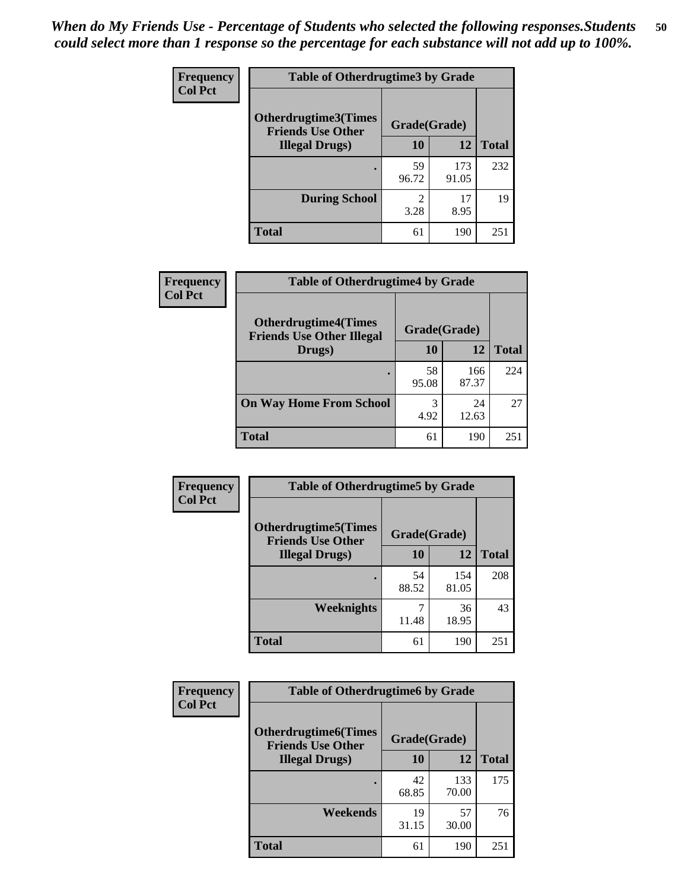*When do My Friends Use - Percentage of Students who selected the following responses.Students could select more than 1 response so the percentage for each substance will not add up to 100%.*

**Frequency**
**Col Pct**

| Table of Otherdrugtime3 by Grade | | | |
|---|---|---|---|
| **Otherdrugtime3(Times Friends Use Other Illegal Drugs)** | **Grade(Grade)** | | |
| | **10** | **12** | **Total** |
| . | 59<br>96.72 | 173<br>91.05 | 232 |
| **During School** | 2<br>3.28 | 17<br>8.95 | 19 |
| **Total** | 61 | 190 | 251 |

**Frequency**
**Col Pct**

| Table of Otherdrugtime4 by Grade | | | |
|---|---|---|---|
| **Otherdrugtime4(Times Friends Use Other Illegal Drugs)** | **Grade(Grade)** | | |
| | **10** | **12** | **Total** |
| . | 58<br>95.08 | 166<br>87.37 | 224 |
| **On Way Home From School** | 3<br>4.92 | 24<br>12.63 | 27 |
| **Total** | 61 | 190 | 251 |

**Frequency**
**Col Pct**

| Table of Otherdrugtime5 by Grade | | | |
|---|---|---|---|
| **Otherdrugtime5(Times Friends Use Other Illegal Drugs)** | **Grade(Grade)** | | |
| | **10** | **12** | **Total** |
| . | 54<br>88.52 | 154<br>81.05 | 208 |
| **Weeknights** | 7<br>11.48 | 36<br>18.95 | 43 |
| **Total** | 61 | 190 | 251 |

**Frequency**
**Col Pct**

| Table of Otherdrugtime6 by Grade | | | |
|---|---|---|---|
| **Otherdrugtime6(Times Friends Use Other Illegal Drugs)** | **Grade(Grade)** | | |
| | **10** | **12** | **Total** |
| . | 42<br>68.85 | 133<br>70.00 | 175 |
| **Weekends** | 19<br>31.15 | 57<br>30.00 | 76 |
| **Total** | 61 | 190 | 251 |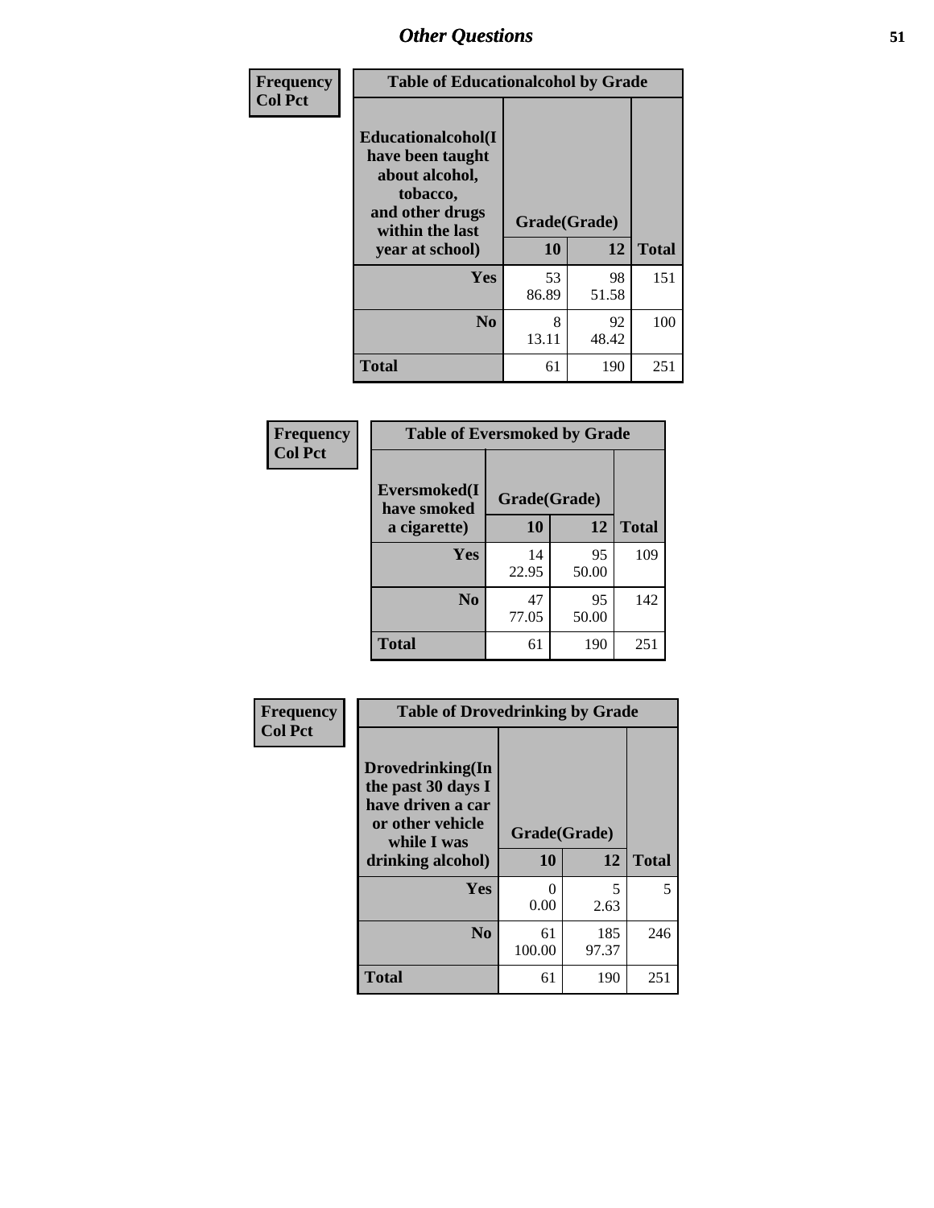| Frequency<br>Col Pct | Table of Educationalalcohol by Grade | | |
|---|---|---|---|
| Educationalalcohol(I have been taught about alcohol, tobacco, and other drugs within the last year at school) | Grade(Grade) | | |
| | 10 | 12 | Total |
| Yes | 53<br>86.89 | 98<br>51.58 | 151 |
| No | 8<br>13.11 | 92<br>48.42 | 100 |
| Total | 61 | 190 | 251 |

| Frequency<br>Col Pct | Table of Eversmoked by Grade | | |
|---|---|---|---|
| Eversmoked(I have smoked a cigarette) | Grade(Grade) | | |
| | 10 | 12 | Total |
| Yes | 14<br>22.95 | 95<br>50.00 | 109 |
| No | 47<br>77.05 | 95<br>50.00 | 142 |
| Total | 61 | 190 | 251 |

| Frequency<br>Col Pct | Table of Drovedrinking by Grade | | |
|---|---|---|---|
| Drovedrinking(In the past 30 days I have driven a car or other vehicle while I was drinking alcohol) | Grade(Grade) | | |
| | 10 | 12 | Total |
| Yes | 0<br>0.00 | 5<br>2.63 | 5 |
| No | 61<br>100.00 | 185<br>97.37 | 246 |
| Total | 61 | 190 | 251 |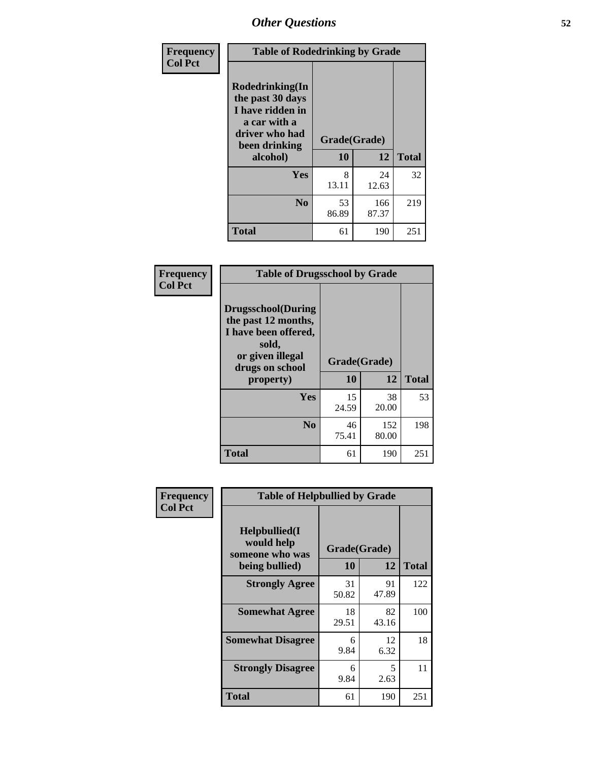# Other Questions

**Frequency**
**Col Pct**

| Table of Rodedrinking by Grade | | | |
|---|---|---|---|
| Rodedrinking(In the past 30 days I have ridden in a car with a driver who had been drinking alcohol) | Grade(Grade) | | |
| | 10 | 12 | Total |
| Yes | 8<br>13.11 | 24<br>12.63 | 32 |
| No | 53<br>86.89 | 166<br>87.37 | 219 |
| Total | 61 | 190 | 251 |

**Frequency**
**Col Pct**

| Table of Drugsschool by Grade | | | |
|---|---|---|---|
| Drugsschool(During the past 12 months, I have been offered, sold, or given illegal drugs on school property) | Grade(Grade) | | |
| | 10 | 12 | Total |
| Yes | 15<br>24.59 | 38<br>20.00 | 53 |
| No | 46<br>75.41 | 152<br>80.00 | 198 |
| Total | 61 | 190 | 251 |

**Frequency**
**Col Pct**

| Table of Helpbullied by Grade | | | |
|---|---|---|---|
| Helpbullied(I would help someone who was being bullied) | Grade(Grade) | | |
| | 10 | 12 | Total |
| Strongly Agree | 31<br>50.82 | 91<br>47.89 | 122 |
| Somewhat Agree | 18<br>29.51 | 82<br>43.16 | 100 |
| Somewhat Disagree | 6<br>9.84 | 12<br>6.32 | 18 |
| Strongly Disagree | 6<br>9.84 | 5<br>2.63 | 11 |
| Total | 61 | 190 | 251 |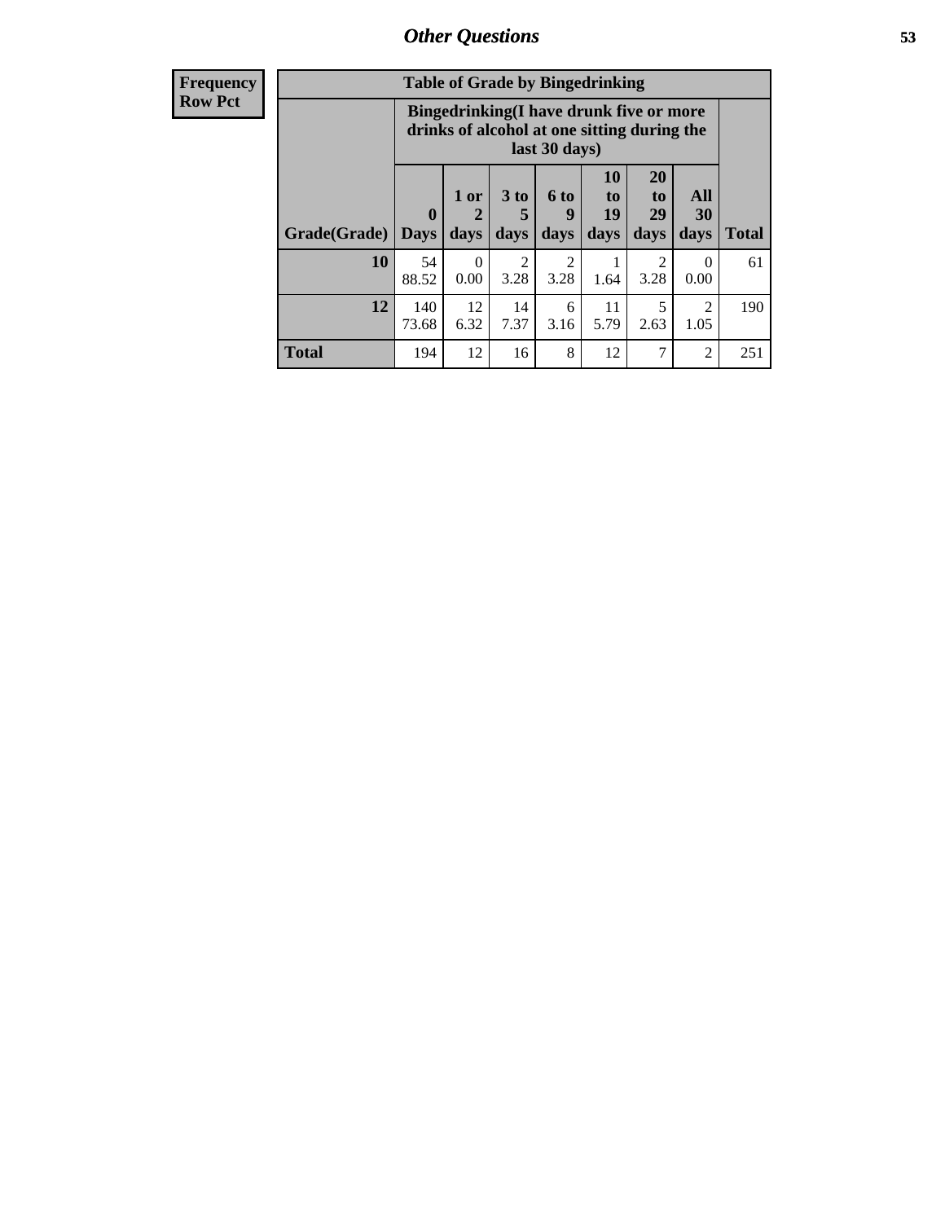| Frequency<br>Row Pct | Table of Grade by Bingedrinking | | | | | | | |
|---|---|---|---|---|---|---|---|---|
| | Bingedrinking(I have drunk five or more drinks of alcohol at one sitting during the last 30 days) | | | | | | | |
| Grade(Grade) | 0 Days | 1 or 2 days | 3 to 5 days | 6 to 9 days | 10 to 19 days | 20 to 29 days | All 30 days | Total |
| 10 | 54<br>88.52 | 0<br>0.00 | 2<br>3.28 | 2<br>3.28 | 1<br>1.64 | 2<br>3.28 | 0<br>0.00 | 61 |
| 12 | 140<br>73.68 | 12<br>6.32 | 14<br>7.37 | 6<br>3.16 | 11<br>5.79 | 5<br>2.63 | 2<br>1.05 | 190 |
| Total | 194 | 12 | 16 | 8 | 12 | 7 | 2 | 251 |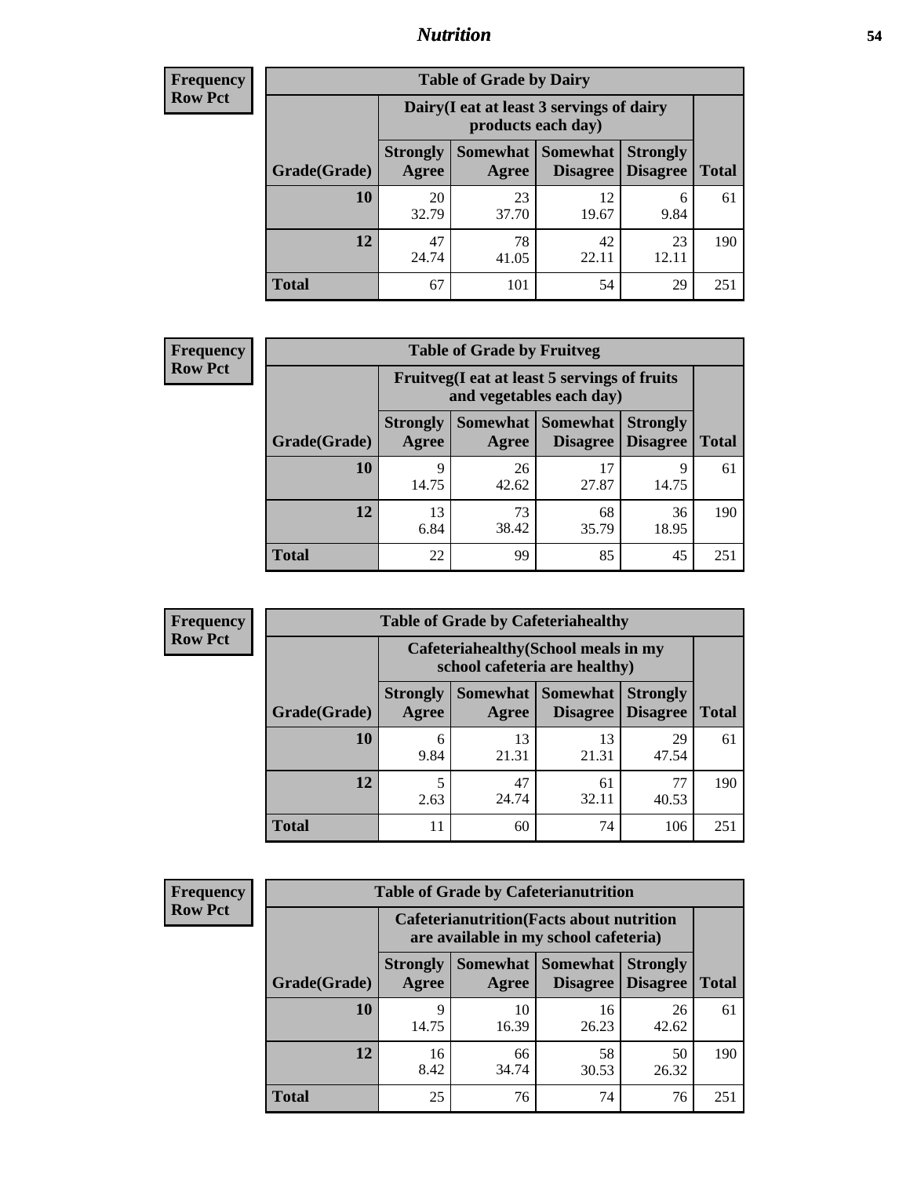**Frequency**
**Row Pct**

**Table of Grade by Dairy**

| Grade(Grade) | Dairy(I eat at least 3 servings of dairy products each day) | | | | Total |
|---|---|---|---|---|---|
| | Strongly Agree | Somewhat Agree | Somewhat Disagree | Strongly Disagree | |
| **10** | 20<br>32.79 | 23<br>37.70 | 12<br>19.67 | 6<br>9.84 | 61 |
| **12** | 47<br>24.74 | 78<br>41.05 | 42<br>22.11 | 23<br>12.11 | 190 |
| **Total** | 67 | 101 | 54 | 29 | 251 |

**Frequency**
**Row Pct**

**Table of Grade by Fruitveg**

| Grade(Grade) | Fruitveg(I eat at least 5 servings of fruits and vegetables each day) | | | | Total |
|---|---|---|---|---|---|
| | Strongly Agree | Somewhat Agree | Somewhat Disagree | Strongly Disagree | |
| **10** | 9<br>14.75 | 26<br>42.62 | 17<br>27.87 | 9<br>14.75 | 61 |
| **12** | 13<br>6.84 | 73<br>38.42 | 68<br>35.79 | 36<br>18.95 | 190 |
| **Total** | 22 | 99 | 85 | 45 | 251 |

**Frequency**
**Row Pct**

**Table of Grade by Cafeteriahealthy**

| Grade(Grade) | Cafeteriahealthy(School meals in my school cafeteria are healthy) | | | | Total |
|---|---|---|---|---|---|
| | Strongly Agree | Somewhat Agree | Somewhat Disagree | Strongly Disagree | |
| **10** | 6<br>9.84 | 13<br>21.31 | 13<br>21.31 | 29<br>47.54 | 61 |
| **12** | 5<br>2.63 | 47<br>24.74 | 61<br>32.11 | 77<br>40.53 | 190 |
| **Total** | 11 | 60 | 74 | 106 | 251 |

**Frequency**
**Row Pct**

**Table of Grade by Cafeterianutrition**

| Grade(Grade) | Cafeterianutrition(Facts about nutrition are available in my school cafeteria) | | | | Total |
|---|---|---|---|---|---|
| | Strongly Agree | Somewhat Agree | Somewhat Disagree | Strongly Disagree | |
| **10** | 9<br>14.75 | 10<br>16.39 | 16<br>26.23 | 26<br>42.62 | 61 |
| **12** | 16<br>8.42 | 66<br>34.74 | 58<br>30.53 | 50<br>26.32 | 190 |
| **Total** | 25 | 76 | 74 | 76 | 251 |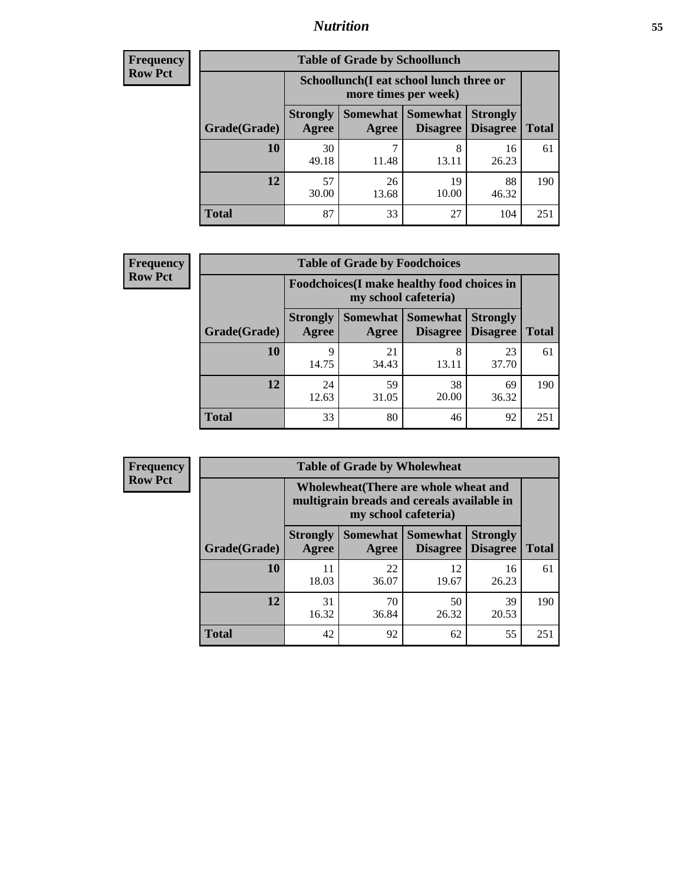| Frequency Row Pct | Table of Grade by Schoollunch | | | | |
|---|---|---|---|---|---|
| | Schoollunch(I eat school lunch three or more times per week) | | | | |
| Grade(Grade) | Strongly Agree | Somewhat Agree | Somewhat Disagree | Strongly Disagree | Total |
| 10 | 30<br>49.18 | 7<br>11.48 | 8<br>13.11 | 16<br>26.23 | 61 |
| 12 | 57<br>30.00 | 26<br>13.68 | 19<br>10.00 | 88<br>46.32 | 190 |
| Total | 87 | 33 | 27 | 104 | 251 |

| Frequency Row Pct | Table of Grade by Foodchoices | | | | |
|---|---|---|---|---|---|
| | Foodchoices(I make healthy food choices in my school cafeteria) | | | | |
| Grade(Grade) | Strongly Agree | Somewhat Agree | Somewhat Disagree | Strongly Disagree | Total |
| 10 | 9<br>14.75 | 21<br>34.43 | 8<br>13.11 | 23<br>37.70 | 61 |
| 12 | 24<br>12.63 | 59<br>31.05 | 38<br>20.00 | 69<br>36.32 | 190 |
| Total | 33 | 80 | 46 | 92 | 251 |

| Frequency Row Pct | Table of Grade by Wholewheat | | | | |
|---|---|---|---|---|---|
| | Wholewheat(There are whole wheat and multigrain breads and cereals available in my school cafeteria) | | | | |
| Grade(Grade) | Strongly Agree | Somewhat Agree | Somewhat Disagree | Strongly Disagree | Total |
| 10 | 11<br>18.03 | 22<br>36.07 | 12<br>19.67 | 16<br>26.23 | 61 |
| 12 | 31<br>16.32 | 70<br>36.84 | 50<br>26.32 | 39<br>20.53 | 190 |
| Total | 42 | 92 | 62 | 55 | 251 |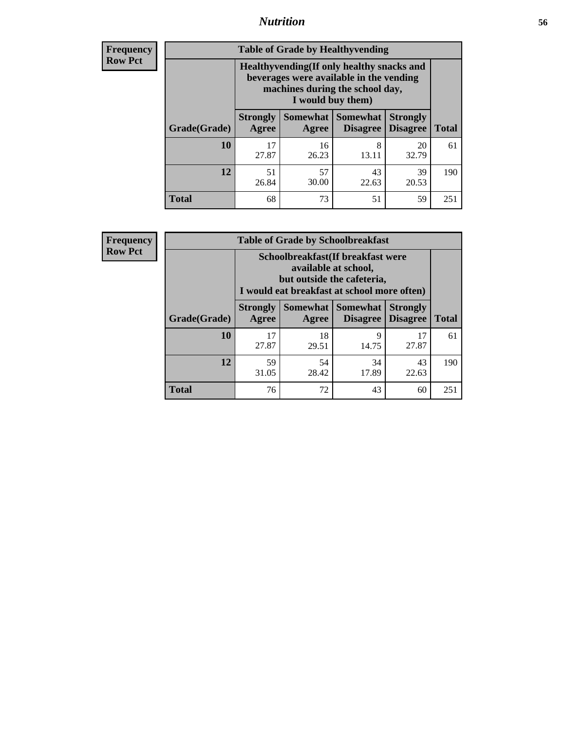**Frequency**
**Row Pct**

| Table of Grade by Healthyvending | | | | | |
|---|---|---|---|---|---|
| | Healthyvending(If only healthy snacks and beverages were available in the vending machines during the school day, I would buy them) | | | | |
| Grade(Grade) | Strongly Agree | Somewhat Agree | Somewhat Disagree | Strongly Disagree | Total |
| **10** | 17<br>27.87 | 16<br>26.23 | 8<br>13.11 | 20<br>32.79 | 61 |
| **12** | 51<br>26.84 | 57<br>30.00 | 43<br>22.63 | 39<br>20.53 | 190 |
| **Total** | 68 | 73 | 51 | 59 | 251 |

**Frequency**
**Row Pct**

| Table of Grade by Schoolbreakfast | | | | | |
|---|---|---|---|---|---|
| | Schoolbreakfast(If breakfast were available at school, but outside the cafeteria, I would eat breakfast at school more often) | | | | |
| Grade(Grade) | Strongly Agree | Somewhat Agree | Somewhat Disagree | Strongly Disagree | Total |
| **10** | 17<br>27.87 | 18<br>29.51 | 9<br>14.75 | 17<br>27.87 | 61 |
| **12** | 59<br>31.05 | 54<br>28.42 | 34<br>17.89 | 43<br>22.63 | 190 |
| **Total** | 76 | 72 | 43 | 60 | 251 |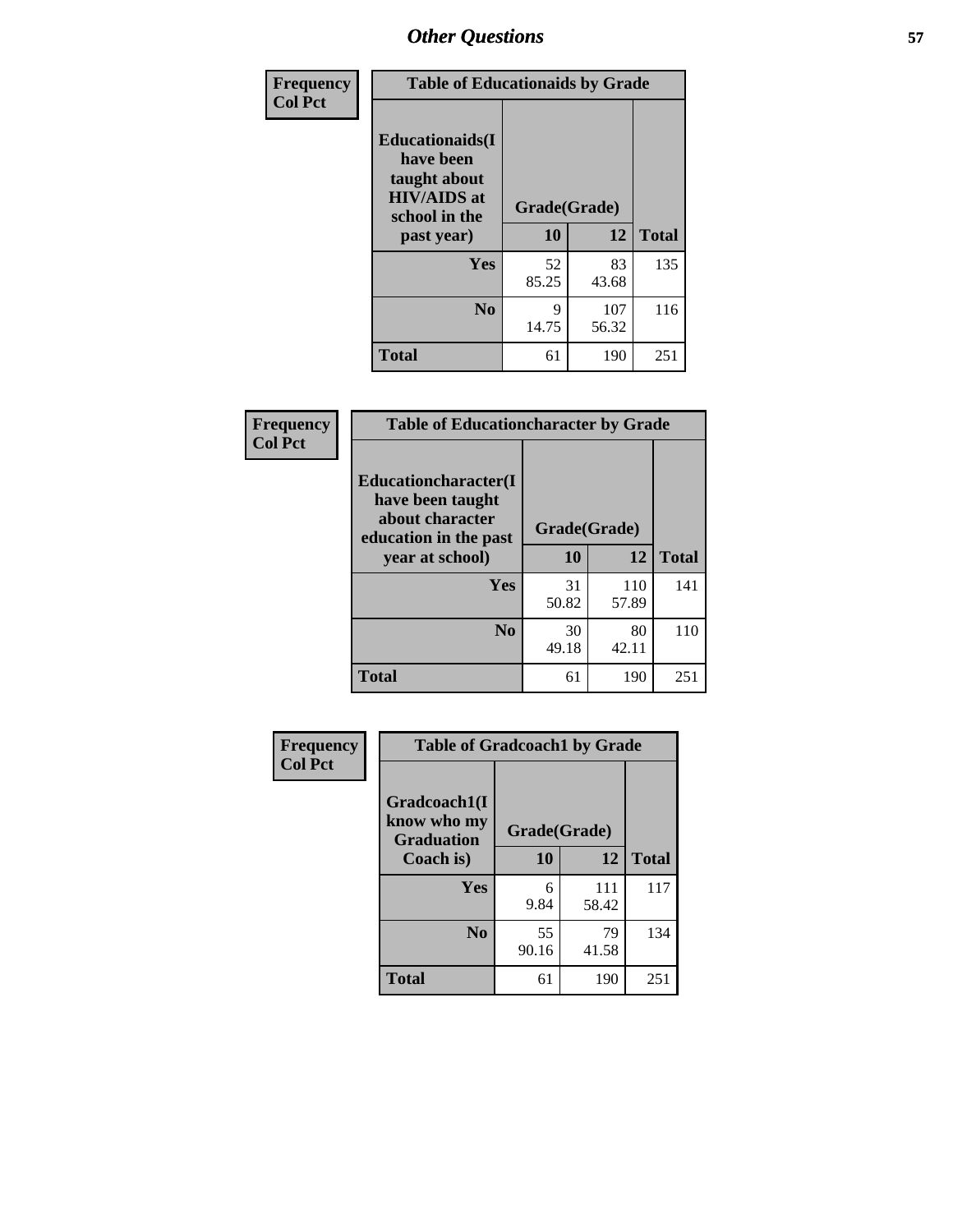# Other Questions

**Frequency**
**Col Pct**

| Table of Educationaids by Grade | | | |
|---|---|---|---|
| **Educationaids(I have been taught about HIV/AIDS at school in the past year)** | **Grade(Grade)** | | |
| | **10** | **12** | **Total** |
| **Yes** | 52<br>85.25 | 83<br>43.68 | 135 |
| **No** | 9<br>14.75 | 107<br>56.32 | 116 |
| **Total** | 61 | 190 | 251 |

**Frequency**
**Col Pct**

| Table of Educationcharacter by Grade | | | |
|---|---|---|---|
| **Educationcharacter(I have been taught about character education in the past year at school)** | **Grade(Grade)** | | |
| | **10** | **12** | **Total** |
| **Yes** | 31<br>50.82 | 110<br>57.89 | 141 |
| **No** | 30<br>49.18 | 80<br>42.11 | 110 |
| **Total** | 61 | 190 | 251 |

**Frequency**
**Col Pct**

| Table of Gradcoach1 by Grade | | | |
|---|---|---|---|
| **Gradcoach1(I know who my Graduation Coach is)** | **Grade(Grade)** | | |
| | **10** | **12** | **Total** |
| **Yes** | 6<br>9.84 | 111<br>58.42 | 117 |
| **No** | 55<br>90.16 | 79<br>41.58 | 134 |
| **Total** | 61 | 190 | 251 |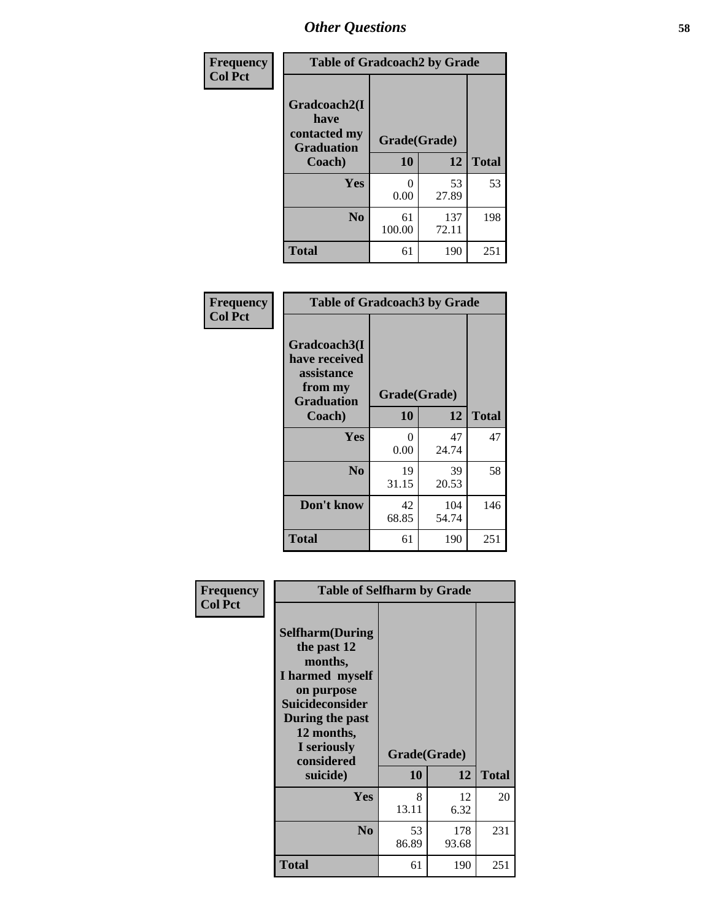| Frequency Col Pct | Table of Gradcoach2 by Grade | | |
|---|---|---|---|
| Gradcoach2(I have contacted my Graduation Coach) | Grade(Grade) | | |
| | 10 | 12 | Total |
| Yes | 0<br>0.00 | 53<br>27.89 | 53 |
| No | 61<br>100.00 | 137<br>72.11 | 198 |
| Total | 61 | 190 | 251 |

| Frequency Col Pct | Table of Gradcoach3 by Grade | | |
|---|---|---|---|
| Gradcoach3(I have received assistance from my Graduation Coach) | Grade(Grade) | | |
| | 10 | 12 | Total |
| Yes | 0<br>0.00 | 47<br>24.74 | 47 |
| No | 19<br>31.15 | 39<br>20.53 | 58 |
| Don't know | 42<br>68.85 | 104<br>54.74 | 146 |
| Total | 61 | 190 | 251 |

| Frequency Col Pct | Table of Selfharm by Grade | | |
|---|---|---|---|
| Selfharm(During the past 12 months, I harmed myself on purpose Suicideconsider During the past 12 months, I seriously considered suicide) | Grade(Grade) | | |
| | 10 | 12 | Total |
| Yes | 8<br>13.11 | 12<br>6.32 | 20 |
| No | 53<br>86.89 | 178<br>93.68 | 231 |
| Total | 61 | 190 | 251 |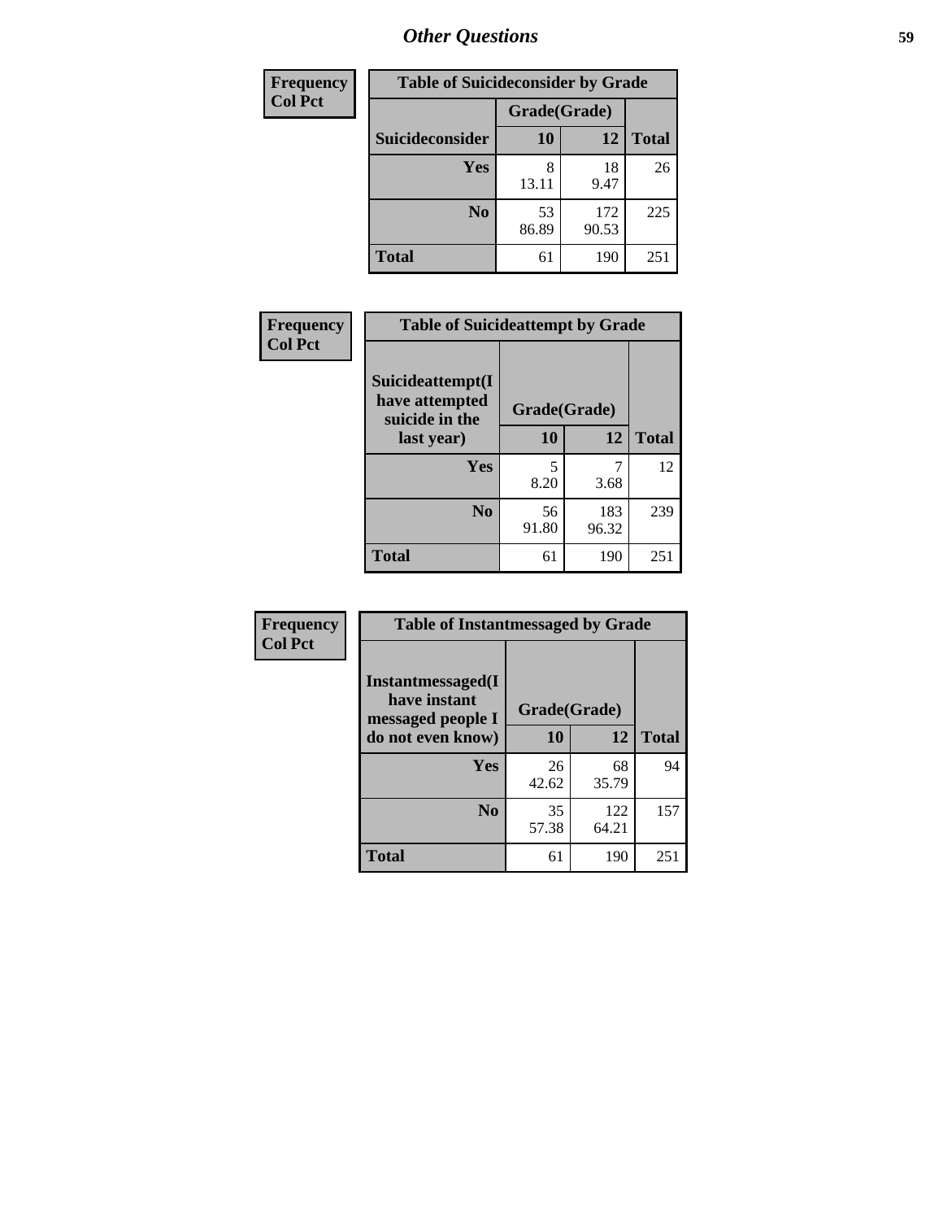| Frequency<br>Col Pct |
|---|

**Table of Suicideconsider by Grade**

| Suicideconsider | Grade(Grade) 10 | 12 | Total |
|---|---|---|---|
| Yes | 8<br>13.11 | 18<br>9.47 | 26 |
| No | 53<br>86.89 | 172<br>90.53 | 225 |
| Total | 61 | 190 | 251 |

| Frequency<br>Col Pct |
|---|

**Table of Suicideattempt by Grade**

| Suicideattempt(I have attempted suicide in the last year) | Grade(Grade) 10 | 12 | Total |
|---|---|---|---|
| Yes | 5<br>8.20 | 7<br>3.68 | 12 |
| No | 56<br>91.80 | 183<br>96.32 | 239 |
| Total | 61 | 190 | 251 |

| Frequency<br>Col Pct |
|---|

**Table of Instantmessaged by Grade**

| Instantmessaged(I have instant messaged people I do not even know) | Grade(Grade) 10 | 12 | Total |
|---|---|---|---|
| Yes | 26<br>42.62 | 68<br>35.79 | 94 |
| No | 35<br>57.38 | 122<br>64.21 | 157 |
| Total | 61 | 190 | 251 |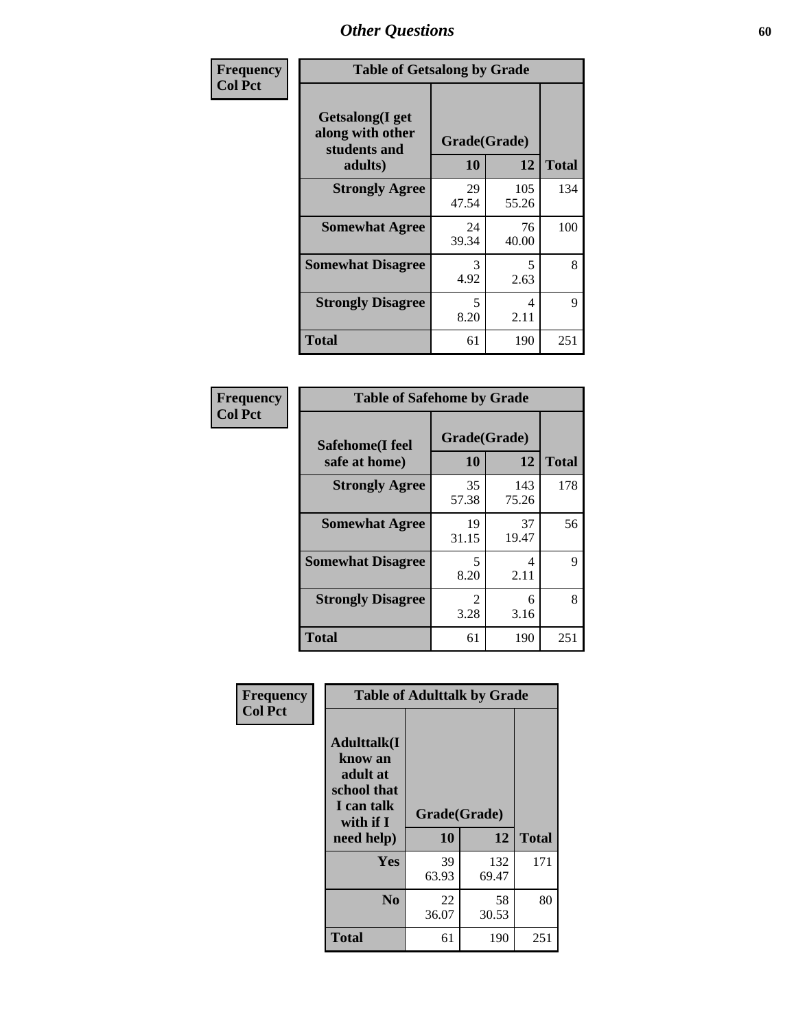| Frequency Col Pct | Table of Getsalong by Grade | | |
|---|---|---|---|
| Getsalong(I get along with other students and adults) | Grade(Grade) | | |
| | 10 | 12 | Total |
| Strongly Agree | 29<br>47.54 | 105<br>55.26 | 134 |
| Somewhat Agree | 24<br>39.34 | 76<br>40.00 | 100 |
| Somewhat Disagree | 3<br>4.92 | 5<br>2.63 | 8 |
| Strongly Disagree | 5<br>8.20 | 4<br>2.11 | 9 |
| Total | 61 | 190 | 251 |

| Frequency Col Pct | Table of Safehome by Grade | | |
|---|---|---|---|
| Safehome(I feel safe at home) | Grade(Grade) | | |
| | 10 | 12 | Total |
| Strongly Agree | 35<br>57.38 | 143<br>75.26 | 178 |
| Somewhat Agree | 19<br>31.15 | 37<br>19.47 | 56 |
| Somewhat Disagree | 5<br>8.20 | 4<br>2.11 | 9 |
| Strongly Disagree | 2<br>3.28 | 6<br>3.16 | 8 |
| Total | 61 | 190 | 251 |

| Frequency Col Pct | Table of Adulttalk by Grade | | |
|---|---|---|---|
| Adulttalk(I know an adult at school that I can talk with if I need help) | Grade(Grade) | | |
| | 10 | 12 | Total |
| Yes | 39<br>63.93 | 132<br>69.47 | 171 |
| No | 22<br>36.07 | 58<br>30.53 | 80 |
| Total | 61 | 190 | 251 |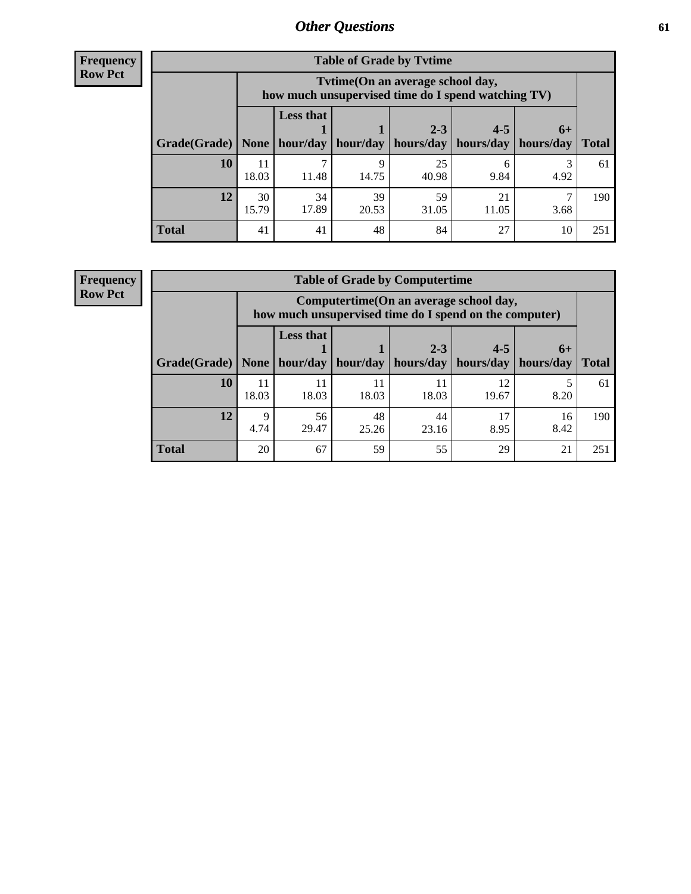**Frequency**
**Row Pct**

| Table of Grade by Tvtime | | | | | | | |
|---|---|---|---|---|---|---|---|
| | Tvtime(On an average school day, how much unsupervised time do I spend watching TV) | | | | | | |
| Grade(Grade) | None | Less that 1 hour/day | 1 hour/day | 2-3 hours/day | 4-5 hours/day | 6+ hours/day | Total |
| **10** | 11<br>18.03 | 7<br>11.48 | 9<br>14.75 | 25<br>40.98 | 6<br>9.84 | 3<br>4.92 | 61 |
| **12** | 30<br>15.79 | 34<br>17.89 | 39<br>20.53 | 59<br>31.05 | 21<br>11.05 | 7<br>3.68 | 190 |
| **Total** | 41 | 41 | 48 | 84 | 27 | 10 | 251 |

**Frequency**
**Row Pct**

| Table of Grade by Computertime | | | | | | | |
|---|---|---|---|---|---|---|---|
| | Computertime(On an average school day, how much unsupervised time do I spend on the computer) | | | | | | |
| Grade(Grade) | None | Less that 1 hour/day | 1 hour/day | 2-3 hours/day | 4-5 hours/day | 6+ hours/day | Total |
| **10** | 11<br>18.03 | 11<br>18.03 | 11<br>18.03 | 11<br>18.03 | 12<br>19.67 | 5<br>8.20 | 61 |
| **12** | 9<br>4.74 | 56<br>29.47 | 48<br>25.26 | 44<br>23.16 | 17<br>8.95 | 16<br>8.42 | 190 |
| **Total** | 20 | 67 | 59 | 55 | 29 | 21 | 251 |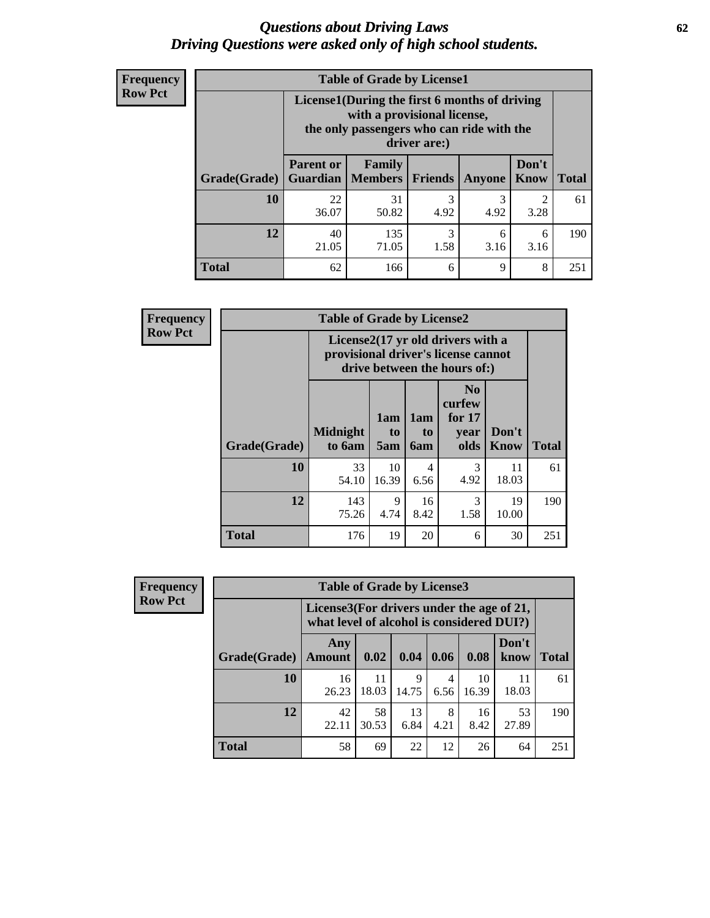# *Questions about Driving Laws*
## *Driving Questions were asked only of high school students.*

**Frequency**
**Row Pct**

| Table of Grade by License1 | | | | | | |
|---|---|---|---|---|---|---|
| | License1(During the first 6 months of driving with a provisional license, the only passengers who can ride with the driver are:) | | | | | |
| Grade(Grade) | Parent or Guardian | Family Members | Friends | Anyone | Don't Know | Total |
| 10 | 22<br>36.07 | 31<br>50.82 | 3<br>4.92 | 3<br>4.92 | 2<br>3.28 | 61 |
| 12 | 40<br>21.05 | 135<br>71.05 | 3<br>1.58 | 6<br>3.16 | 6<br>3.16 | 190 |
| Total | 62 | 166 | 6 | 9 | 8 | 251 |

**Frequency**
**Row Pct**

| Table of Grade by License2 | | | | | | |
|---|---|---|---|---|---|---|
| | License2(17 yr old drivers with a provisional driver's license cannot drive between the hours of:) | | | | | |
| Grade(Grade) | Midnight to 6am | 1am to 5am | 1am to 6am | No curfew for 17 year olds | Don't Know | Total |
| 10 | 33<br>54.10 | 10<br>16.39 | 4<br>6.56 | 3<br>4.92 | 11<br>18.03 | 61 |
| 12 | 143<br>75.26 | 9<br>4.74 | 16<br>8.42 | 3<br>1.58 | 19<br>10.00 | 190 |
| Total | 176 | 19 | 20 | 6 | 30 | 251 |

**Frequency**
**Row Pct**

| Table of Grade by License3 | | | | | | | |
|---|---|---|---|---|---|---|---|
| | License3(For drivers under the age of 21, what level of alcohol is considered DUI?) | | | | | | |
| Grade(Grade) | Any Amount | 0.02 | 0.04 | 0.06 | 0.08 | Don't know | Total |
| 10 | 16<br>26.23 | 11<br>18.03 | 9<br>14.75 | 4<br>6.56 | 10<br>16.39 | 11<br>18.03 | 61 |
| 12 | 42<br>22.11 | 58<br>30.53 | 13<br>6.84 | 8<br>4.21 | 16<br>8.42 | 53<br>27.89 | 190 |
| Total | 58 | 69 | 22 | 12 | 26 | 64 | 251 |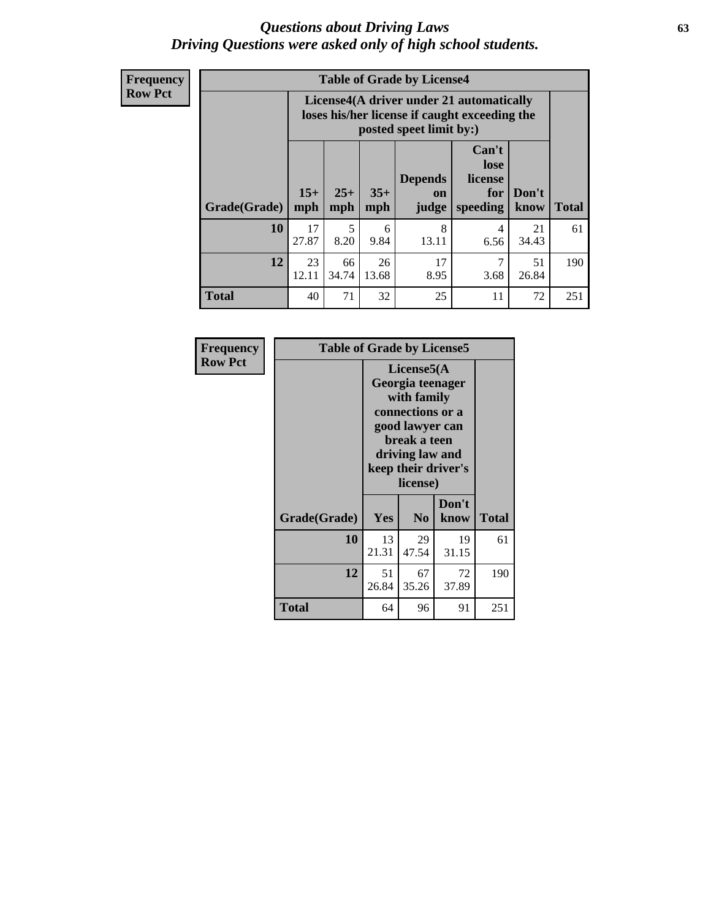# Questions about Driving Laws

*Driving Questions were asked only of high school students.*

**Frequency**
**Row Pct**

**Table of Grade by License4**

| Grade(Grade) | License4(A driver under 21 automatically loses his/her license if caught exceeding the posted speet limit by:) | | | | | | Total |
|---|---|---|---|---|---|---|---|
| | 15+ mph | 25+ mph | 35+ mph | Depends on judge | Can't lose license for speeding | Don't know | |
| **10** | 17<br>27.87 | 5<br>8.20 | 6<br>9.84 | 8<br>13.11 | 4<br>6.56 | 21<br>34.43 | 61 |
| **12** | 23<br>12.11 | 66<br>34.74 | 26<br>13.68 | 17<br>8.95 | 7<br>3.68 | 51<br>26.84 | 190 |
| **Total** | 40 | 71 | 32 | 25 | 11 | 72 | 251 |

**Frequency**
**Row Pct**

**Table of Grade by License5**

| Grade(Grade) | License5(A Georgia teenager with family connections or a good lawyer can break a teen driving law and keep their driver's license) | | | Total |
|---|---|---|---|---|
| | Yes | No | Don't know | |
| **10** | 13<br>21.31 | 29<br>47.54 | 19<br>31.15 | 61 |
| **12** | 51<br>26.84 | 67<br>35.26 | 72<br>37.89 | 190 |
| **Total** | 64 | 96 | 91 | 251 |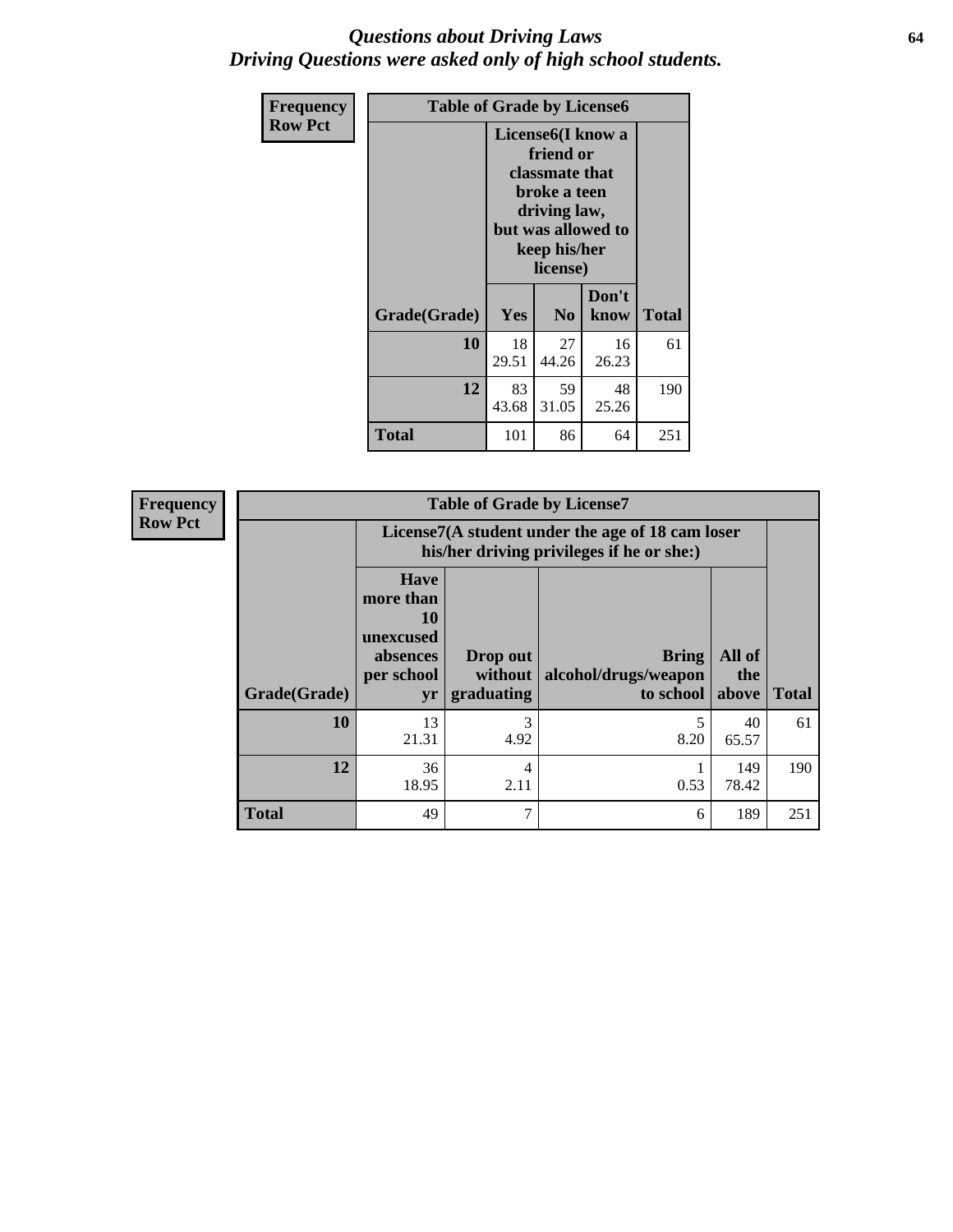# *Questions about Driving Laws*
# *Driving Questions were asked only of high school students.*

**Frequency**
**Row Pct**

| Table of Grade by License6 | | | | |
|---|---|---|---|---|
| | License6(I know a friend or classmate that broke a teen driving law, but was allowed to keep his/her license) | | | |
| Grade(Grade) | Yes | No | Don't know | Total |
| 10 | 18<br>29.51 | 27<br>44.26 | 16<br>26.23 | 61 |
| 12 | 83<br>43.68 | 59<br>31.05 | 48<br>25.26 | 190 |
| Total | 101 | 86 | 64 | 251 |

**Frequency**
**Row Pct**

| Table of Grade by License7 | | | | | |
|---|---|---|---|---|---|
| | License7(A student under the age of 18 cam loser his/her driving privileges if he or she:) | | | | |
| Grade(Grade) | Have more than 10 unexcused absences per school yr | Drop out without graduating | Bring alcohol/drugs/weapon to school | All of the above | Total |
| 10 | 13<br>21.31 | 3<br>4.92 | 5<br>8.20 | 40<br>65.57 | 61 |
| 12 | 36<br>18.95 | 4<br>2.11 | 1<br>0.53 | 149<br>78.42 | 190 |
| Total | 49 | 7 | 6 | 189 | 251 |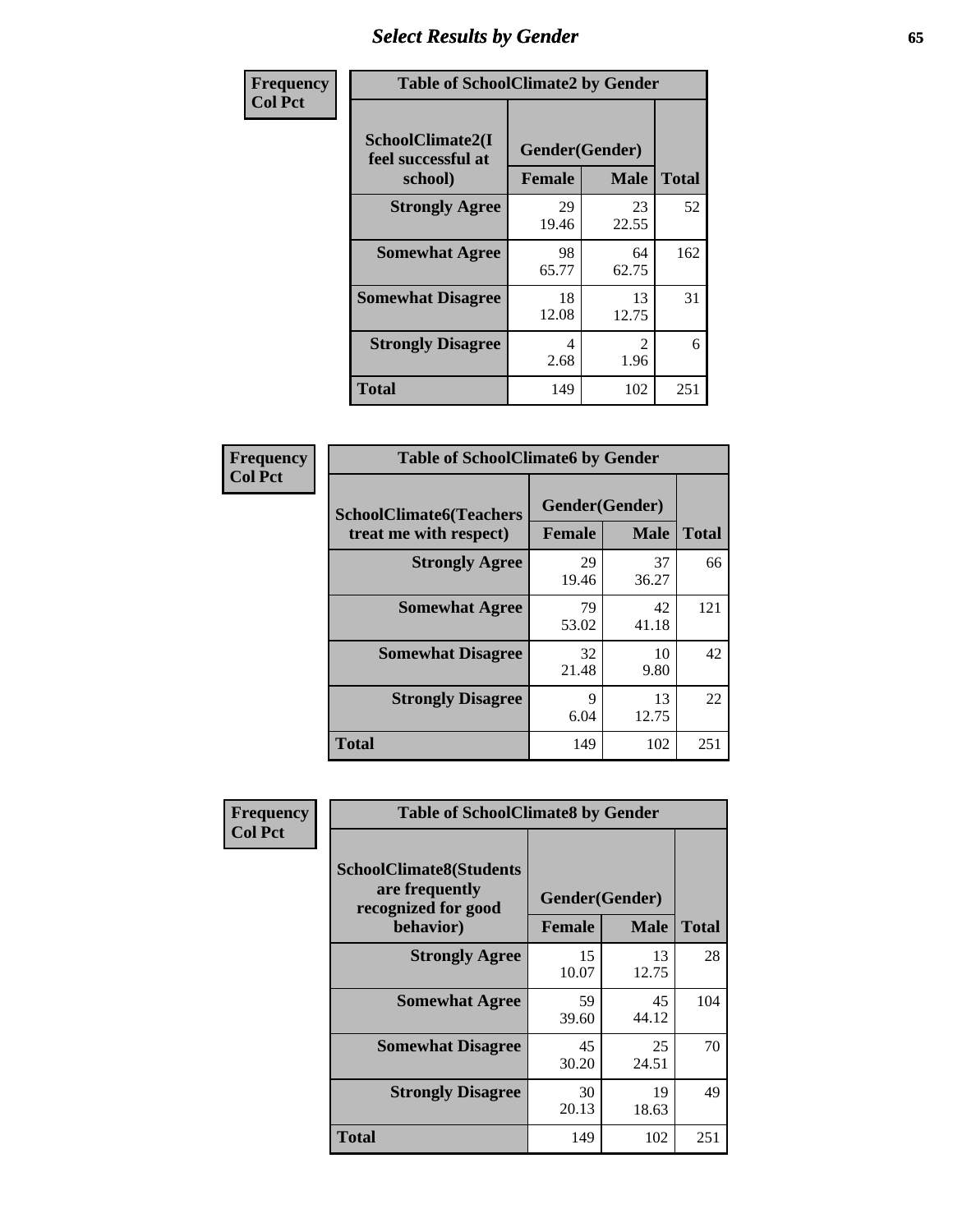# Select Results by Gender

| Frequency<br>Col Pct | | | |
|---|---|---|---|

**Table of SchoolClimate2 by Gender**

| SchoolClimate2(I feel successful at school) | Gender(Gender) | | |
|---|---|---|---|
| | Female | Male | Total |
| Strongly Agree | 29<br>19.46 | 23<br>22.55 | 52 |
| Somewhat Agree | 98<br>65.77 | 64<br>62.75 | 162 |
| Somewhat Disagree | 18<br>12.08 | 13<br>12.75 | 31 |
| Strongly Disagree | 4<br>2.68 | 2<br>1.96 | 6 |
| Total | 149 | 102 | 251 |

**Table of SchoolClimate6 by Gender**

| SchoolClimate6(Teachers treat me with respect) | Gender(Gender) | | |
|---|---|---|---|
| | Female | Male | Total |
| Strongly Agree | 29<br>19.46 | 37<br>36.27 | 66 |
| Somewhat Agree | 79<br>53.02 | 42<br>41.18 | 121 |
| Somewhat Disagree | 32<br>21.48 | 10<br>9.80 | 42 |
| Strongly Disagree | 9<br>6.04 | 13<br>12.75 | 22 |
| Total | 149 | 102 | 251 |

**Table of SchoolClimate8 by Gender**

| SchoolClimate8(Students are frequently recognized for good behavior) | Gender(Gender) | | |
|---|---|---|---|
| | Female | Male | Total |
| Strongly Agree | 15<br>10.07 | 13<br>12.75 | 28 |
| Somewhat Agree | 59<br>39.60 | 45<br>44.12 | 104 |
| Somewhat Disagree | 45<br>30.20 | 25<br>24.51 | 70 |
| Strongly Disagree | 30<br>20.13 | 19<br>18.63 | 49 |
| Total | 149 | 102 | 251 |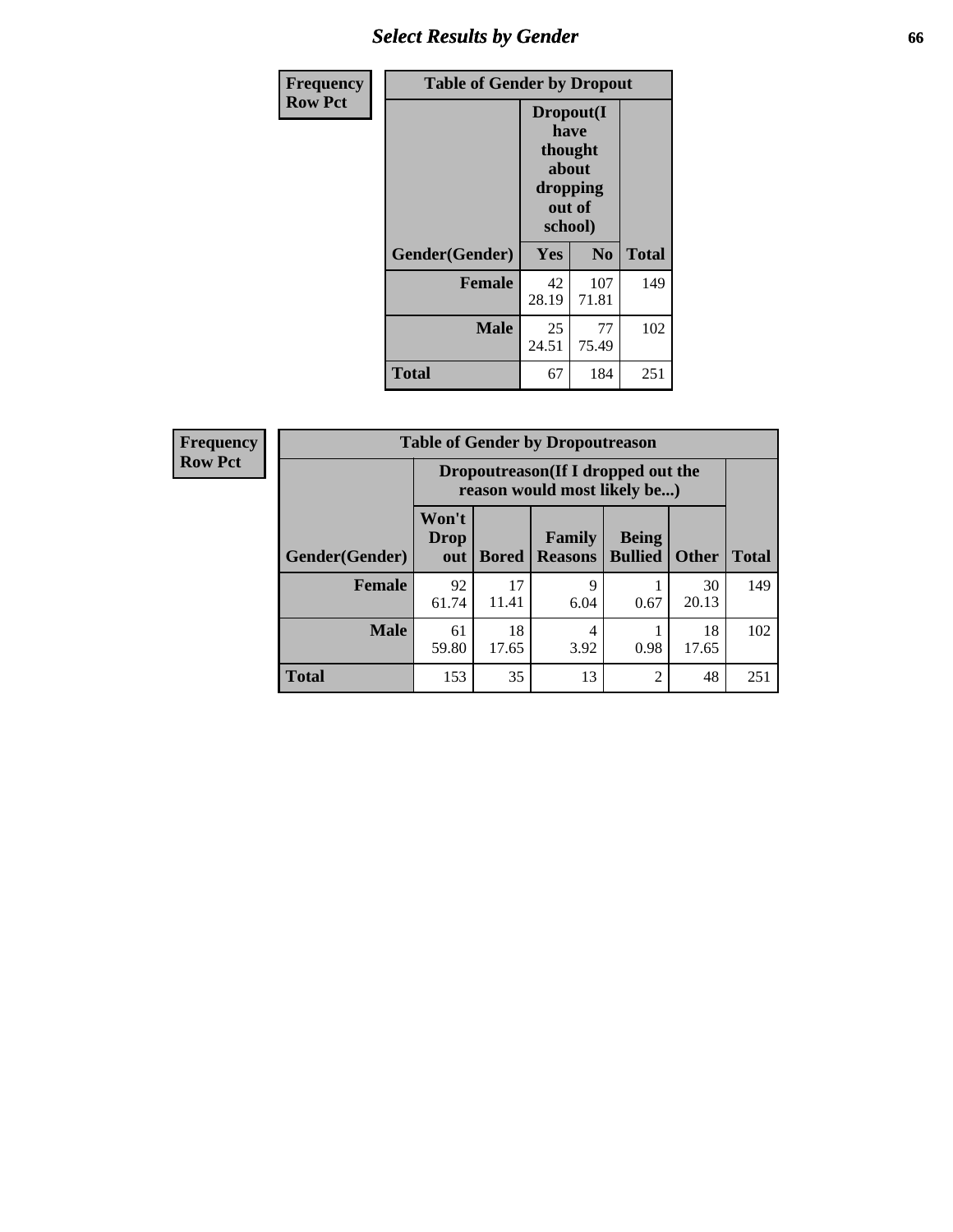# Select Results by Gender

**Frequency**
**Row Pct**

| Table of Gender by Dropout | | | |
|---|---|---|---|
| | Dropout(I have thought about dropping out of school) | | |
| Gender(Gender) | Yes | No | Total |
| **Female** | 42<br>28.19 | 107<br>71.81 | 149 |
| **Male** | 25<br>24.51 | 77<br>75.49 | 102 |
| **Total** | 67 | 184 | 251 |

**Frequency**
**Row Pct**

| Table of Gender by Dropoutreason | | | | | | |
|---|---|---|---|---|---|---|
| | Dropoutreason(If I dropped out the reason would most likely be...) | | | | | |
| Gender(Gender) | Won't Drop out | Bored | Family Reasons | Being Bullied | Other | Total |
| **Female** | 92<br>61.74 | 17<br>11.41 | 9<br>6.04 | 1<br>0.67 | 30<br>20.13 | 149 |
| **Male** | 61<br>59.80 | 18<br>17.65 | 4<br>3.92 | 1<br>0.98 | 18<br>17.65 | 102 |
| **Total** | 153 | 35 | 13 | 2 | 48 | 251 |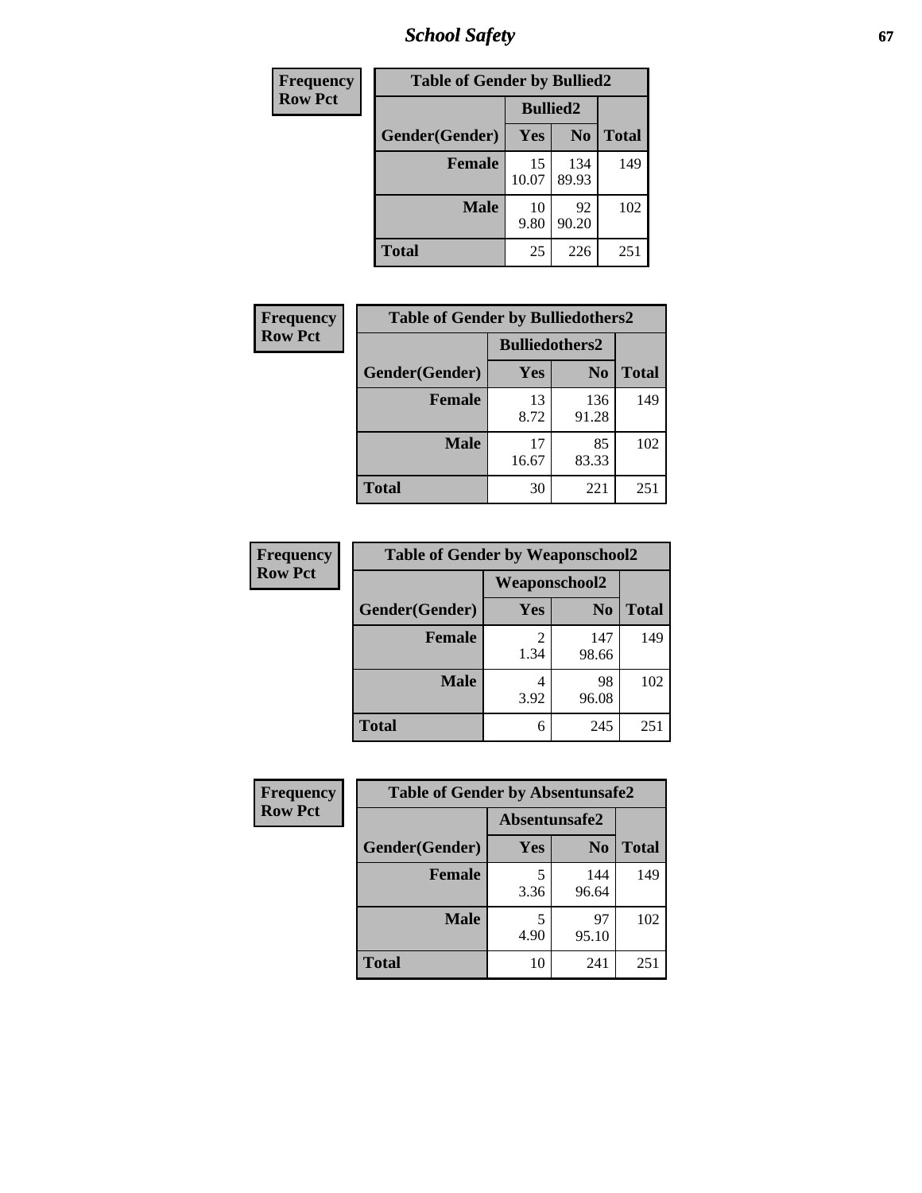| Frequency<br>Row Pct |
|---|

**Table of Gender by Bullied2**

| Gender(Gender) | Bullied2 Yes | Bullied2 No | Total |
|---|---|---|---|
| Female | 15<br>10.07 | 134<br>89.93 | 149 |
| Male | 10<br>9.80 | 92<br>90.20 | 102 |
| Total | 25 | 226 | 251 |

| Frequency<br>Row Pct |
|---|

**Table of Gender by Bulliedothers2**

| Gender(Gender) | Bulliedothers2 Yes | Bulliedothers2 No | Total |
|---|---|---|---|
| Female | 13<br>8.72 | 136<br>91.28 | 149 |
| Male | 17<br>16.67 | 85<br>83.33 | 102 |
| Total | 30 | 221 | 251 |

| Frequency<br>Row Pct |
|---|

**Table of Gender by Weaponschool2**

| Gender(Gender) | Weaponschool2 Yes | Weaponschool2 No | Total |
|---|---|---|---|
| Female | 2<br>1.34 | 147<br>98.66 | 149 |
| Male | 4<br>3.92 | 98<br>96.08 | 102 |
| Total | 6 | 245 | 251 |

| Frequency<br>Row Pct |
|---|

**Table of Gender by Absentunsafe2**

| Gender(Gender) | Absentunsafe2 Yes | Absentunsafe2 No | Total |
|---|---|---|---|
| Female | 5<br>3.36 | 144<br>96.64 | 149 |
| Male | 5<br>4.90 | 97<br>95.10 | 102 |
| Total | 10 | 241 | 251 |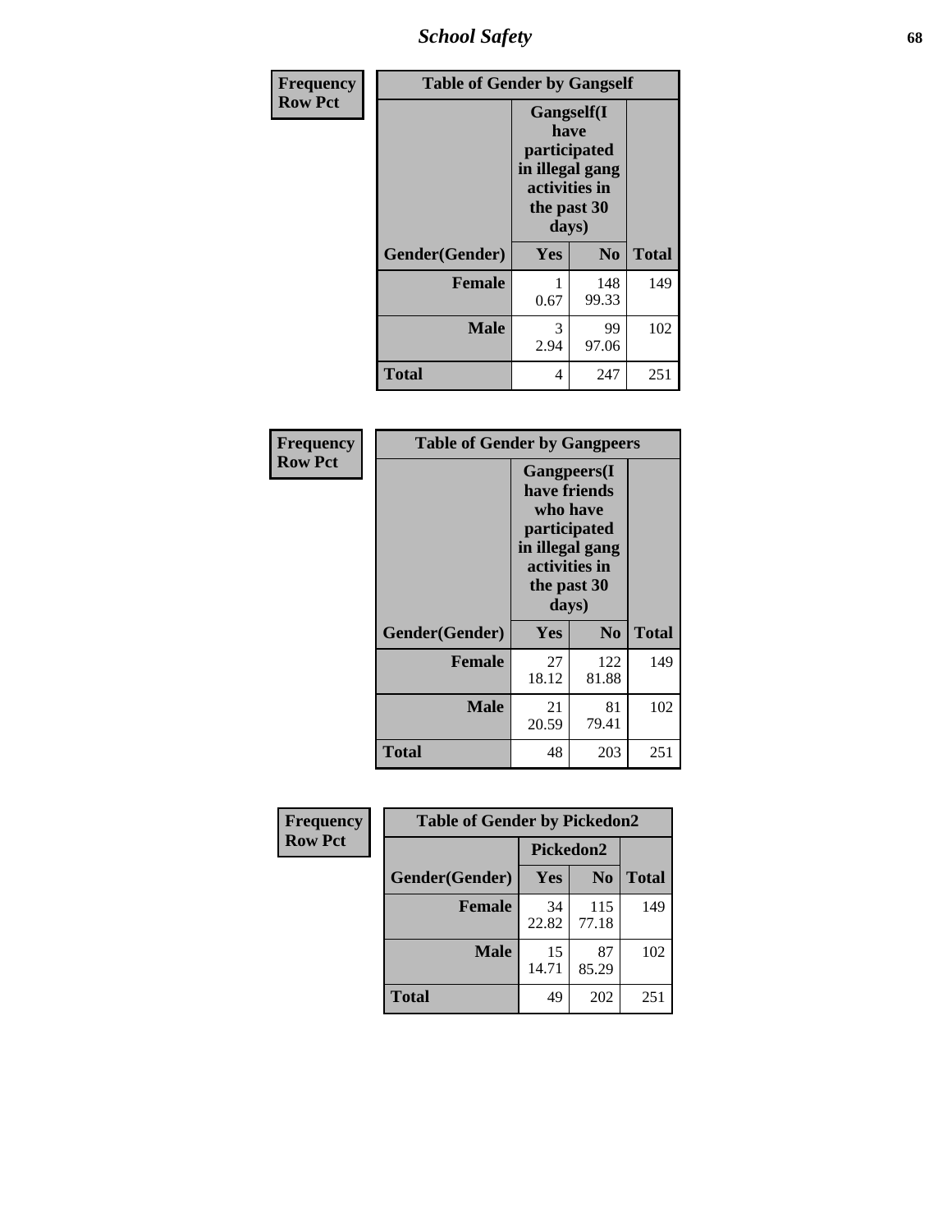| Frequency Row Pct | | | |
|---|---|---|---|

**Table of Gender by Gangself**

| | Gangself(I have participated in illegal gang activities in the past 30 days) | | |
|---|---|---|---|
| Gender(Gender) | Yes | No | Total |
| Female | 1<br>0.67 | 148<br>99.33 | 149 |
| Male | 3<br>2.94 | 99<br>97.06 | 102 |
| Total | 4 | 247 | 251 |

| Frequency Row Pct | | | |
|---|---|---|---|

**Table of Gender by Gangpeers**

| | Gangpeers(I have friends who have participated in illegal gang activities in the past 30 days) | | |
|---|---|---|---|
| Gender(Gender) | Yes | No | Total |
| Female | 27<br>18.12 | 122<br>81.88 | 149 |
| Male | 21<br>20.59 | 81<br>79.41 | 102 |
| Total | 48 | 203 | 251 |

| Frequency Row Pct | | | |
|---|---|---|---|

**Table of Gender by Pickedon2**

| | Pickedon2 | | |
|---|---|---|---|
| Gender(Gender) | Yes | No | Total |
| Female | 34<br>22.82 | 115<br>77.18 | 149 |
| Male | 15<br>14.71 | 87<br>85.29 | 102 |
| Total | 49 | 202 | 251 |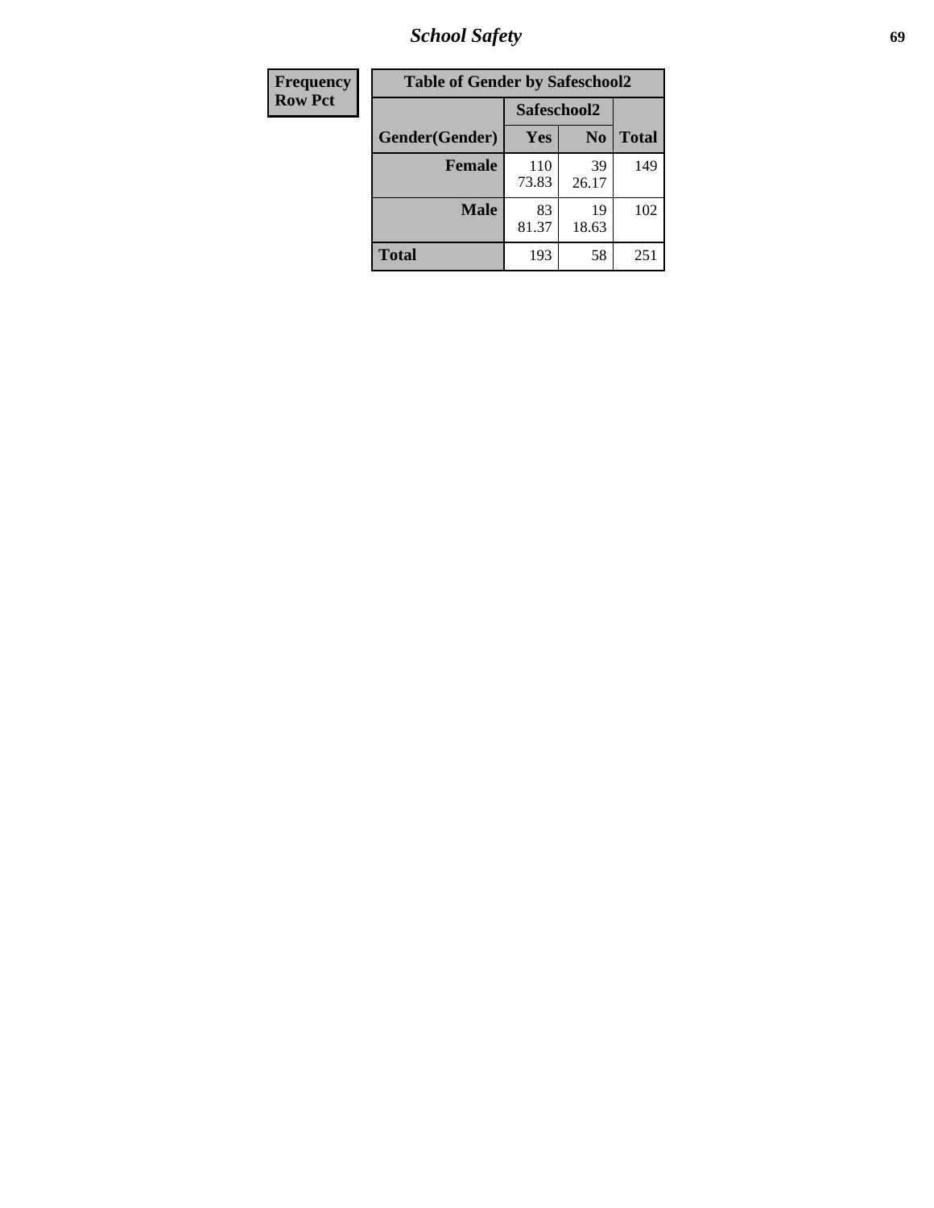| Frequency<br>Row Pct | Table of Gender by Safeschool2 | | |
|---|---|---|---|
| | Safeschool2 | | |
| Gender(Gender) | Yes | No | Total |
| Female | 110<br>73.83 | 39<br>26.17 | 149 |
| Male | 83<br>81.37 | 19<br>18.63 | 102 |
| Total | 193 | 58 | 251 |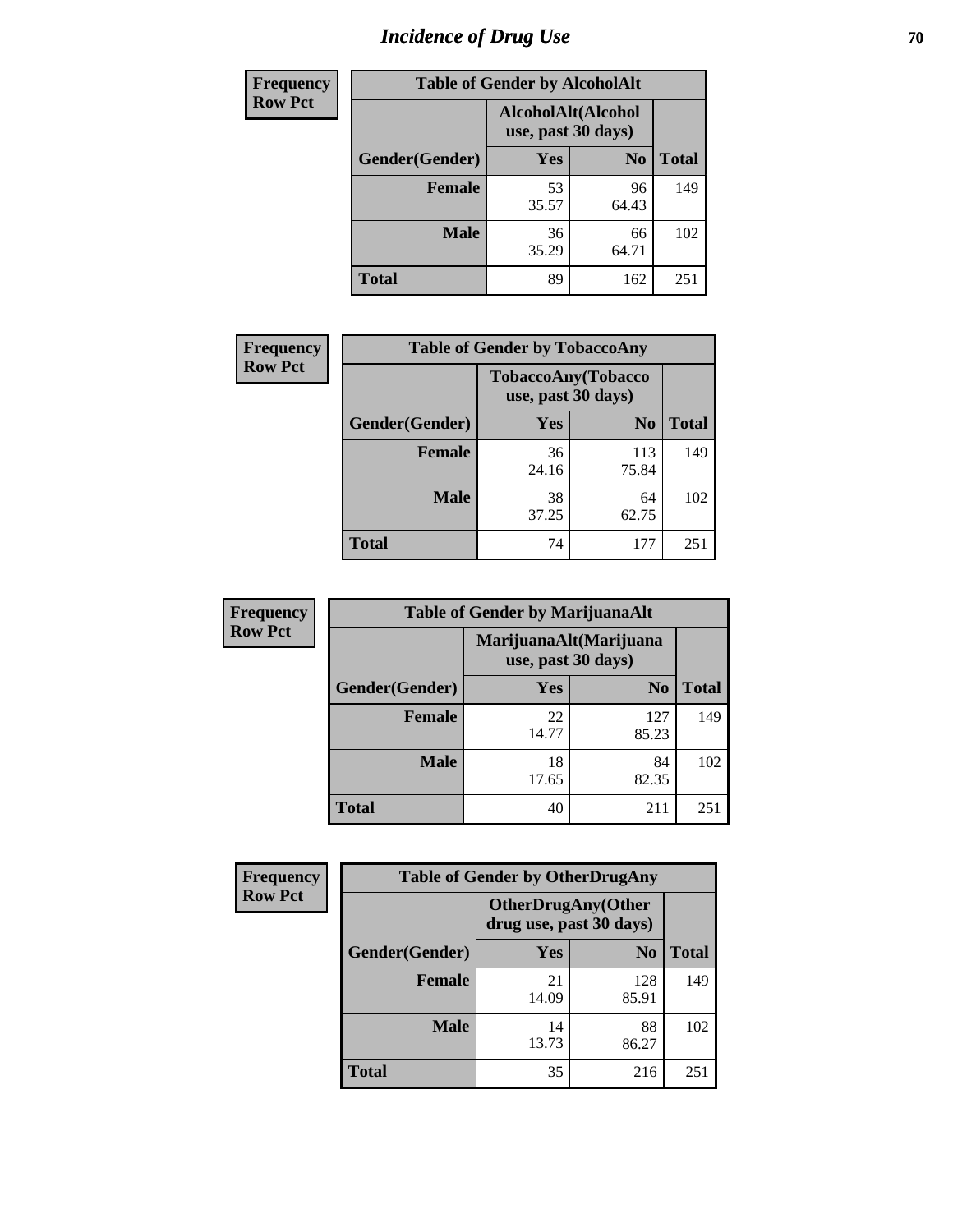# Incidence of Drug Use

**Frequency**
**Row Pct**

| Table of Gender by AlcoholAlt | | | |
|---|---|---|---|
| | AlcoholAlt(Alcohol use, past 30 days) | | |
| Gender(Gender) | Yes | No | Total |
| **Female** | 53<br>35.57 | 96<br>64.43 | 149 |
| **Male** | 36<br>35.29 | 66<br>64.71 | 102 |
| **Total** | 89 | 162 | 251 |

**Frequency**
**Row Pct**

| Table of Gender by TobaccoAny | | | |
|---|---|---|---|
| | TobaccoAny(Tobacco use, past 30 days) | | |
| Gender(Gender) | Yes | No | Total |
| **Female** | 36<br>24.16 | 113<br>75.84 | 149 |
| **Male** | 38<br>37.25 | 64<br>62.75 | 102 |
| **Total** | 74 | 177 | 251 |

**Frequency**
**Row Pct**

| Table of Gender by MarijuanaAlt | | | |
|---|---|---|---|
| | MarijuanaAlt(Marijuana use, past 30 days) | | |
| Gender(Gender) | Yes | No | Total |
| **Female** | 22<br>14.77 | 127<br>85.23 | 149 |
| **Male** | 18<br>17.65 | 84<br>82.35 | 102 |
| **Total** | 40 | 211 | 251 |

**Frequency**
**Row Pct**

| Table of Gender by OtherDrugAny | | | |
|---|---|---|---|
| | OtherDrugAny(Other drug use, past 30 days) | | |
| Gender(Gender) | Yes | No | Total |
| **Female** | 21<br>14.09 | 128<br>85.91 | 149 |
| **Male** | 14<br>13.73 | 88<br>86.27 | 102 |
| **Total** | 35 | 216 | 251 |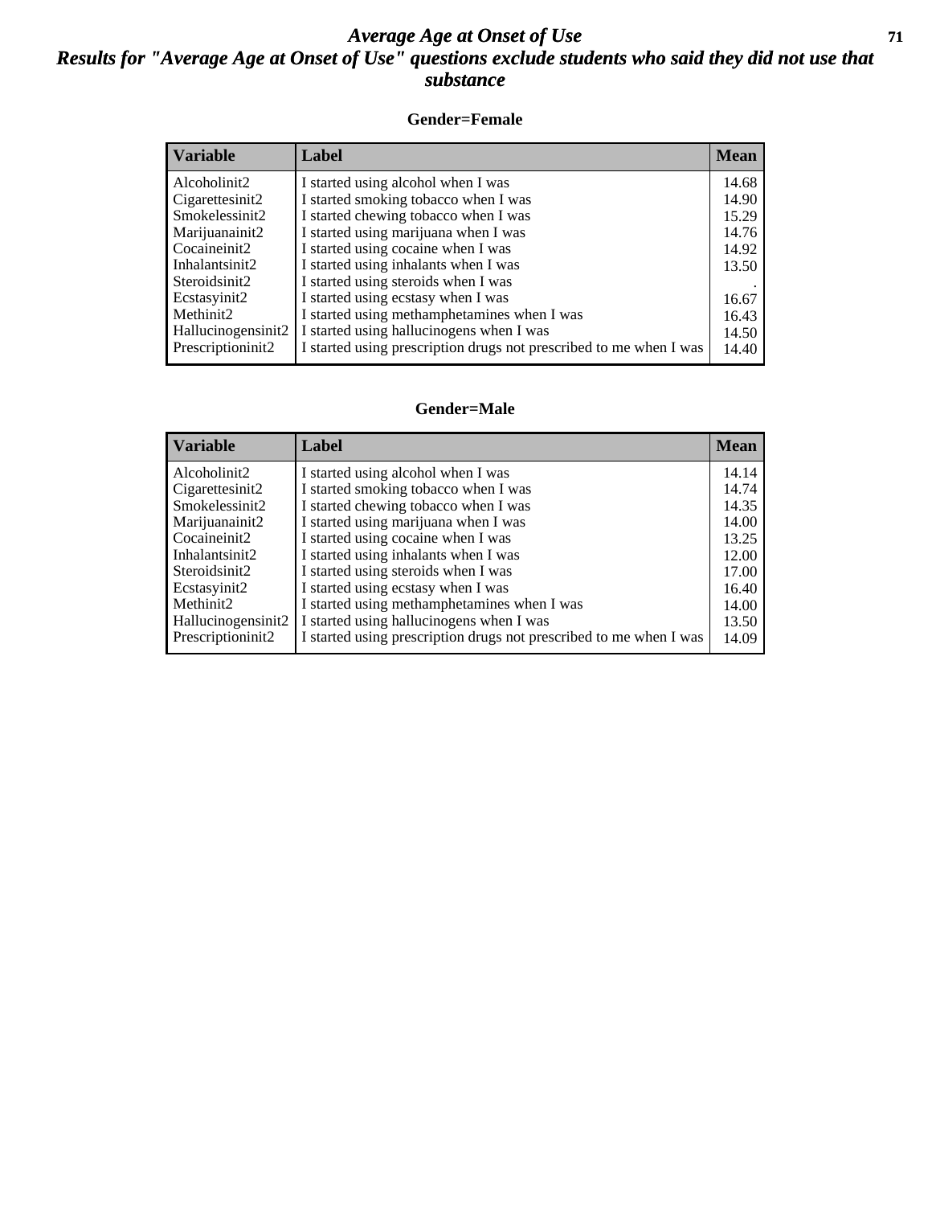# *Average Age at Onset of Use*

## *Results for "Average Age at Onset of Use" questions exclude students who said they did not use that substance*

### Gender=Female

| Variable | Label | Mean |
|---|---|---|
| Alcoholinit2 | I started using alcohol when I was | 14.68 |
| Cigarettesinit2 | I started smoking tobacco when I was | 14.90 |
| Smokelessinit2 | I started chewing tobacco when I was | 15.29 |
| Marijuanainit2 | I started using marijuana when I was | 14.76 |
| Cocaineinit2 | I started using cocaine when I was | 14.92 |
| Inhalantsinit2 | I started using inhalants when I was | 13.50 |
| Steroidsinit2 | I started using steroids when I was | . |
| Ecstasyinit2 | I started using ecstasy when I was | 16.67 |
| Methinit2 | I started using methamphetamines when I was | 16.43 |
| Hallucinogensinit2 | I started using hallucinogens when I was | 14.50 |
| Prescriptioninit2 | I started using prescription drugs not prescribed to me when I was | 14.40 |

### Gender=Male

| Variable | Label | Mean |
|---|---|---|
| Alcoholinit2 | I started using alcohol when I was | 14.14 |
| Cigarettesinit2 | I started smoking tobacco when I was | 14.74 |
| Smokelessinit2 | I started chewing tobacco when I was | 14.35 |
| Marijuanainit2 | I started using marijuana when I was | 14.00 |
| Cocaineinit2 | I started using cocaine when I was | 13.25 |
| Inhalantsinit2 | I started using inhalants when I was | 12.00 |
| Steroidsinit2 | I started using steroids when I was | 17.00 |
| Ecstasyinit2 | I started using ecstasy when I was | 16.40 |
| Methinit2 | I started using methamphetamines when I was | 14.00 |
| Hallucinogensinit2 | I started using hallucinogens when I was | 13.50 |
| Prescriptioninit2 | I started using prescription drugs not prescribed to me when I was | 14.09 |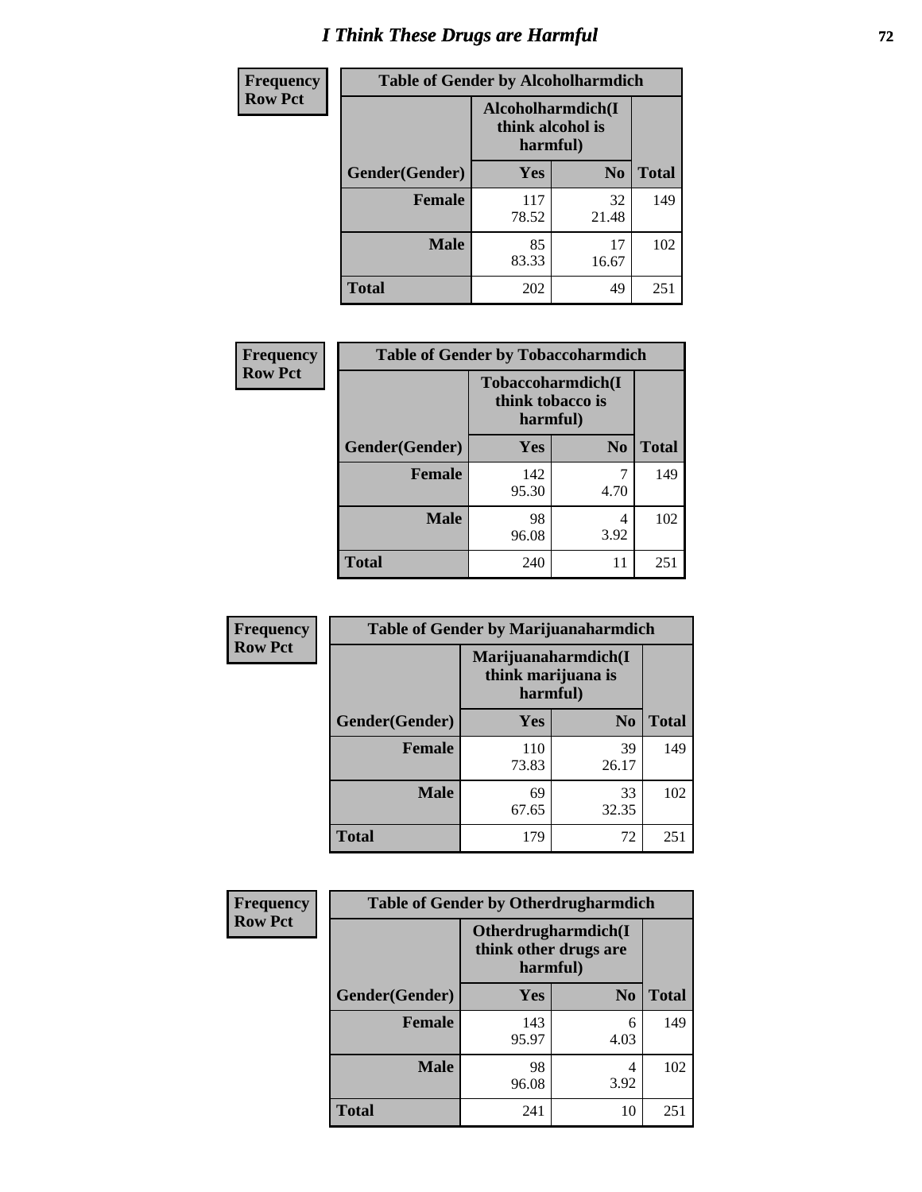# I Think These Drugs are Harmful

| Frequency Row Pct | Table of Gender by Alcoholharmdich | | |
|---|---|---|---|
| | Alcoholharmdich(I think alcohol is harmful) | | |
| Gender(Gender) | Yes | No | Total |
| Female | 117<br>78.52 | 32<br>21.48 | 149 |
| Male | 85<br>83.33 | 17<br>16.67 | 102 |
| Total | 202 | 49 | 251 |

| Frequency Row Pct | Table of Gender by Tobaccoharmdich | | |
|---|---|---|---|
| | Tobaccoharmdich(I think tobacco is harmful) | | |
| Gender(Gender) | Yes | No | Total |
| Female | 142<br>95.30 | 7<br>4.70 | 149 |
| Male | 98<br>96.08 | 4<br>3.92 | 102 |
| Total | 240 | 11 | 251 |

| Frequency Row Pct | Table of Gender by Marijuanaharmdich | | |
|---|---|---|---|
| | Marijuanaharmdich(I think marijuana is harmful) | | |
| Gender(Gender) | Yes | No | Total |
| Female | 110<br>73.83 | 39<br>26.17 | 149 |
| Male | 69<br>67.65 | 33<br>32.35 | 102 |
| Total | 179 | 72 | 251 |

| Frequency Row Pct | Table of Gender by Otherdrugharmdich | | |
|---|---|---|---|
| | Otherdrugharmdich(I think other drugs are harmful) | | |
| Gender(Gender) | Yes | No | Total |
| Female | 143<br>95.97 | 6<br>4.03 | 149 |
| Male | 98<br>96.08 | 4<br>3.92 | 102 |
| Total | 241 | 10 | 251 |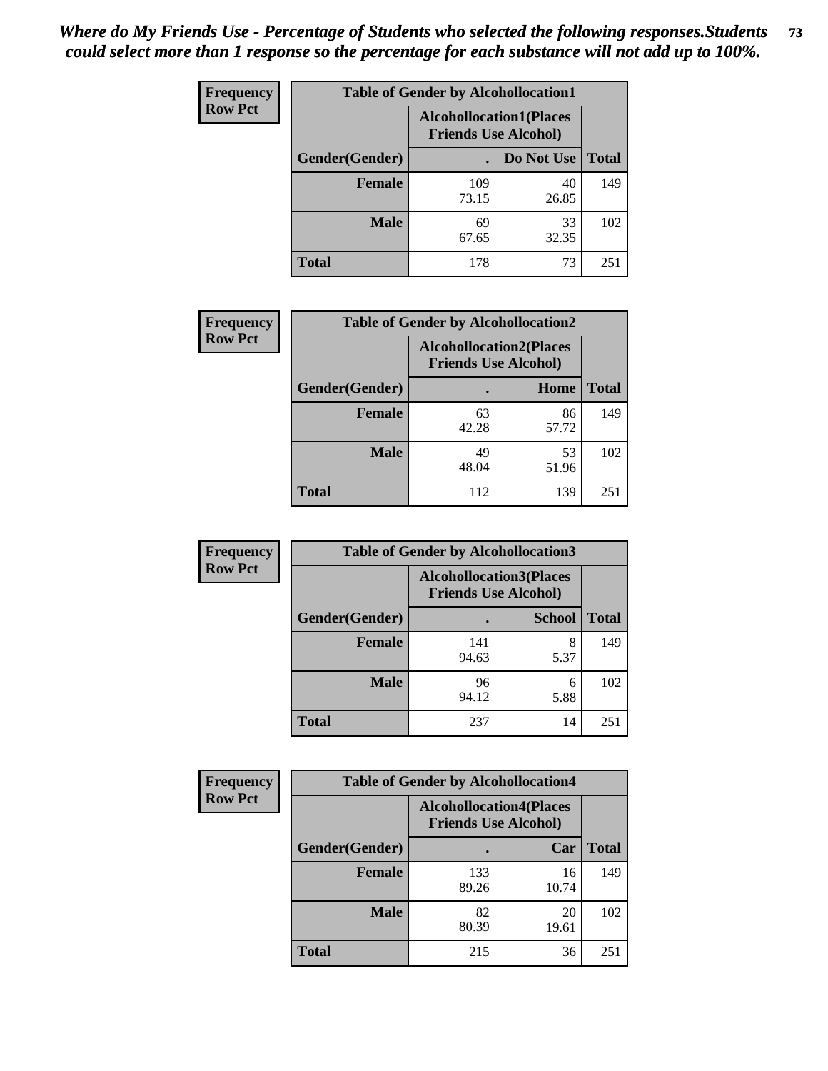*Where do My Friends Use - Percentage of Students who selected the following responses.Students could select more than 1 response so the percentage for each substance will not add up to 100%.*

| Frequency Row Pct | Table of Gender by Alcohollocation1 | | |
|---|---|---|---|
| | Alcohollocation1(Places Friends Use Alcohol) | | |
| Gender(Gender) | . | Do Not Use | Total |
| Female | 109<br>73.15 | 40<br>26.85 | 149 |
| Male | 69<br>67.65 | 33<br>32.35 | 102 |
| Total | 178 | 73 | 251 |

| Frequency Row Pct | Table of Gender by Alcohollocation2 | | |
|---|---|---|---|
| | Alcohollocation2(Places Friends Use Alcohol) | | |
| Gender(Gender) | . | Home | Total |
| Female | 63<br>42.28 | 86<br>57.72 | 149 |
| Male | 49<br>48.04 | 53<br>51.96 | 102 |
| Total | 112 | 139 | 251 |

| Frequency Row Pct | Table of Gender by Alcohollocation3 | | |
|---|---|---|---|
| | Alcohollocation3(Places Friends Use Alcohol) | | |
| Gender(Gender) | . | School | Total |
| Female | 141<br>94.63 | 8<br>5.37 | 149 |
| Male | 96<br>94.12 | 6<br>5.88 | 102 |
| Total | 237 | 14 | 251 |

| Frequency Row Pct | Table of Gender by Alcohollocation4 | | |
|---|---|---|---|
| | Alcohollocation4(Places Friends Use Alcohol) | | |
| Gender(Gender) | . | Car | Total |
| Female | 133<br>89.26 | 16<br>10.74 | 149 |
| Male | 82<br>80.39 | 20<br>19.61 | 102 |
| Total | 215 | 36 | 251 |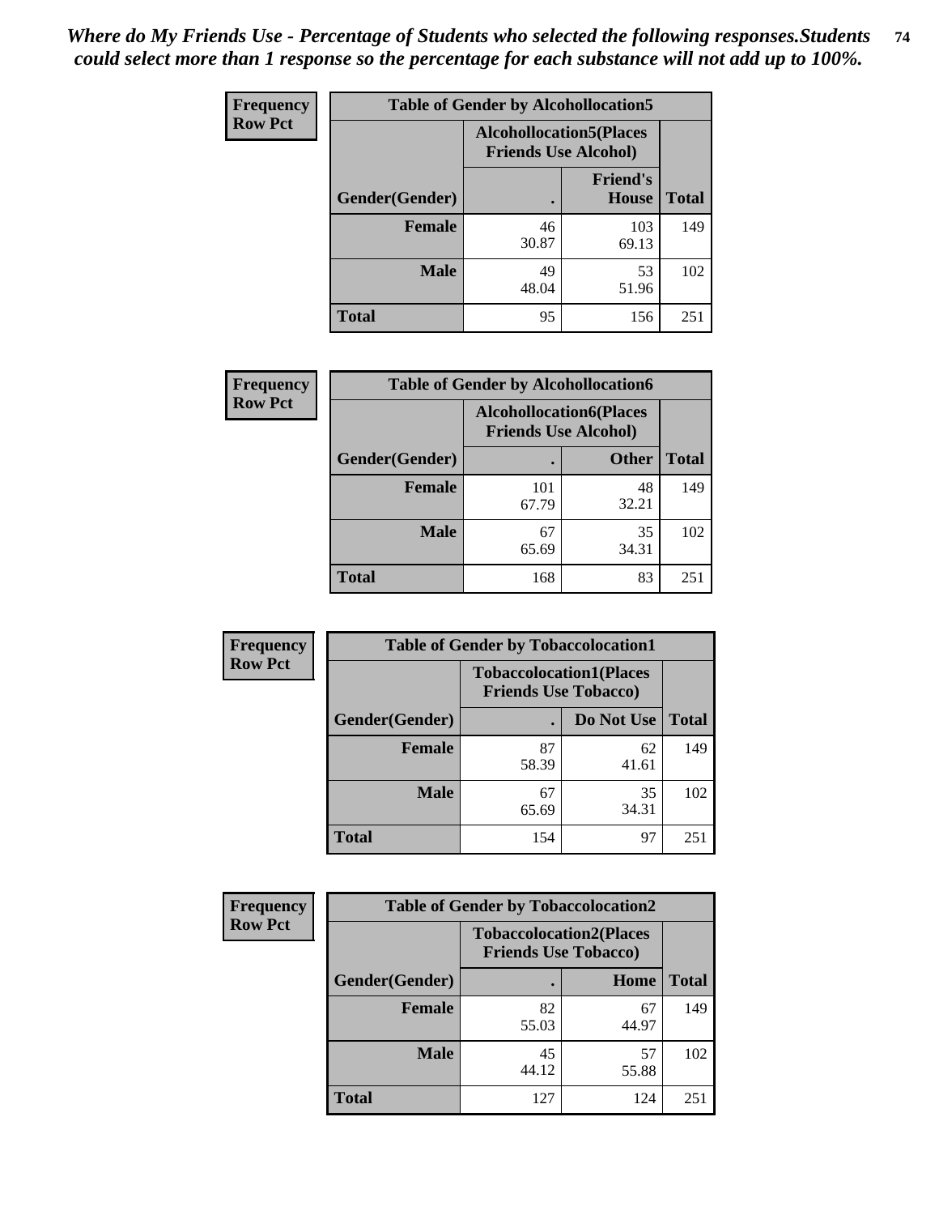*Where do My Friends Use - Percentage of Students who selected the following responses.Students could select more than 1 response so the percentage for each substance will not add up to 100%.*

**Frequency**
**Row Pct**

| Table of Gender by Alcohollocation5 | | | |
|---|---|---|---|
| | Alcohollocation5(Places Friends Use Alcohol) | | |
| Gender(Gender) | . | Friend's House | Total |
| **Female** | 46<br>30.87 | 103<br>69.13 | 149 |
| **Male** | 49<br>48.04 | 53<br>51.96 | 102 |
| **Total** | 95 | 156 | 251 |

**Frequency**
**Row Pct**

| Table of Gender by Alcohollocation6 | | | |
|---|---|---|---|
| | Alcohollocation6(Places Friends Use Alcohol) | | |
| Gender(Gender) | . | Other | Total |
| **Female** | 101<br>67.79 | 48<br>32.21 | 149 |
| **Male** | 67<br>65.69 | 35<br>34.31 | 102 |
| **Total** | 168 | 83 | 251 |

**Frequency**
**Row Pct**

| Table of Gender by Tobaccolocation1 | | | |
|---|---|---|---|
| | Tobaccolocation1(Places Friends Use Tobacco) | | |
| Gender(Gender) | . | Do Not Use | Total |
| **Female** | 87<br>58.39 | 62<br>41.61 | 149 |
| **Male** | 67<br>65.69 | 35<br>34.31 | 102 |
| **Total** | 154 | 97 | 251 |

**Frequency**
**Row Pct**

| Table of Gender by Tobaccolocation2 | | | |
|---|---|---|---|
| | Tobaccolocation2(Places Friends Use Tobacco) | | |
| Gender(Gender) | . | Home | Total |
| **Female** | 82<br>55.03 | 67<br>44.97 | 149 |
| **Male** | 45<br>44.12 | 57<br>55.88 | 102 |
| **Total** | 127 | 124 | 251 |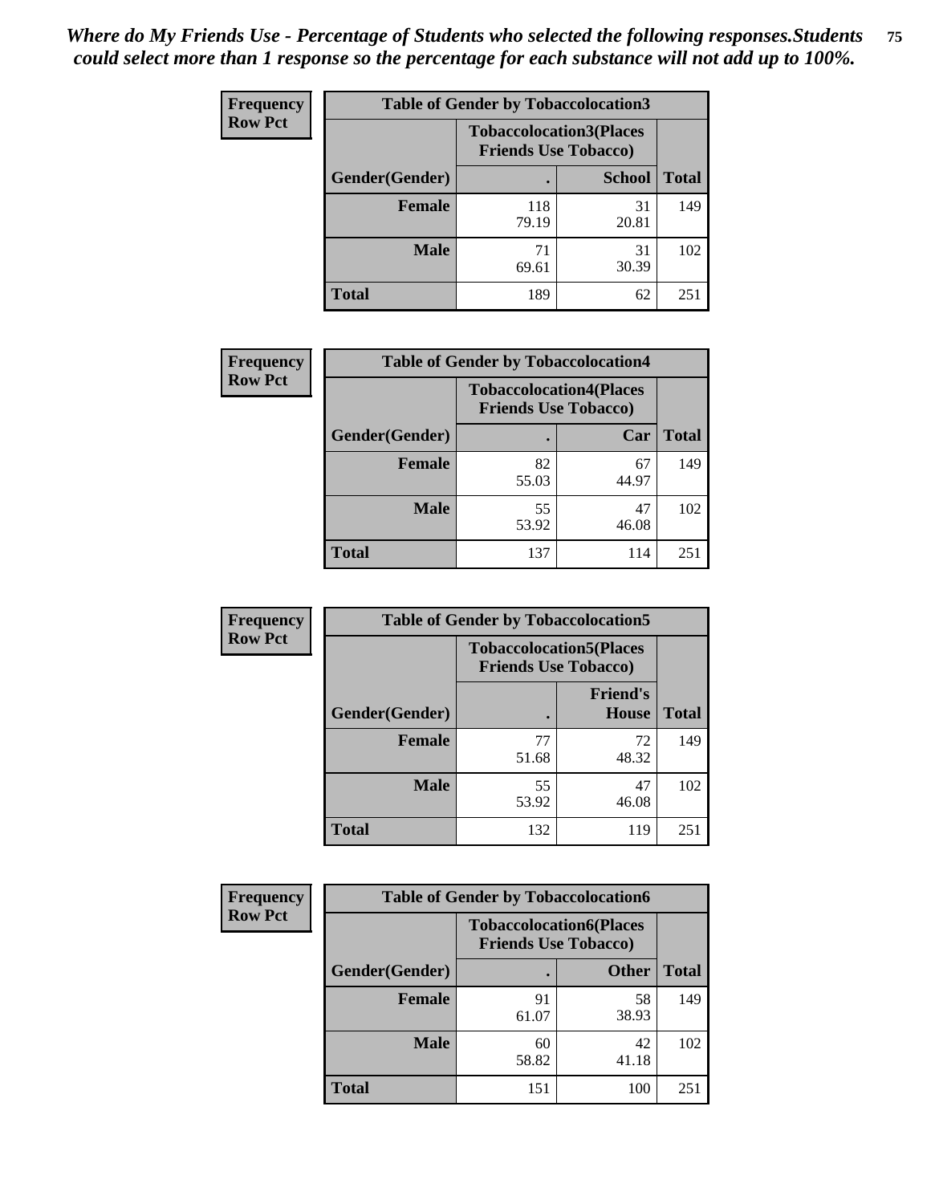*Where do My Friends Use - Percentage of Students who selected the following responses.Students could select more than 1 response so the percentage for each substance will not add up to 100%.*

**Frequency**
**Row Pct**

| Table of Gender by Tobaccolocation3 | | | |
|---|---|---|---|
| | Tobaccolocation3(Places Friends Use Tobacco) | | |
| Gender(Gender) | . | School | Total |
| Female | 118<br>79.19 | 31<br>20.81 | 149 |
| Male | 71<br>69.61 | 31<br>30.39 | 102 |
| Total | 189 | 62 | 251 |

**Frequency**
**Row Pct**

| Table of Gender by Tobaccolocation4 | | | |
|---|---|---|---|
| | Tobaccolocation4(Places Friends Use Tobacco) | | |
| Gender(Gender) | . | Car | Total |
| Female | 82<br>55.03 | 67<br>44.97 | 149 |
| Male | 55<br>53.92 | 47<br>46.08 | 102 |
| Total | 137 | 114 | 251 |

**Frequency**
**Row Pct**

| Table of Gender by Tobaccolocation5 | | | |
|---|---|---|---|
| | Tobaccolocation5(Places Friends Use Tobacco) | | |
| Gender(Gender) | . | Friend's House | Total |
| Female | 77<br>51.68 | 72<br>48.32 | 149 |
| Male | 55<br>53.92 | 47<br>46.08 | 102 |
| Total | 132 | 119 | 251 |

**Frequency**
**Row Pct**

| Table of Gender by Tobaccolocation6 | | | |
|---|---|---|---|
| | Tobaccolocation6(Places Friends Use Tobacco) | | |
| Gender(Gender) | . | Other | Total |
| Female | 91<br>61.07 | 58<br>38.93 | 149 |
| Male | 60<br>58.82 | 42<br>41.18 | 102 |
| Total | 151 | 100 | 251 |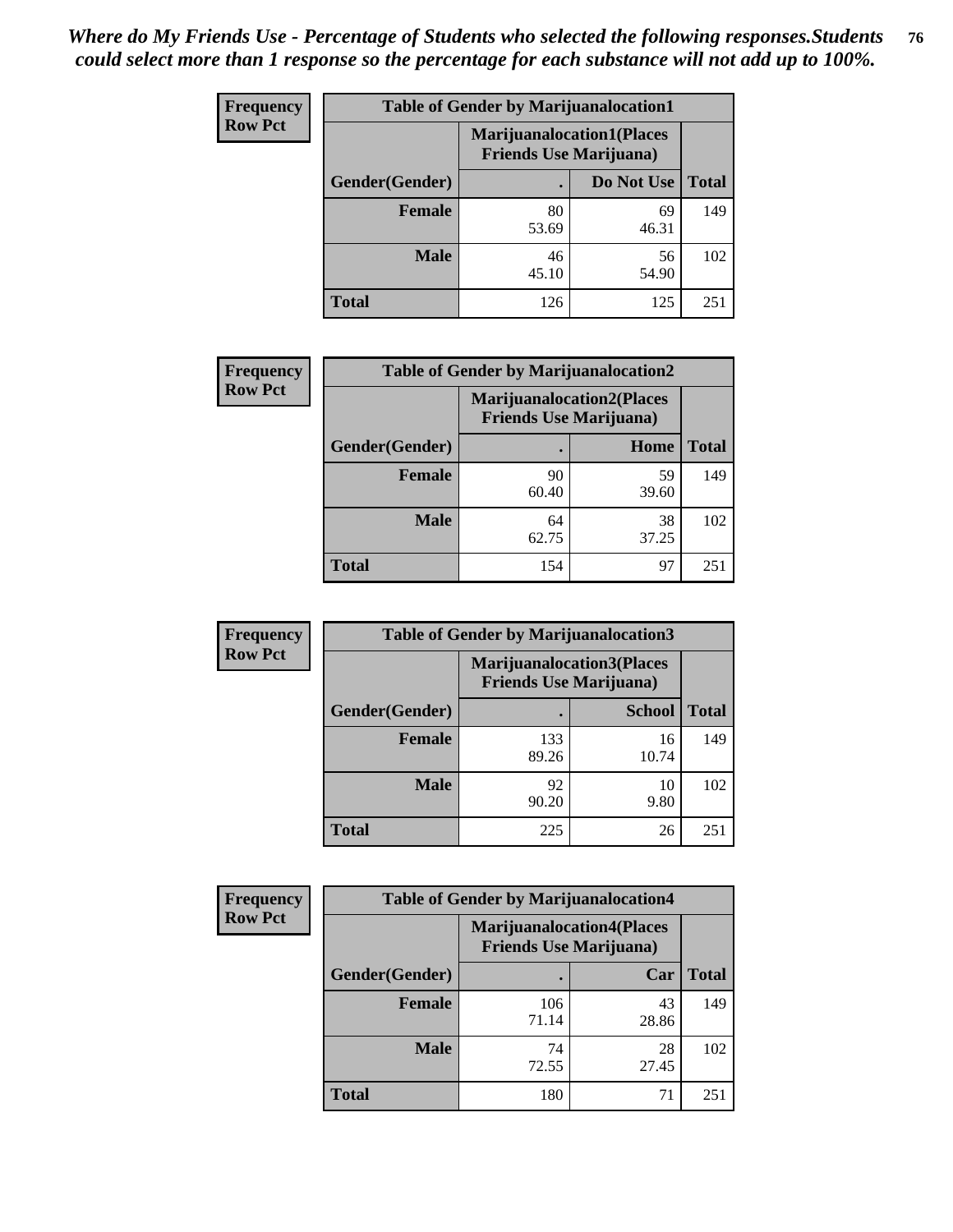*Where do My Friends Use - Percentage of Students who selected the following responses.Students could select more than 1 response so the percentage for each substance will not add up to 100%.*

**Frequency**
**Row Pct**

| Table of Gender by Marijuanalocation1 | | | |
|---|---|---|---|
| | Marijuanalocation1(Places Friends Use Marijuana) | | |
| Gender(Gender) | . | Do Not Use | Total |
| **Female** | 80<br>53.69 | 69<br>46.31 | 149 |
| **Male** | 46<br>45.10 | 56<br>54.90 | 102 |
| **Total** | 126 | 125 | 251 |

**Frequency**
**Row Pct**

| Table of Gender by Marijuanalocation2 | | | |
|---|---|---|---|
| | Marijuanalocation2(Places Friends Use Marijuana) | | |
| Gender(Gender) | . | Home | Total |
| **Female** | 90<br>60.40 | 59<br>39.60 | 149 |
| **Male** | 64<br>62.75 | 38<br>37.25 | 102 |
| **Total** | 154 | 97 | 251 |

**Frequency**
**Row Pct**

| Table of Gender by Marijuanalocation3 | | | |
|---|---|---|---|
| | Marijuanalocation3(Places Friends Use Marijuana) | | |
| Gender(Gender) | . | School | Total |
| **Female** | 133<br>89.26 | 16<br>10.74 | 149 |
| **Male** | 92<br>90.20 | 10<br>9.80 | 102 |
| **Total** | 225 | 26 | 251 |

**Frequency**
**Row Pct**

| Table of Gender by Marijuanalocation4 | | | |
|---|---|---|---|
| | Marijuanalocation4(Places Friends Use Marijuana) | | |
| Gender(Gender) | . | Car | Total |
| **Female** | 106<br>71.14 | 43<br>28.86 | 149 |
| **Male** | 74<br>72.55 | 28<br>27.45 | 102 |
| **Total** | 180 | 71 | 251 |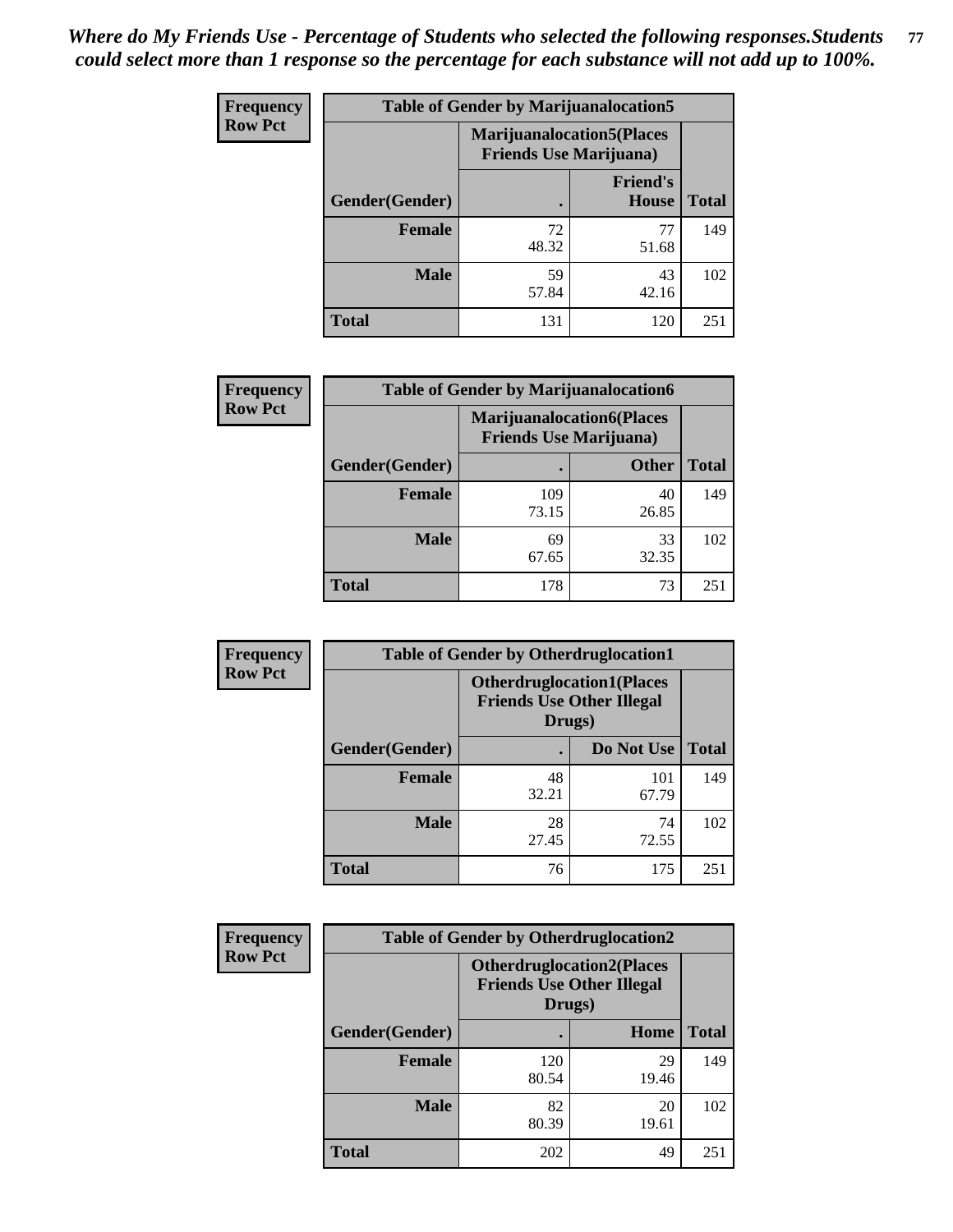***Where do My Friends Use - Percentage of Students who selected the following responses.Students could select more than 1 response so the percentage for each substance will not add up to 100%.***

**Frequency**
**Row Pct**

| Table of Gender by Marijuanalocation5 | | | |
|---|---|---|---|
| | Marijuanalocation5(Places Friends Use Marijuana) | | |
| Gender(Gender) | . | Friend's House | Total |
| **Female** | 72<br>48.32 | 77<br>51.68 | 149 |
| **Male** | 59<br>57.84 | 43<br>42.16 | 102 |
| **Total** | 131 | 120 | 251 |

**Frequency**
**Row Pct**

| Table of Gender by Marijuanalocation6 | | | |
|---|---|---|---|
| | Marijuanalocation6(Places Friends Use Marijuana) | | |
| Gender(Gender) | . | Other | Total |
| **Female** | 109<br>73.15 | 40<br>26.85 | 149 |
| **Male** | 69<br>67.65 | 33<br>32.35 | 102 |
| **Total** | 178 | 73 | 251 |

**Frequency**
**Row Pct**

| Table of Gender by Otherdruglocation1 | | | |
|---|---|---|---|
| | Otherdruglocation1(Places Friends Use Other Illegal Drugs) | | |
| Gender(Gender) | . | Do Not Use | Total |
| **Female** | 48<br>32.21 | 101<br>67.79 | 149 |
| **Male** | 28<br>27.45 | 74<br>72.55 | 102 |
| **Total** | 76 | 175 | 251 |

**Frequency**
**Row Pct**

| Table of Gender by Otherdruglocation2 | | | |
|---|---|---|---|
| | Otherdruglocation2(Places Friends Use Other Illegal Drugs) | | |
| Gender(Gender) | . | Home | Total |
| **Female** | 120<br>80.54 | 29<br>19.46 | 149 |
| **Male** | 82<br>80.39 | 20<br>19.61 | 102 |
| **Total** | 202 | 49 | 251 |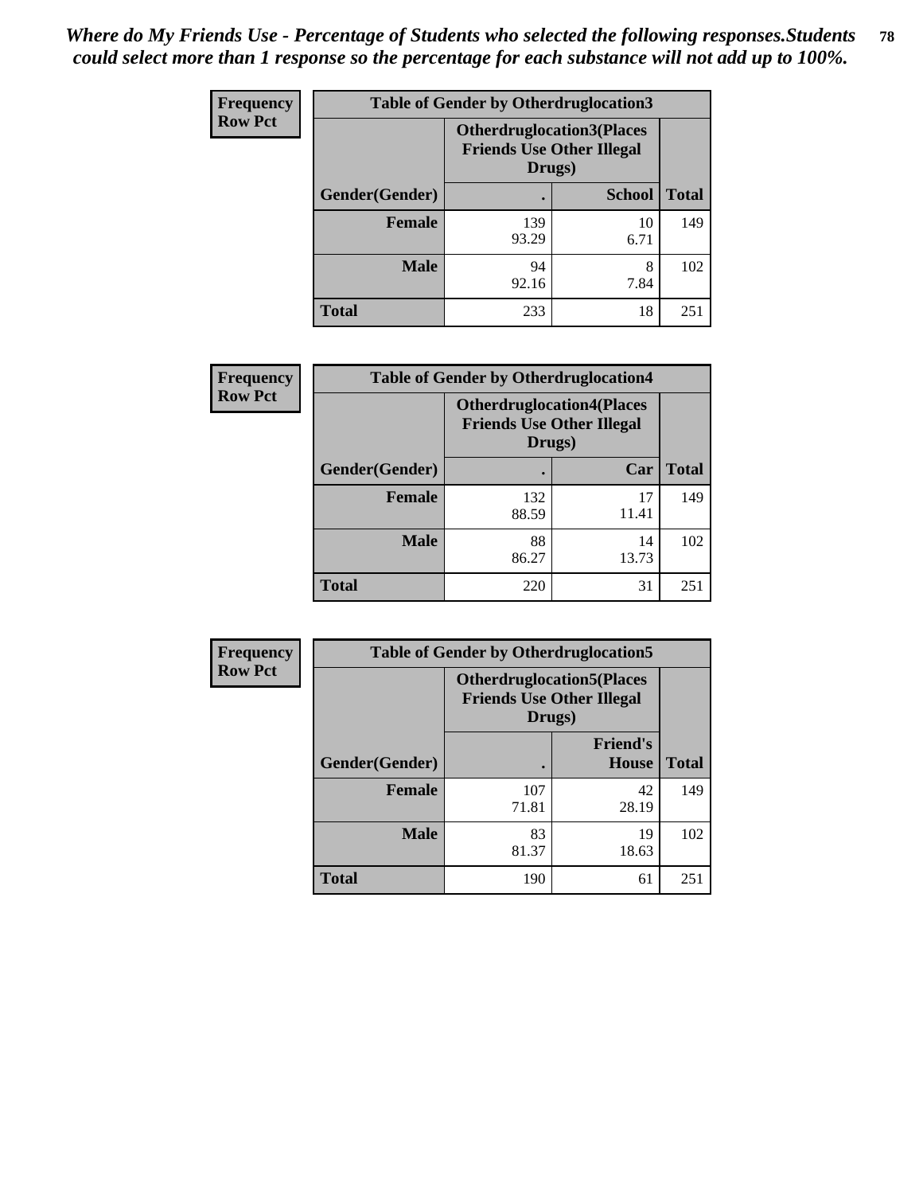*Where do My Friends Use - Percentage of Students who selected the following responses.Students could select more than 1 response so the percentage for each substance will not add up to 100%.*

**Frequency**
**Row Pct**

| Table of Gender by Otherdruglocation3 | | | |
|---|---|---|---|
| | **Otherdruglocation3(Places Friends Use Other Illegal Drugs)** | | |
| **Gender(Gender)** | **.** | **School** | **Total** |
| **Female** | 139<br>93.29 | 10<br>6.71 | 149 |
| **Male** | 94<br>92.16 | 8<br>7.84 | 102 |
| **Total** | 233 | 18 | 251 |

**Frequency**
**Row Pct**

| Table of Gender by Otherdruglocation4 | | | |
|---|---|---|---|
| | **Otherdruglocation4(Places Friends Use Other Illegal Drugs)** | | |
| **Gender(Gender)** | **.** | **Car** | **Total** |
| **Female** | 132<br>88.59 | 17<br>11.41 | 149 |
| **Male** | 88<br>86.27 | 14<br>13.73 | 102 |
| **Total** | 220 | 31 | 251 |

**Frequency**
**Row Pct**

| Table of Gender by Otherdruglocation5 | | | |
|---|---|---|---|
| | **Otherdruglocation5(Places Friends Use Other Illegal Drugs)** | | |
| **Gender(Gender)** | **.** | **Friend's House** | **Total** |
| **Female** | 107<br>71.81 | 42<br>28.19 | 149 |
| **Male** | 83<br>81.37 | 19<br>18.63 | 102 |
| **Total** | 190 | 61 | 251 |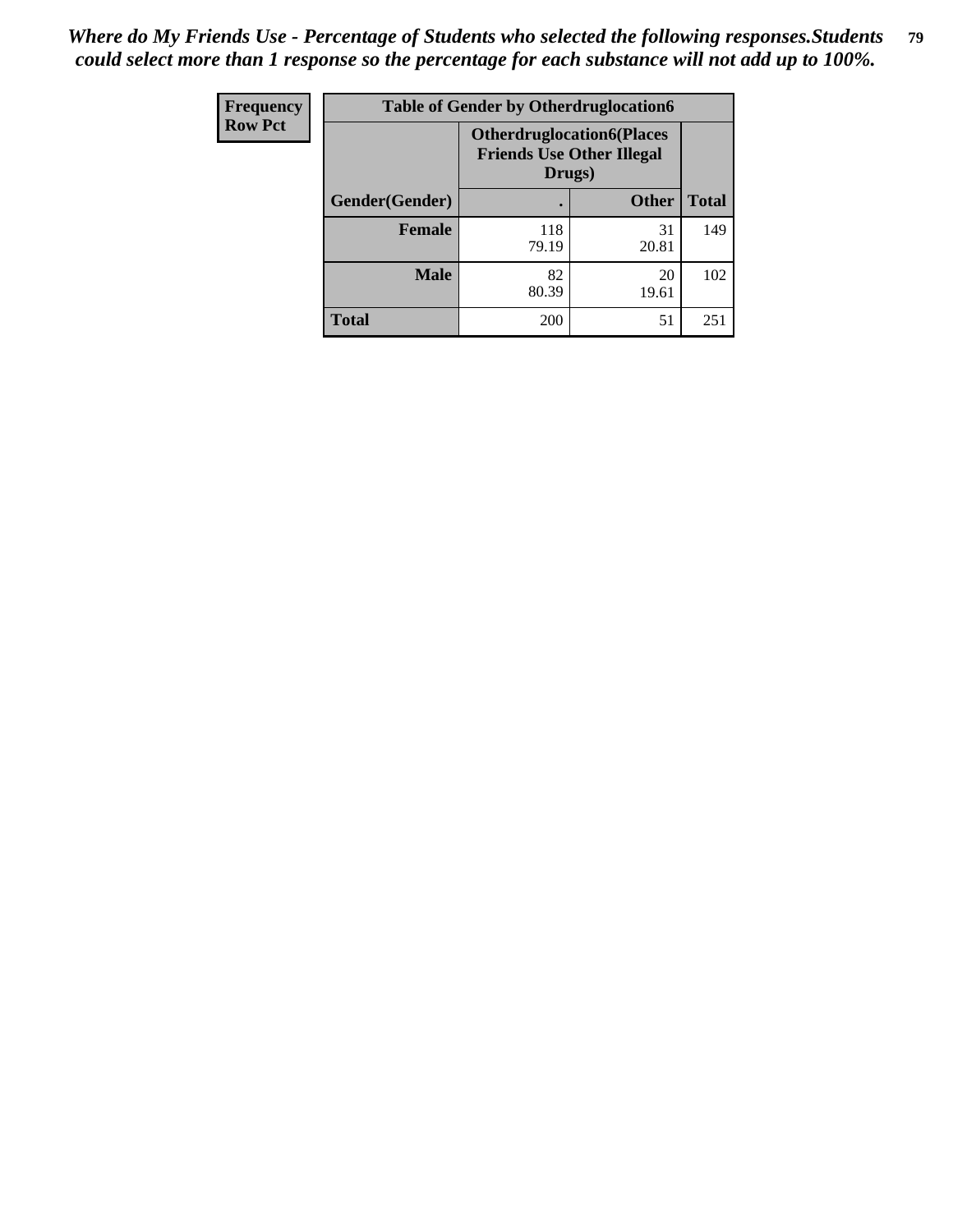*Where do My Friends Use - Percentage of Students who selected the following responses.Students could select more than 1 response so the percentage for each substance will not add up to 100%.*

| Frequency<br>Row Pct | Table of Gender by Otherdruglocation6 | | |
|---|---|---|---|
| | Otherdruglocation6(Places Friends Use Other Illegal Drugs) | | |
| Gender(Gender) | . | Other | Total |
| Female | 118<br>79.19 | 31<br>20.81 | 149 |
| Male | 82<br>80.39 | 20<br>19.61 | 102 |
| Total | 200 | 51 | 251 |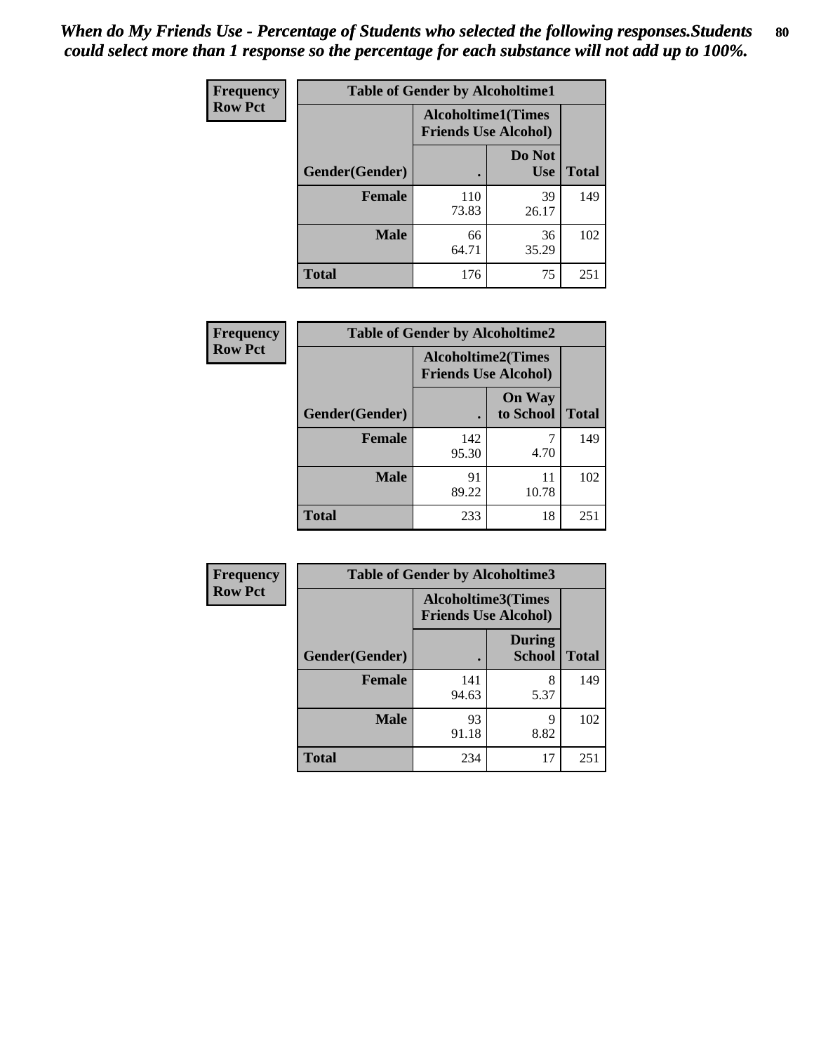*When do My Friends Use - Percentage of Students who selected the following responses.Students could select more than 1 response so the percentage for each substance will not add up to 100%.*

**Frequency**
**Row Pct**

| Table of Gender by Alcoholtime1 | | | |
|---|---|---|---|
| | Alcoholtime1(Times Friends Use Alcohol) | | |
| Gender(Gender) | . | Do Not Use | Total |
| **Female** | 110<br>73.83 | 39<br>26.17 | 149 |
| **Male** | 66<br>64.71 | 36<br>35.29 | 102 |
| **Total** | 176 | 75 | 251 |

**Frequency**
**Row Pct**

| Table of Gender by Alcoholtime2 | | | |
|---|---|---|---|
| | Alcoholtime2(Times Friends Use Alcohol) | | |
| Gender(Gender) | . | On Way to School | Total |
| **Female** | 142<br>95.30 | 7<br>4.70 | 149 |
| **Male** | 91<br>89.22 | 11<br>10.78 | 102 |
| **Total** | 233 | 18 | 251 |

**Frequency**
**Row Pct**

| Table of Gender by Alcoholtime3 | | | |
|---|---|---|---|
| | Alcoholtime3(Times Friends Use Alcohol) | | |
| Gender(Gender) | . | During School | Total |
| **Female** | 141<br>94.63 | 8<br>5.37 | 149 |
| **Male** | 93<br>91.18 | 9<br>8.82 | 102 |
| **Total** | 234 | 17 | 251 |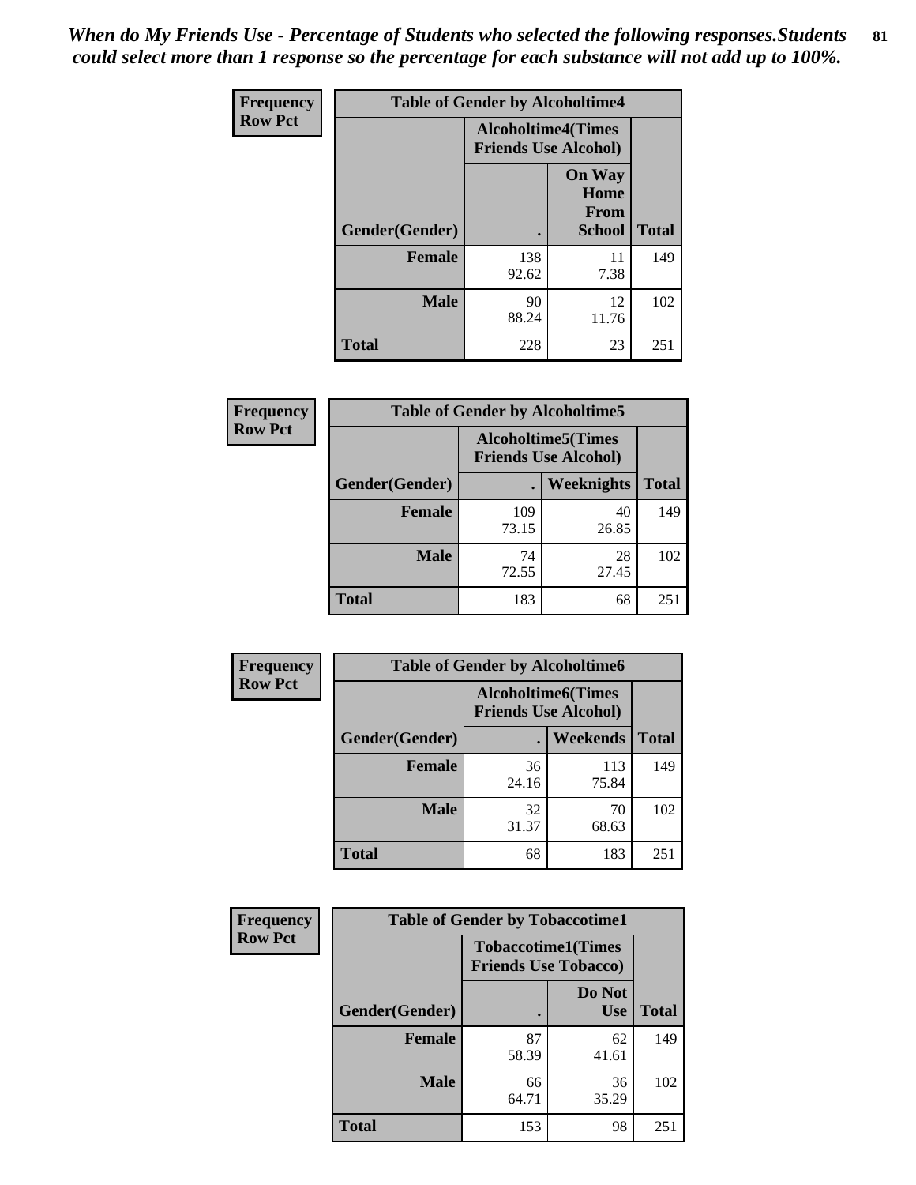*When do My Friends Use - Percentage of Students who selected the following responses.Students could select more than 1 response so the percentage for each substance will not add up to 100%.*

**Frequency**
**Row Pct**

| Table of Gender by Alcoholtime4 | | | |
|---|---|---|---|
| | Alcoholtime4(Times Friends Use Alcohol) | | |
| Gender(Gender) | . | On Way Home From School | Total |
| **Female** | 138<br>92.62 | 11<br>7.38 | 149 |
| **Male** | 90<br>88.24 | 12<br>11.76 | 102 |
| **Total** | 228 | 23 | 251 |

**Frequency**
**Row Pct**

| Table of Gender by Alcoholtime5 | | | |
|---|---|---|---|
| | Alcoholtime5(Times Friends Use Alcohol) | | |
| Gender(Gender) | . | Weeknights | Total |
| **Female** | 109<br>73.15 | 40<br>26.85 | 149 |
| **Male** | 74<br>72.55 | 28<br>27.45 | 102 |
| **Total** | 183 | 68 | 251 |

**Frequency**
**Row Pct**

| Table of Gender by Alcoholtime6 | | | |
|---|---|---|---|
| | Alcoholtime6(Times Friends Use Alcohol) | | |
| Gender(Gender) | . | Weekends | Total |
| **Female** | 36<br>24.16 | 113<br>75.84 | 149 |
| **Male** | 32<br>31.37 | 70<br>68.63 | 102 |
| **Total** | 68 | 183 | 251 |

**Frequency**
**Row Pct**

| Table of Gender by Tobaccotime1 | | | |
|---|---|---|---|
| | Tobaccotime1(Times Friends Use Tobacco) | | |
| Gender(Gender) | . | Do Not Use | Total |
| **Female** | 87<br>58.39 | 62<br>41.61 | 149 |
| **Male** | 66<br>64.71 | 36<br>35.29 | 102 |
| **Total** | 153 | 98 | 251 |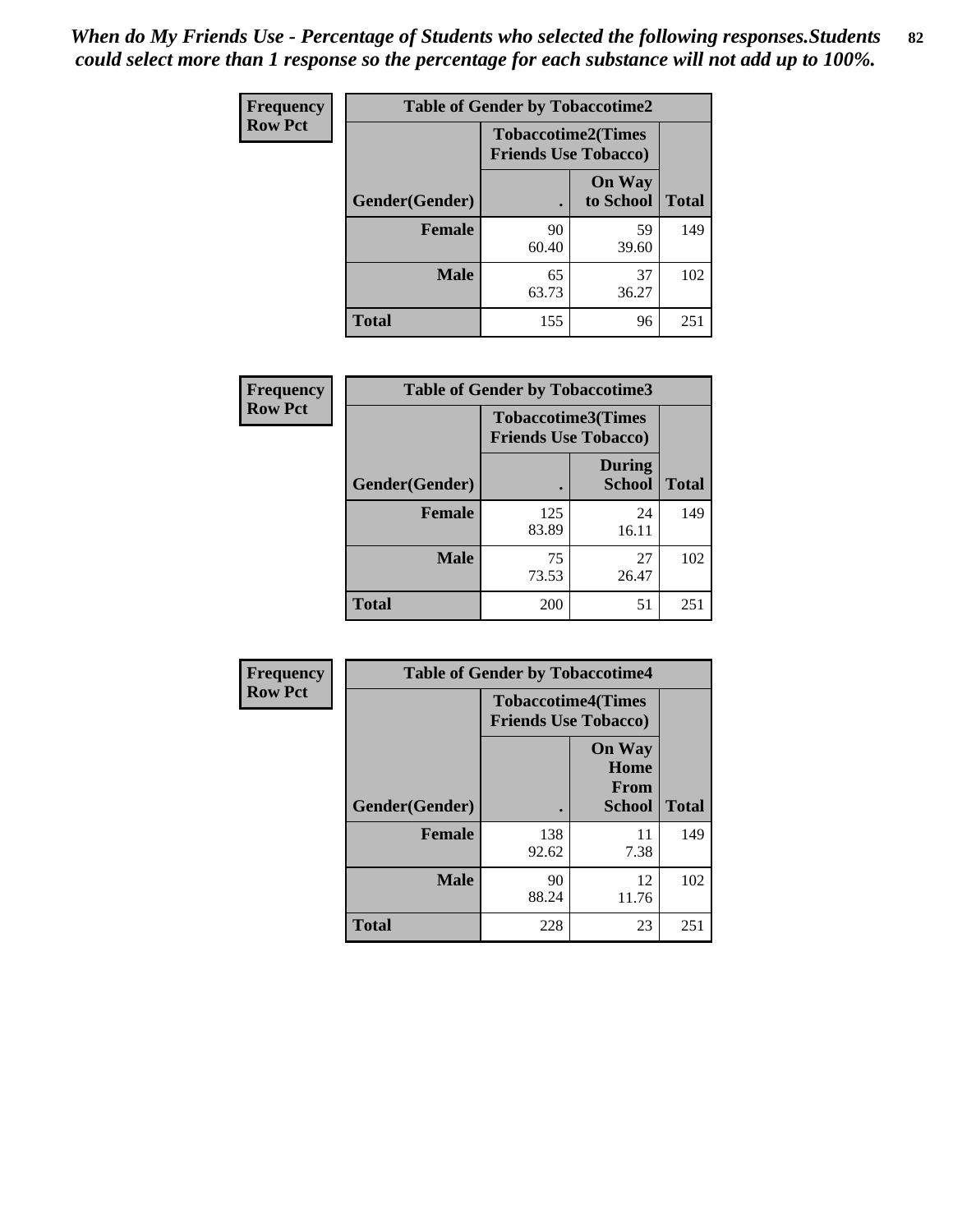*When do My Friends Use - Percentage of Students who selected the following responses.Students could select more than 1 response so the percentage for each substance will not add up to 100%.*

**Frequency**
**Row Pct**

| Table of Gender by Tobaccotime2 | | | |
|---|---|---|---|
| | Tobaccotime2(Times Friends Use Tobacco) | | |
| Gender(Gender) | . | On Way to School | Total |
| **Female** | 90<br>60.40 | 59<br>39.60 | 149 |
| **Male** | 65<br>63.73 | 37<br>36.27 | 102 |
| **Total** | 155 | 96 | 251 |

**Frequency**
**Row Pct**

| Table of Gender by Tobaccotime3 | | | |
|---|---|---|---|
| | Tobaccotime3(Times Friends Use Tobacco) | | |
| Gender(Gender) | . | During School | Total |
| **Female** | 125<br>83.89 | 24<br>16.11 | 149 |
| **Male** | 75<br>73.53 | 27<br>26.47 | 102 |
| **Total** | 200 | 51 | 251 |

**Frequency**
**Row Pct**

| Table of Gender by Tobaccotime4 | | | |
|---|---|---|---|
| | Tobaccotime4(Times Friends Use Tobacco) | | |
| Gender(Gender) | . | On Way Home From School | Total |
| **Female** | 138<br>92.62 | 11<br>7.38 | 149 |
| **Male** | 90<br>88.24 | 12<br>11.76 | 102 |
| **Total** | 228 | 23 | 251 |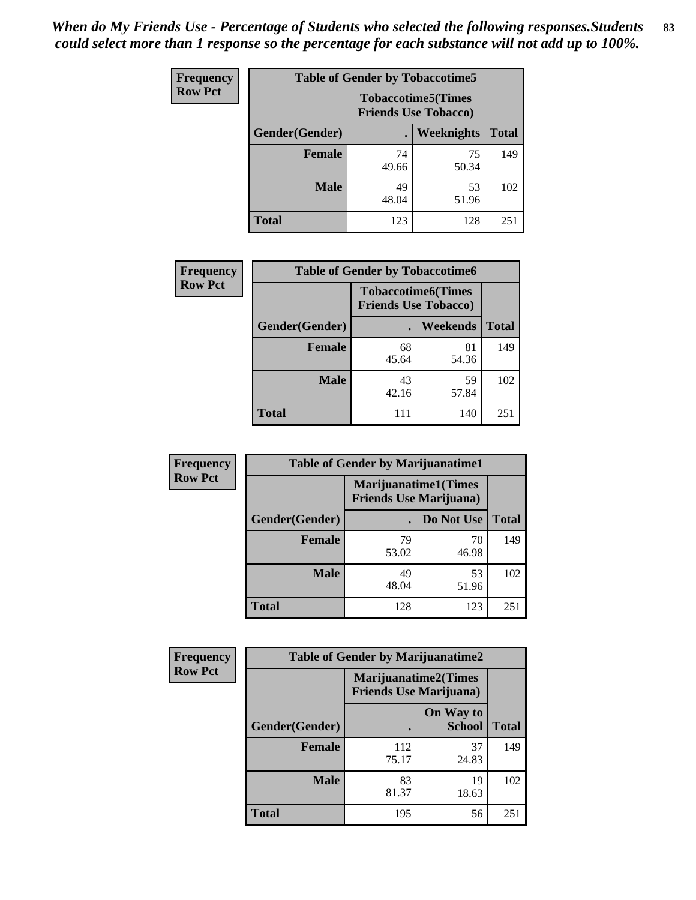*When do My Friends Use - Percentage of Students who selected the following responses.Students could select more than 1 response so the percentage for each substance will not add up to 100%.*

**Frequency**
**Row Pct**

| Table of Gender by Tobaccotime5 | | | |
|---|---|---|---|
| | Tobaccotime5(Times Friends Use Tobacco) | | |
| Gender(Gender) | . | Weeknights | Total |
| Female | 74<br>49.66 | 75<br>50.34 | 149 |
| Male | 49<br>48.04 | 53<br>51.96 | 102 |
| Total | 123 | 128 | 251 |

**Frequency**
**Row Pct**

| Table of Gender by Tobaccotime6 | | | |
|---|---|---|---|
| | Tobaccotime6(Times Friends Use Tobacco) | | |
| Gender(Gender) | . | Weekends | Total |
| Female | 68<br>45.64 | 81<br>54.36 | 149 |
| Male | 43<br>42.16 | 59<br>57.84 | 102 |
| Total | 111 | 140 | 251 |

**Frequency**
**Row Pct**

| Table of Gender by Marijuanatime1 | | | |
|---|---|---|---|
| | Marijuanatime1(Times Friends Use Marijuana) | | |
| Gender(Gender) | . | Do Not Use | Total |
| Female | 79<br>53.02 | 70<br>46.98 | 149 |
| Male | 49<br>48.04 | 53<br>51.96 | 102 |
| Total | 128 | 123 | 251 |

**Frequency**
**Row Pct**

| Table of Gender by Marijuanatime2 | | | |
|---|---|---|---|
| | Marijuanatime2(Times Friends Use Marijuana) | | |
| Gender(Gender) | . | On Way to School | Total |
| Female | 112<br>75.17 | 37<br>24.83 | 149 |
| Male | 83<br>81.37 | 19<br>18.63 | 102 |
| Total | 195 | 56 | 251 |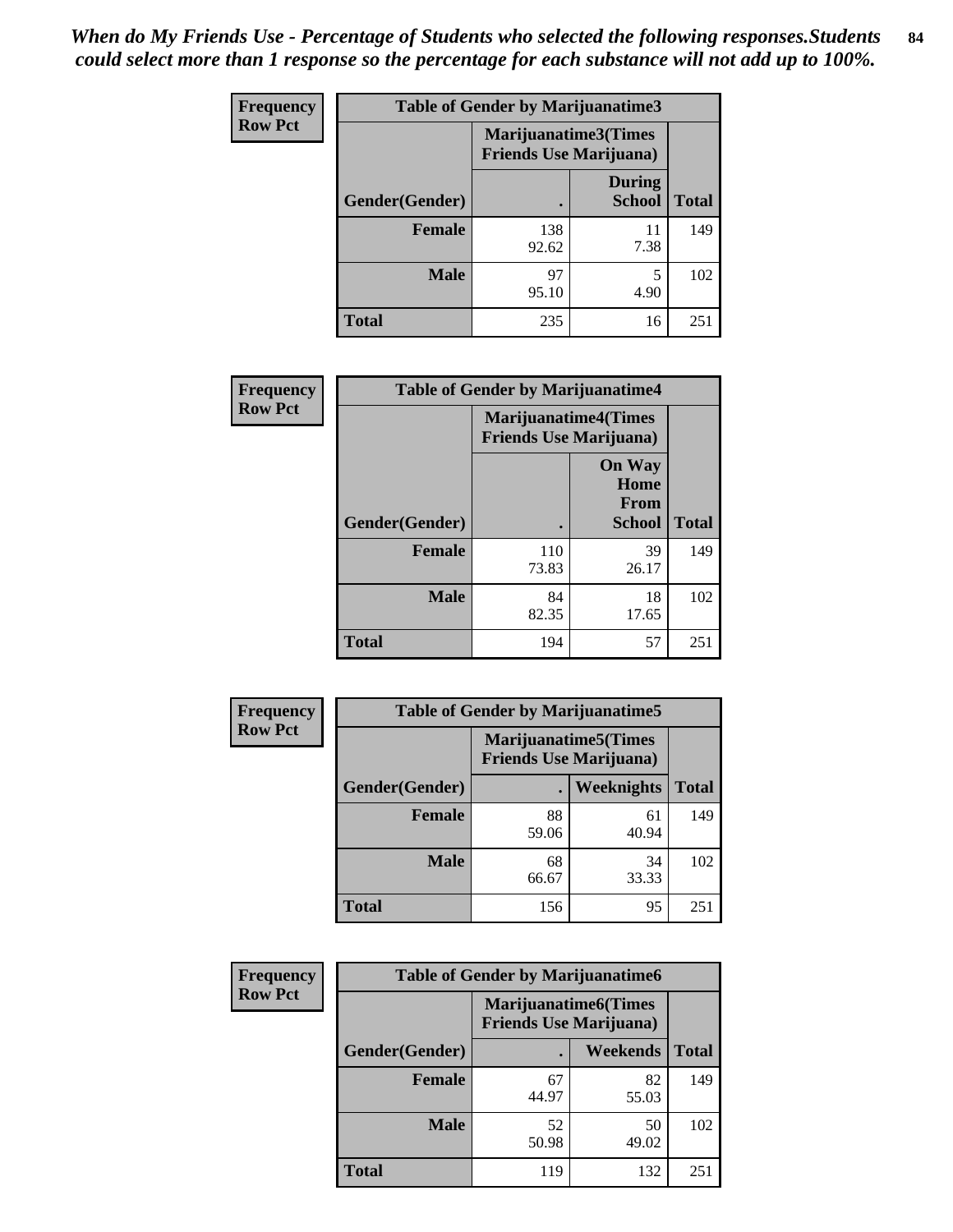*When do My Friends Use - Percentage of Students who selected the following responses.Students could select more than 1 response so the percentage for each substance will not add up to 100%.*

**Frequency Row Pct**

| Table of Gender by Marijuanatime3 | | | |
|---|---|---|---|
| | Marijuanatime3(Times Friends Use Marijuana) | | |
| Gender(Gender) | . | During School | Total |
| **Female** | 138<br>92.62 | 11<br>7.38 | 149 |
| **Male** | 97<br>95.10 | 5<br>4.90 | 102 |
| **Total** | 235 | 16 | 251 |

**Frequency Row Pct**

| Table of Gender by Marijuanatime4 | | | |
|---|---|---|---|
| | Marijuanatime4(Times Friends Use Marijuana) | | |
| Gender(Gender) | . | On Way Home From School | Total |
| **Female** | 110<br>73.83 | 39<br>26.17 | 149 |
| **Male** | 84<br>82.35 | 18<br>17.65 | 102 |
| **Total** | 194 | 57 | 251 |

**Frequency Row Pct**

| Table of Gender by Marijuanatime5 | | | |
|---|---|---|---|
| | Marijuanatime5(Times Friends Use Marijuana) | | |
| Gender(Gender) | . | Weeknights | Total |
| **Female** | 88<br>59.06 | 61<br>40.94 | 149 |
| **Male** | 68<br>66.67 | 34<br>33.33 | 102 |
| **Total** | 156 | 95 | 251 |

**Frequency Row Pct**

| Table of Gender by Marijuanatime6 | | | |
|---|---|---|---|
| | Marijuanatime6(Times Friends Use Marijuana) | | |
| Gender(Gender) | . | Weekends | Total |
| **Female** | 67<br>44.97 | 82<br>55.03 | 149 |
| **Male** | 52<br>50.98 | 50<br>49.02 | 102 |
| **Total** | 119 | 132 | 251 |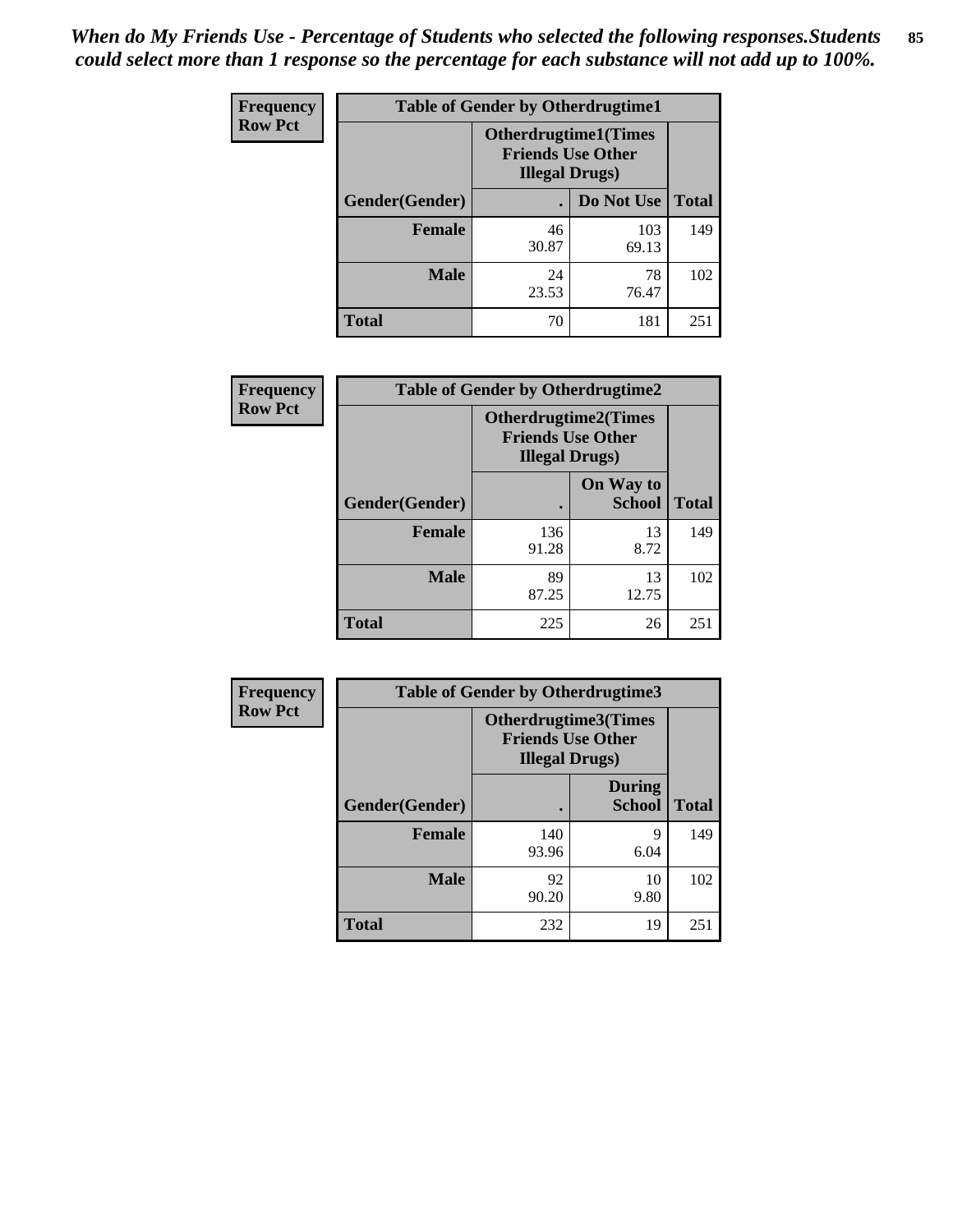*When do My Friends Use - Percentage of Students who selected the following responses.Students could select more than 1 response so the percentage for each substance will not add up to 100%.*

**Frequency**
**Row Pct**

| Table of Gender by Otherdrugtime1 | | | |
|---|---|---|---|
| | Otherdrugtime1(Times Friends Use Other Illegal Drugs) | | |
| Gender(Gender) | . | Do Not Use | Total |
| **Female** | 46<br>30.87 | 103<br>69.13 | 149 |
| **Male** | 24<br>23.53 | 78<br>76.47 | 102 |
| **Total** | 70 | 181 | 251 |

**Frequency**
**Row Pct**

| Table of Gender by Otherdrugtime2 | | | |
|---|---|---|---|
| | Otherdrugtime2(Times Friends Use Other Illegal Drugs) | | |
| Gender(Gender) | . | On Way to School | Total |
| **Female** | 136<br>91.28 | 13<br>8.72 | 149 |
| **Male** | 89<br>87.25 | 13<br>12.75 | 102 |
| **Total** | 225 | 26 | 251 |

**Frequency**
**Row Pct**

| Table of Gender by Otherdrugtime3 | | | |
|---|---|---|---|
| | Otherdrugtime3(Times Friends Use Other Illegal Drugs) | | |
| Gender(Gender) | . | During School | Total |
| **Female** | 140<br>93.96 | 9<br>6.04 | 149 |
| **Male** | 92<br>90.20 | 10<br>9.80 | 102 |
| **Total** | 232 | 19 | 251 |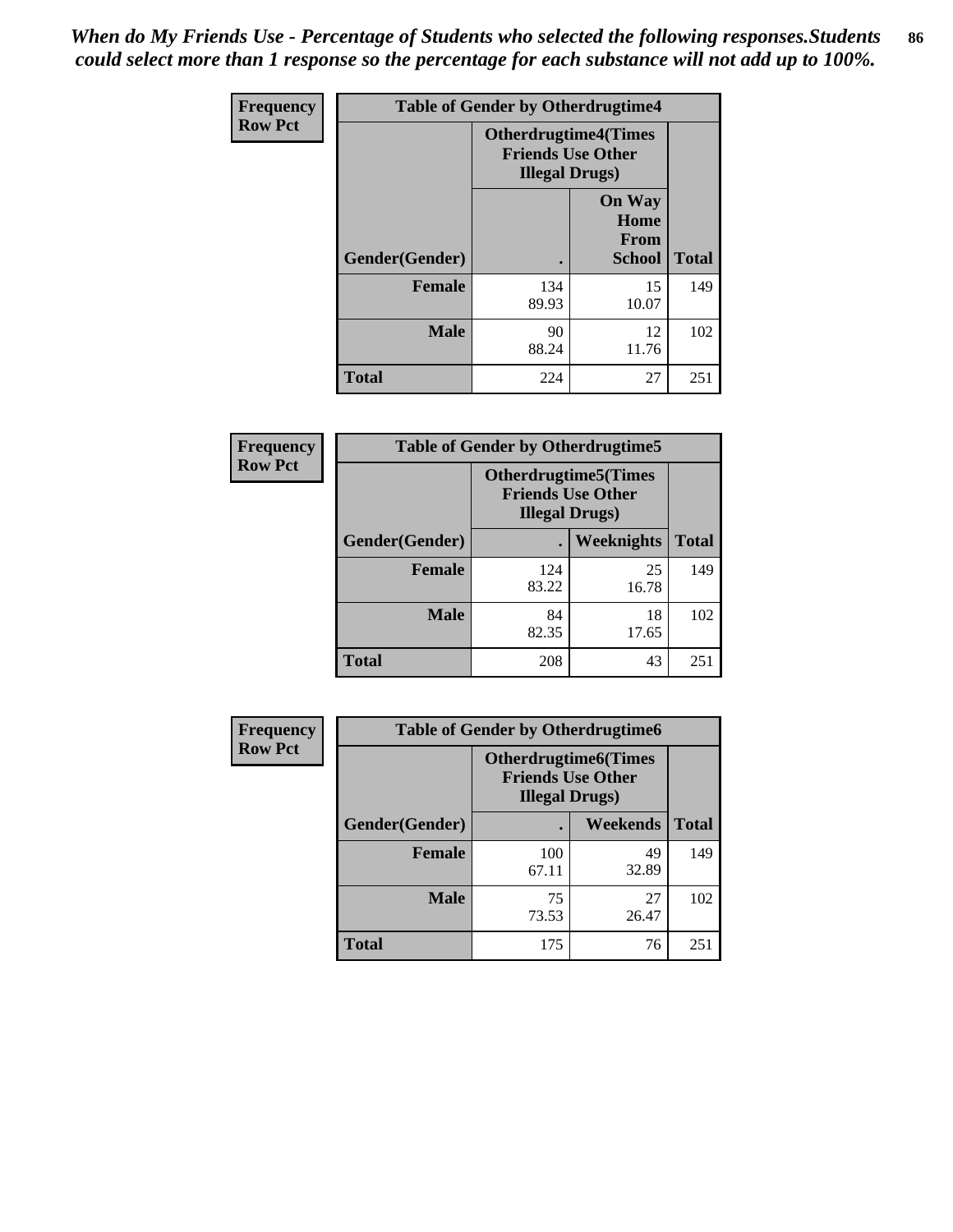*When do My Friends Use - Percentage of Students who selected the following responses.Students could select more than 1 response so the percentage for each substance will not add up to 100%.*

**Frequency**
**Row Pct**

| Table of Gender by Otherdrugtime4 | | | |
|---|---|---|---|
| | Otherdrugtime4(Times Friends Use Other Illegal Drugs) | | |
| Gender(Gender) | . | On Way Home From School | Total |
| Female | 134<br>89.93 | 15<br>10.07 | 149 |
| Male | 90<br>88.24 | 12<br>11.76 | 102 |
| Total | 224 | 27 | 251 |

**Frequency**
**Row Pct**

| Table of Gender by Otherdrugtime5 | | | |
|---|---|---|---|
| | Otherdrugtime5(Times Friends Use Other Illegal Drugs) | | |
| Gender(Gender) | . | Weeknights | Total |
| Female | 124<br>83.22 | 25<br>16.78 | 149 |
| Male | 84<br>82.35 | 18<br>17.65 | 102 |
| Total | 208 | 43 | 251 |

**Frequency**
**Row Pct**

| Table of Gender by Otherdrugtime6 | | | |
|---|---|---|---|
| | Otherdrugtime6(Times Friends Use Other Illegal Drugs) | | |
| Gender(Gender) | . | Weekends | Total |
| Female | 100<br>67.11 | 49<br>32.89 | 149 |
| Male | 75<br>73.53 | 27<br>26.47 | 102 |
| Total | 175 | 76 | 251 |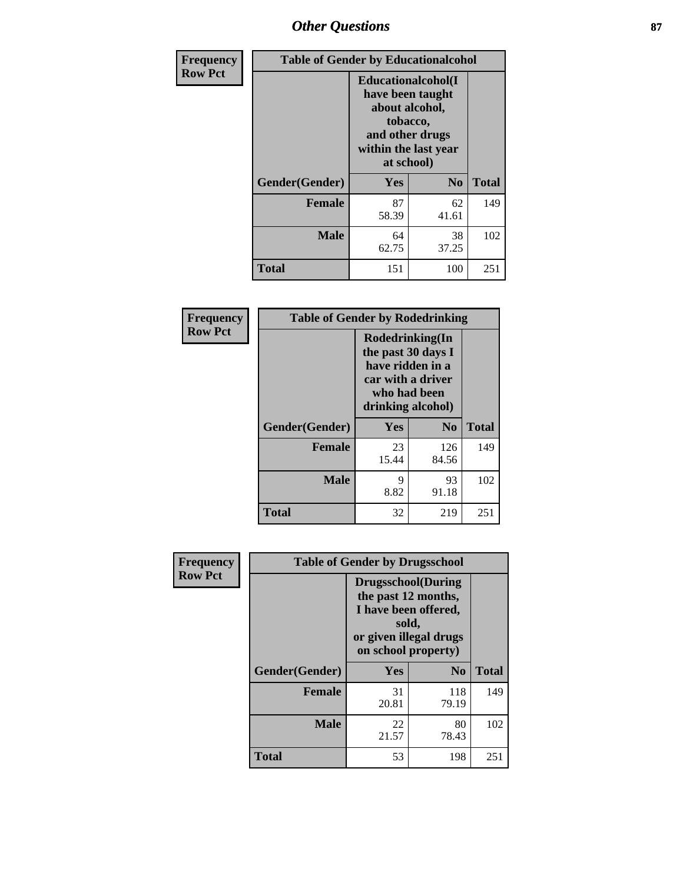# Other Questions

| Frequency Row Pct | Table of Gender by Educationalcohol | | |
|---|---|---|---|
| | Educationalcohol(I have been taught about alcohol, tobacco, and other drugs within the last year at school) | | |
| Gender(Gender) | Yes | No | Total |
| Female | 87<br>58.39 | 62<br>41.61 | 149 |
| Male | 64<br>62.75 | 38<br>37.25 | 102 |
| Total | 151 | 100 | 251 |

| Frequency Row Pct | Table of Gender by Rodedrinking | | |
|---|---|---|---|
| | Rodedrinking(In the past 30 days I have ridden in a car with a driver who had been drinking alcohol) | | |
| Gender(Gender) | Yes | No | Total |
| Female | 23<br>15.44 | 126<br>84.56 | 149 |
| Male | 9<br>8.82 | 93<br>91.18 | 102 |
| Total | 32 | 219 | 251 |

| Frequency Row Pct | Table of Gender by Drugsschool | | |
|---|---|---|---|
| | Drugsschool(During the past 12 months, I have been offered, sold, or given illegal drugs on school property) | | |
| Gender(Gender) | Yes | No | Total |
| Female | 31<br>20.81 | 118<br>79.19 | 149 |
| Male | 22<br>21.57 | 80<br>78.43 | 102 |
| Total | 53 | 198 | 251 |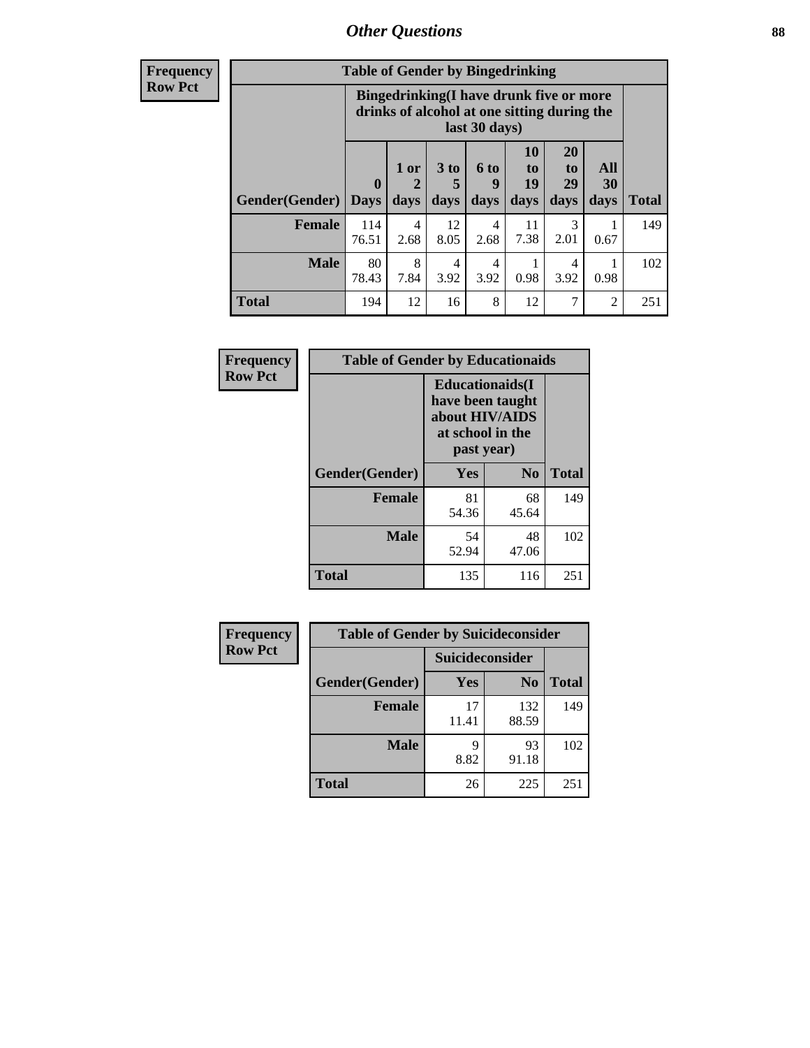## Other Questions

| Frequency Row Pct | Table of Gender by Bingedrinking | | | | | | | |
|---|---|---|---|---|---|---|---|---|
| | Bingedrinking(I have drunk five or more drinks of alcohol at one sitting during the last 30 days) | | | | | | | |
| Gender(Gender) | 0 Days | 1 or 2 days | 3 to 5 days | 6 to 9 days | 10 to 19 days | 20 to 29 days | All 30 days | Total |
| Female | 114<br>76.51 | 4<br>2.68 | 12<br>8.05 | 4<br>2.68 | 11<br>7.38 | 3<br>2.01 | 1<br>0.67 | 149 |
| Male | 80<br>78.43 | 8<br>7.84 | 4<br>3.92 | 4<br>3.92 | 1<br>0.98 | 4<br>3.92 | 1<br>0.98 | 102 |
| Total | 194 | 12 | 16 | 8 | 12 | 7 | 2 | 251 |

| Frequency Row Pct | Table of Gender by Educationaids | | |
|---|---|---|---|
| | Educationaids(I have been taught about HIV/AIDS at school in the past year) | | |
| Gender(Gender) | Yes | No | Total |
| Female | 81<br>54.36 | 68<br>45.64 | 149 |
| Male | 54<br>52.94 | 48<br>47.06 | 102 |
| Total | 135 | 116 | 251 |

| Frequency Row Pct | Table of Gender by Suicideconsider | | |
|---|---|---|---|
| | Suicideconsider | | |
| Gender(Gender) | Yes | No | Total |
| Female | 17<br>11.41 | 132<br>88.59 | 149 |
| Male | 9<br>8.82 | 93<br>91.18 | 102 |
| Total | 26 | 225 | 251 |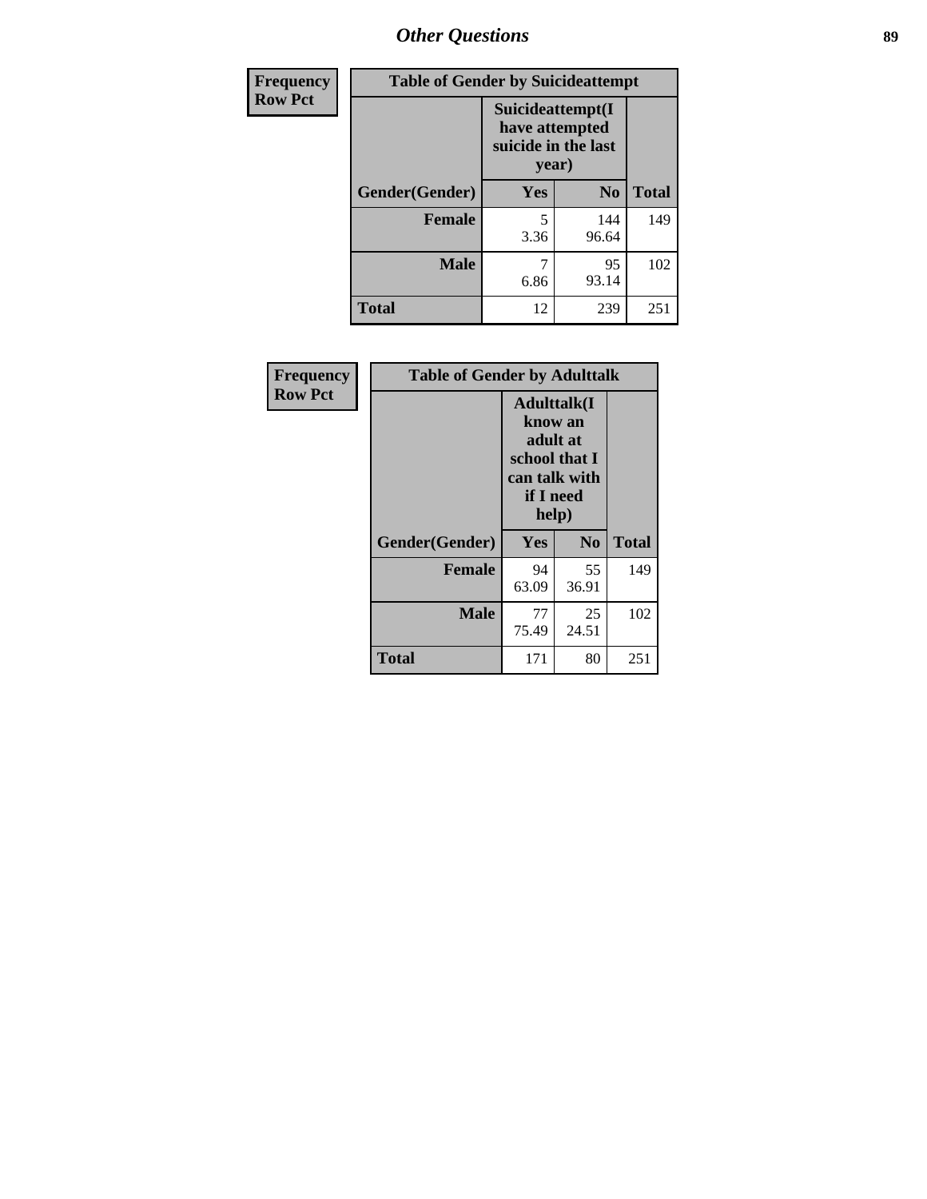| Frequency Row Pct | Table of Gender by Suicideattempt | | |
|---|---|---|---|
| | Suicideattempt(I have attempted suicide in the last year) | | |
| Gender(Gender) | Yes | No | Total |
| Female | 5<br>3.36 | 144<br>96.64 | 149 |
| Male | 7<br>6.86 | 95<br>93.14 | 102 |
| Total | 12 | 239 | 251 |

| Frequency Row Pct | Table of Gender by Adulttalk | | |
|---|---|---|---|
| | Adulttalk(I know an adult at school that I can talk with if I need help) | | |
| Gender(Gender) | Yes | No | Total |
| Female | 94<br>63.09 | 55<br>36.91 | 149 |
| Male | 77<br>75.49 | 25<br>24.51 | 102 |
| Total | 171 | 80 | 251 |